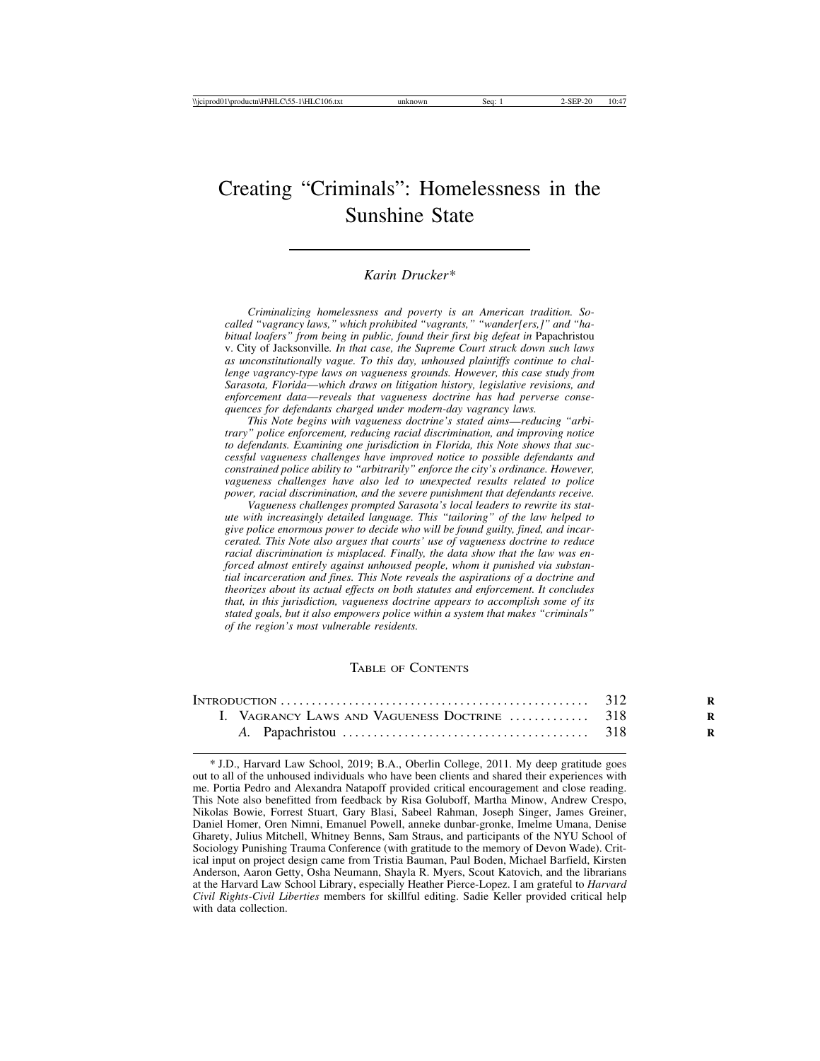# Creating "Criminals": Homelessness in the Sunshine State

*Karin Drucker\**

*Criminalizing homelessness and poverty is an American tradition. So-called "vagrancy laws," which prohibited "vagrants," "wander[ers,]" and "habitual loafers" from being in public, found their first big defeat in* Papachristou v. City of Jacksonville*. In that case, the Supreme Court struck down such laws as unconstitutionally vague. To this day, unhoused plaintiffs continue to challenge vagrancy-type laws on vagueness grounds. However, this case study from Sarasota, Florida—which draws on litigation history, legislative revisions, and enforcement data—reveals that vagueness doctrine has had perverse consequences for defendants charged under modern-day vagrancy laws.*

*This Note begins with vagueness doctrine's stated aims—reducing "arbitrary" police enforcement, reducing racial discrimination, and improving notice to defendants. Examining one jurisdiction in Florida, this Note shows that successful vagueness challenges have improved notice to possible defendants and constrained police ability to "arbitrarily" enforce the city's ordinance. However, vagueness challenges have also led to unexpected results related to police power, racial discrimination, and the severe punishment that defendants receive.*

*Vagueness challenges prompted Sarasota's local leaders to rewrite its statute with increasingly detailed language. This "tailoring" of the law helped to give police enormous power to decide who will be found guilty, fined, and incarcerated. This Note also argues that courts' use of vagueness doctrine to reduce racial discrimination is misplaced. Finally, the data show that the law was enforced almost entirely against unhoused people, whom it punished via substantial incarceration and fines. This Note reveals the aspirations of a doctrine and theorizes about its actual effects on both statutes and enforcement. It concludes that, in this jurisdiction, vagueness doctrine appears to accomplish some of its stated goals, but it also empowers police within a system that makes "criminals" of the region's most vulnerable residents.*

## Table of Contents

| | |
|---|---|
| Introduction | 312 |
| I. Vagrancy Laws and Vagueness Doctrine | 318 |
| *A.* Papachristou | 318 |

\* J.D., Harvard Law School, 2019; B.A., Oberlin College, 2011. My deep gratitude goes out to all of the unhoused individuals who have been clients and shared their experiences with me. Portia Pedro and Alexandra Natapoff provided critical encouragement and close reading. This Note also benefitted from feedback by Risa Goluboff, Martha Minow, Andrew Crespo, Nikolas Bowie, Forrest Stuart, Gary Blasi, Sabeel Rahman, Joseph Singer, James Greiner, Daniel Homer, Oren Nimni, Emanuel Powell, anneke dunbar-gronke, Imelme Umana, Denise Gharety, Julius Mitchell, Whitney Benns, Sam Straus, and participants of the NYU School of Sociology Punishing Trauma Conference (with gratitude to the memory of Devon Wade). Critical input on project design came from Tristia Bauman, Paul Boden, Michael Barfield, Kirsten Anderson, Aaron Getty, Osha Neumann, Shayla R. Myers, Scout Katovich, and the librarians at the Harvard Law School Library, especially Heather Pierce-Lopez. I am grateful to *Harvard Civil Rights-Civil Liberties* members for skillful editing. Sadie Keller provided critical help with data collection.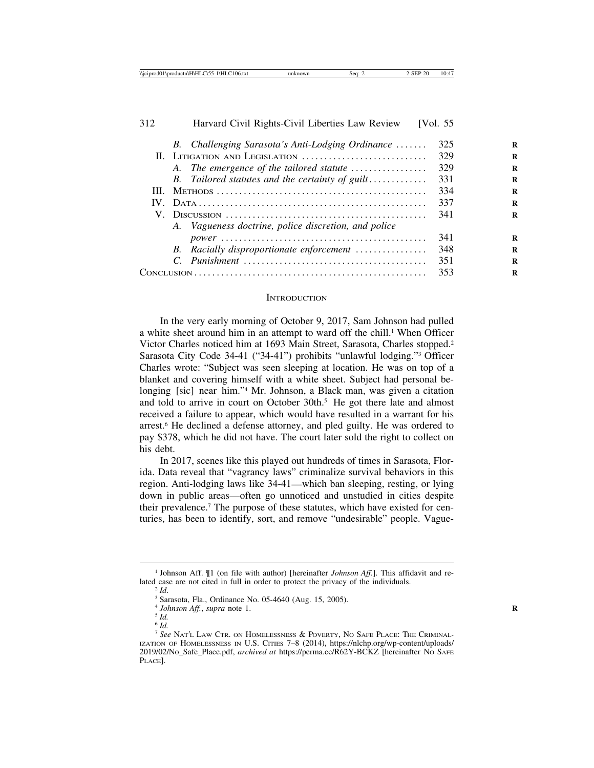| | | |
|---|---|---|
| | *B. Challenging Sarasota's Anti-Lodging Ordinance* | 325 |
| II. | Litigation and Legislation | 329 |
| | *A. The emergence of the tailored statute* | 329 |
| | *B. Tailored statutes and the certainty of guilt* | 331 |
| III. | Methods | 334 |
| IV. | Data | 337 |
| V. | Discussion | 341 |
| | *A. Vagueness doctrine, police discretion, and police power* | 341 |
| | *B. Racially disproportionate enforcement* | 348 |
| | *C. Punishment* | 351 |
| Conclusion | | 353 |

## Introduction

In the very early morning of October 9, 2017, Sam Johnson had pulled a white sheet around him in an attempt to ward off the chill.[1] When Officer Victor Charles noticed him at 1693 Main Street, Sarasota, Charles stopped.[2] Sarasota City Code 34-41 ("34-41") prohibits "unlawful lodging."[3] Officer Charles wrote: "Subject was seen sleeping at location. He was on top of a blanket and covering himself with a white sheet. Subject had personal belonging [sic] near him."[4] Mr. Johnson, a Black man, was given a citation and told to arrive in court on October 30th.[5] He got there late and almost received a failure to appear, which would have resulted in a warrant for his arrest.[6] He declined a defense attorney, and pled guilty. He was ordered to pay $378, which he did not have. The court later sold the right to collect on his debt.

In 2017, scenes like this played out hundreds of times in Sarasota, Florida. Data reveal that "vagrancy laws" criminalize survival behaviors in this region. Anti-lodging laws like 34-41—which ban sleeping, resting, or lying down in public areas—often go unnoticed and unstudied in cities despite their prevalence.[7] The purpose of these statutes, which have existed for centuries, has been to identify, sort, and remove "undesirable" people. Vague-

---

[1] Johnson Aff. ¶1 (on file with author) [hereinafter *Johnson Aff.*]. This affidavit and related case are not cited in full in order to protect the privacy of the individuals.

[2] *Id*.

[3] Sarasota, Fla., Ordinance No. 05-4640 (Aug. 15, 2005).

[4] *Johnson Aff.*, *supra* note 1.

[5] *Id.*

[6] *Id.*

[7] *See* Nat'l Law Ctr. on Homelessness & Poverty, No Safe Place: The Criminalization of Homelessness in U.S. Cities 7–8 (2014), https://nlchp.org/wp-content/uploads/2019/02/No_Safe_Place.pdf, *archived at* https://perma.cc/R62Y-BCKZ [hereinafter No Safe Place].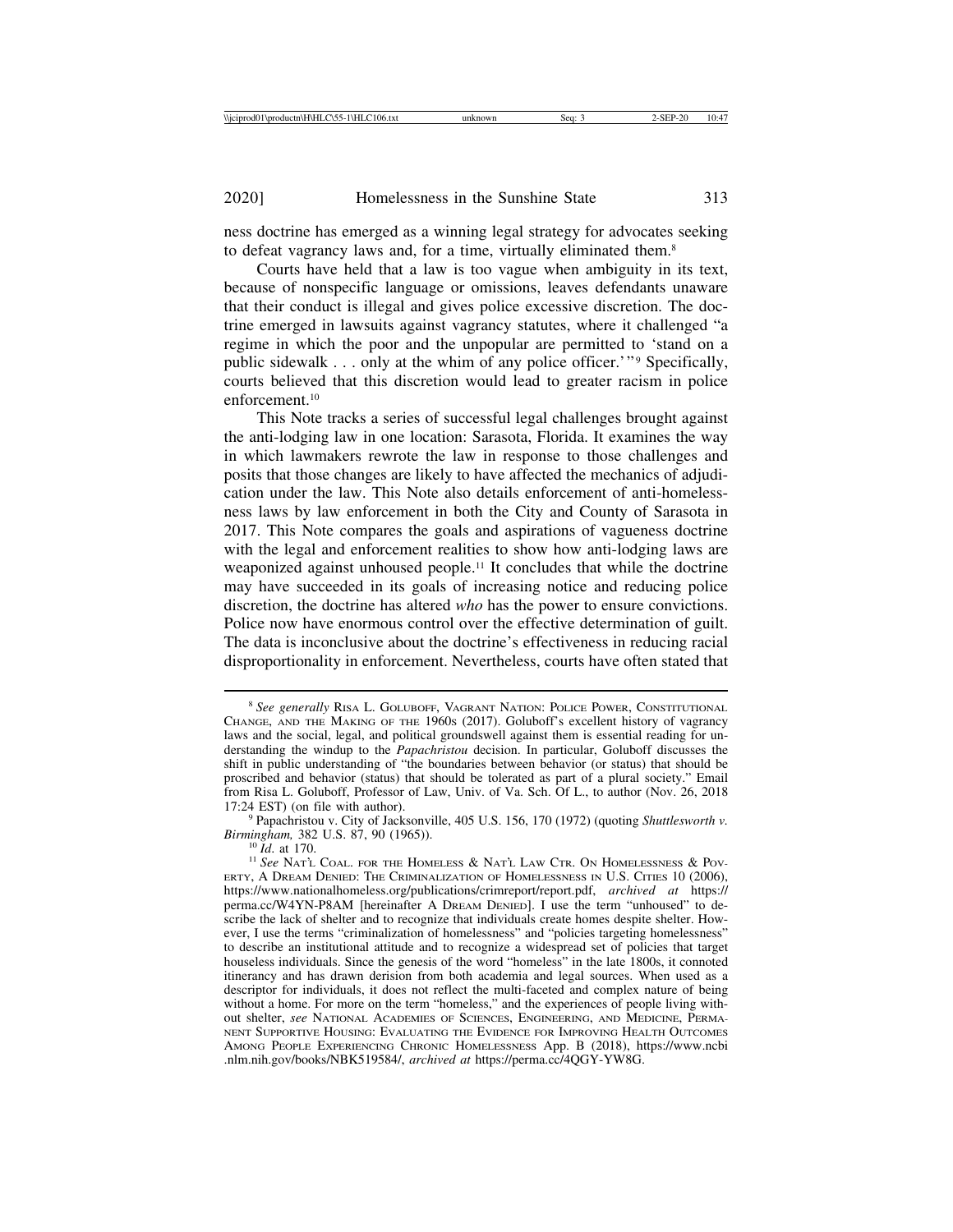ness doctrine has emerged as a winning legal strategy for advocates seeking to defeat vagrancy laws and, for a time, virtually eliminated them.[8]

Courts have held that a law is too vague when ambiguity in its text, because of nonspecific language or omissions, leaves defendants unaware that their conduct is illegal and gives police excessive discretion. The doctrine emerged in lawsuits against vagrancy statutes, where it challenged "a regime in which the poor and the unpopular are permitted to 'stand on a public sidewalk . . . only at the whim of any police officer.'"[9] Specifically, courts believed that this discretion would lead to greater racism in police enforcement.[10]

This Note tracks a series of successful legal challenges brought against the anti-lodging law in one location: Sarasota, Florida. It examines the way in which lawmakers rewrote the law in response to those challenges and posits that those changes are likely to have affected the mechanics of adjudication under the law. This Note also details enforcement of anti-homelessness laws by law enforcement in both the City and County of Sarasota in 2017. This Note compares the goals and aspirations of vagueness doctrine with the legal and enforcement realities to show how anti-lodging laws are weaponized against unhoused people.[11] It concludes that while the doctrine may have succeeded in its goals of increasing notice and reducing police discretion, the doctrine has altered *who* has the power to ensure convictions. Police now have enormous control over the effective determination of guilt. The data is inconclusive about the doctrine's effectiveness in reducing racial disproportionality in enforcement. Nevertheless, courts have often stated that

---

[8] *See generally* Risa L. Goluboff, Vagrant Nation: Police Power, Constitutional Change, and the Making of the 1960s (2017). Goluboff's excellent history of vagrancy laws and the social, legal, and political groundswell against them is essential reading for understanding the windup to the *Papachristou* decision. In particular, Goluboff discusses the shift in public understanding of "the boundaries between behavior (or status) that should be proscribed and behavior (status) that should be tolerated as part of a plural society." Email from Risa L. Goluboff, Professor of Law, Univ. of Va. Sch. Of L., to author (Nov. 26, 2018 17:24 EST) (on file with author).

[9] Papachristou v. City of Jacksonville, 405 U.S. 156, 170 (1972) (quoting *Shuttlesworth v. Birmingham,* 382 U.S. 87, 90 (1965)).

[10] *Id*. at 170.

[11] *See* Nat'l Coal. for the Homeless & Nat'l Law Ctr. On Homelessness & Poverty, A Dream Denied: The Criminalization of Homelessness in U.S. Cities 10 (2006), https://www.nationalhomeless.org/publications/crimreport/report.pdf, *archived at* https://perma.cc/W4YN-P8AM [hereinafter A Dream Denied]. I use the term "unhoused" to describe the lack of shelter and to recognize that individuals create homes despite shelter. However, I use the terms "criminalization of homelessness" and "policies targeting homelessness" to describe an institutional attitude and to recognize a widespread set of policies that target houseless individuals. Since the genesis of the word "homeless" in the late 1800s, it connoted itinerancy and has drawn derision from both academia and legal sources. When used as a descriptor for individuals, it does not reflect the multi-faceted and complex nature of being without a home. For more on the term "homeless," and the experiences of people living without shelter, *see* National Academies of Sciences, Engineering, and Medicine, Permanent Supportive Housing: Evaluating the Evidence for Improving Health Outcomes Among People Experiencing Chronic Homelessness App. B (2018), https://www.ncbi.nlm.nih.gov/books/NBK519584/, *archived at* https://perma.cc/4QGY-YW8G.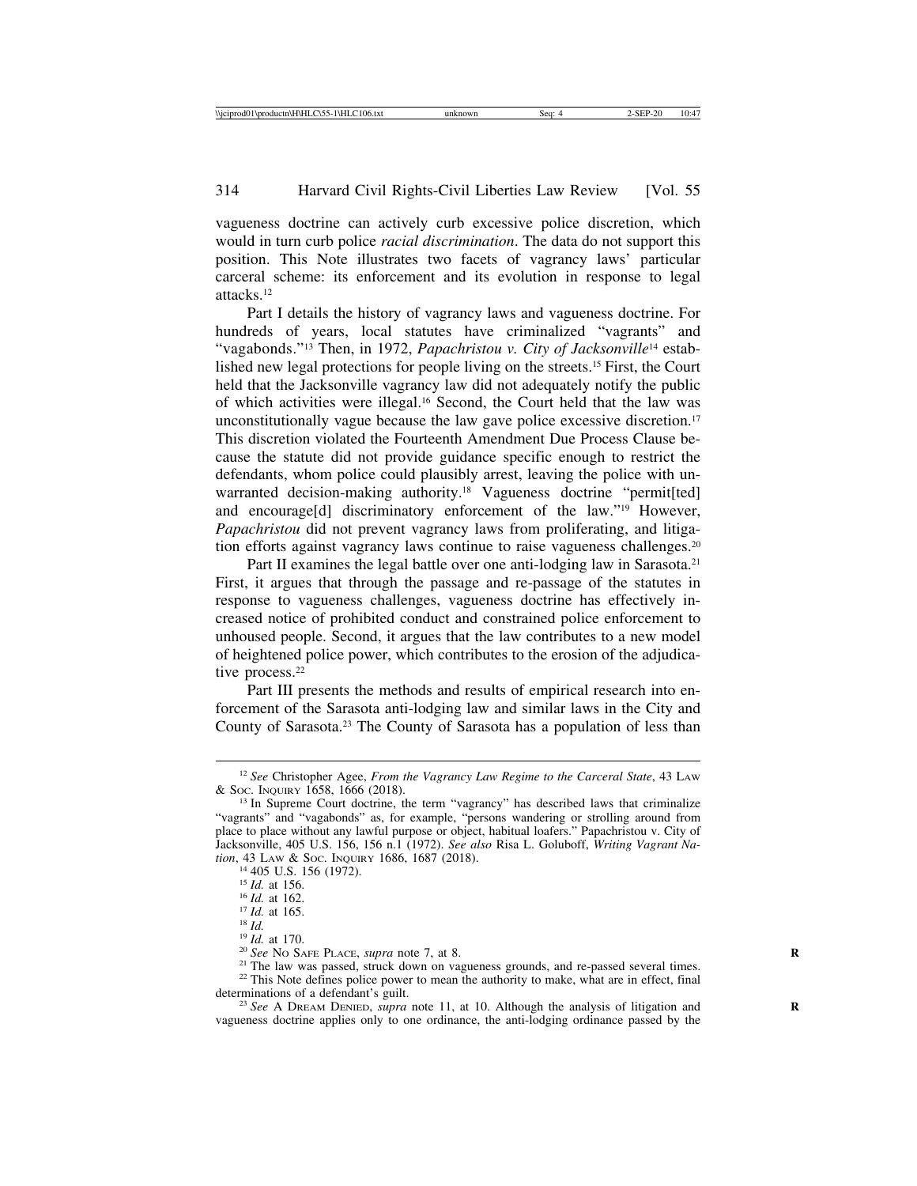vagueness doctrine can actively curb excessive police discretion, which would in turn curb police *racial discrimination*. The data do not support this position. This Note illustrates two facets of vagrancy laws' particular carceral scheme: its enforcement and its evolution in response to legal attacks.[12]

Part I details the history of vagrancy laws and vagueness doctrine. For hundreds of years, local statutes have criminalized "vagrants" and "vagabonds."[13] Then, in 1972, *Papachristou v. City of Jacksonville*[14] established new legal protections for people living on the streets.[15] First, the Court held that the Jacksonville vagrancy law did not adequately notify the public of which activities were illegal.[16] Second, the Court held that the law was unconstitutionally vague because the law gave police excessive discretion.[17] This discretion violated the Fourteenth Amendment Due Process Clause because the statute did not provide guidance specific enough to restrict the defendants, whom police could plausibly arrest, leaving the police with unwarranted decision-making authority.[18] Vagueness doctrine "permit[ted] and encourage[d] discriminatory enforcement of the law."[19] However, *Papachristou* did not prevent vagrancy laws from proliferating, and litigation efforts against vagrancy laws continue to raise vagueness challenges.[20]

Part II examines the legal battle over one anti-lodging law in Sarasota.[21] First, it argues that through the passage and re-passage of the statutes in response to vagueness challenges, vagueness doctrine has effectively increased notice of prohibited conduct and constrained police enforcement to unhoused people. Second, it argues that the law contributes to a new model of heightened police power, which contributes to the erosion of the adjudicative process.[22]

Part III presents the methods and results of empirical research into enforcement of the Sarasota anti-lodging law and similar laws in the City and County of Sarasota.[23] The County of Sarasota has a population of less than

---

[12] *See* Christopher Agee, *From the Vagrancy Law Regime to the Carceral State*, 43 LAW & SOC. INQUIRY 1658, 1666 (2018).

[13] In Supreme Court doctrine, the term "vagrancy" has described laws that criminalize "vagrants" and "vagabonds" as, for example, "persons wandering or strolling around from place to place without any lawful purpose or object, habitual loafers." Papachristou v. City of Jacksonville, 405 U.S. 156, 156 n.1 (1972). *See also* Risa L. Goluboff, *Writing Vagrant Nation*, 43 LAW & SOC. INQUIRY 1686, 1687 (2018).

[14] 405 U.S. 156 (1972).

[15] *Id.* at 156.

[16] *Id.* at 162.

[17] *Id.* at 165.

[18] *Id.*

[19] *Id.* at 170.

[20] *See* NO SAFE PLACE, *supra* note 7, at 8.

[21] The law was passed, struck down on vagueness grounds, and re-passed several times.

[22] This Note defines police power to mean the authority to make, what are in effect, final determinations of a defendant's guilt.

[23] *See* A DREAM DENIED, *supra* note 11, at 10. Although the analysis of litigation and vagueness doctrine applies only to one ordinance, the anti-lodging ordinance passed by the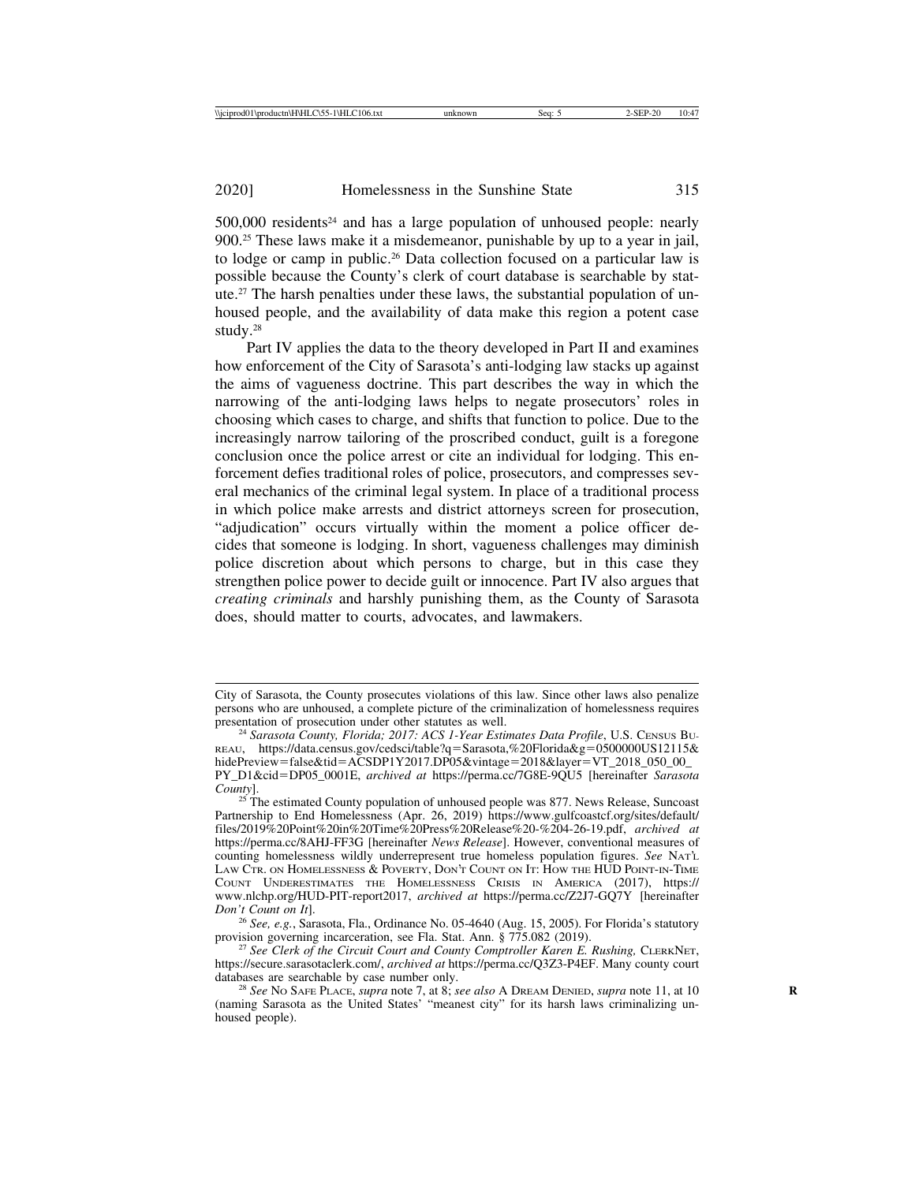500,000 residents[24] and has a large population of unhoused people: nearly 900.[25] These laws make it a misdemeanor, punishable by up to a year in jail, to lodge or camp in public.[26] Data collection focused on a particular law is possible because the County's clerk of court database is searchable by statute.[27] The harsh penalties under these laws, the substantial population of unhoused people, and the availability of data make this region a potent case study.[28]

Part IV applies the data to the theory developed in Part II and examines how enforcement of the City of Sarasota's anti-lodging law stacks up against the aims of vagueness doctrine. This part describes the way in which the narrowing of the anti-lodging laws helps to negate prosecutors' roles in choosing which cases to charge, and shifts that function to police. Due to the increasingly narrow tailoring of the proscribed conduct, guilt is a foregone conclusion once the police arrest or cite an individual for lodging. This enforcement defies traditional roles of police, prosecutors, and compresses several mechanics of the criminal legal system. In place of a traditional process in which police make arrests and district attorneys screen for prosecution, "adjudication" occurs virtually within the moment a police officer decides that someone is lodging. In short, vagueness challenges may diminish police discretion about which persons to charge, but in this case they strengthen police power to decide guilt or innocence. Part IV also argues that *creating criminals* and harshly punishing them, as the County of Sarasota does, should matter to courts, advocates, and lawmakers.

---

City of Sarasota, the County prosecutes violations of this law. Since other laws also penalize persons who are unhoused, a complete picture of the criminalization of homelessness requires presentation of prosecution under other statutes as well.

[24] *Sarasota County, Florida; 2017: ACS 1-Year Estimates Data Profile*, U.S. CENSUS BUREAU, https://data.census.gov/cedsci/table?q=Sarasota,%20Florida&g=0500000US12115&hidePreview=false&tid=ACSDP1Y2017.DP05&vintage=2018&layer=VT_2018_050_00_PY_D1&cid=DP05_0001E, *archived at* https://perma.cc/7G8E-9QU5 [hereinafter *Sarasota County*].

[25] The estimated County population of unhoused people was 877. News Release, Suncoast Partnership to End Homelessness (Apr. 26, 2019) https://www.gulfcoastcf.org/sites/default/files/2019%20Point%20in%20Time%20Press%20Release%20-%204-26-19.pdf, *archived at* https://perma.cc/8AHJ-FF3G [hereinafter *News Release*]. However, conventional measures of counting homelessness wildly underrepresent true homeless population figures. *See* NAT'L LAW CTR. ON HOMELESSNESS & POVERTY, DON'T COUNT ON IT: HOW THE HUD POINT-IN-TIME COUNT UNDERESTIMATES THE HOMELESSNESS CRISIS IN AMERICA (2017), https://www.nlchp.org/HUD-PIT-report2017, *archived at* https://perma.cc/Z2J7-GQ7Y [hereinafter *Don't Count on It*].

[26] *See, e.g.*, Sarasota, Fla., Ordinance No. 05-4640 (Aug. 15, 2005). For Florida's statutory provision governing incarceration, see Fla. Stat. Ann. § 775.082 (2019).

[27] *See Clerk of the Circuit Court and County Comptroller Karen E. Rushing,* CLERKNET, https://secure.sarasotaclerk.com/, *archived at* https://perma.cc/Q3Z3-P4EF. Many county court databases are searchable by case number only.

[28] *See* NO SAFE PLACE, *supra* note 7, at 8; *see also* A DREAM DENIED, *supra* note 11, at 10 (naming Sarasota as the United States' "meanest city" for its harsh laws criminalizing unhoused people).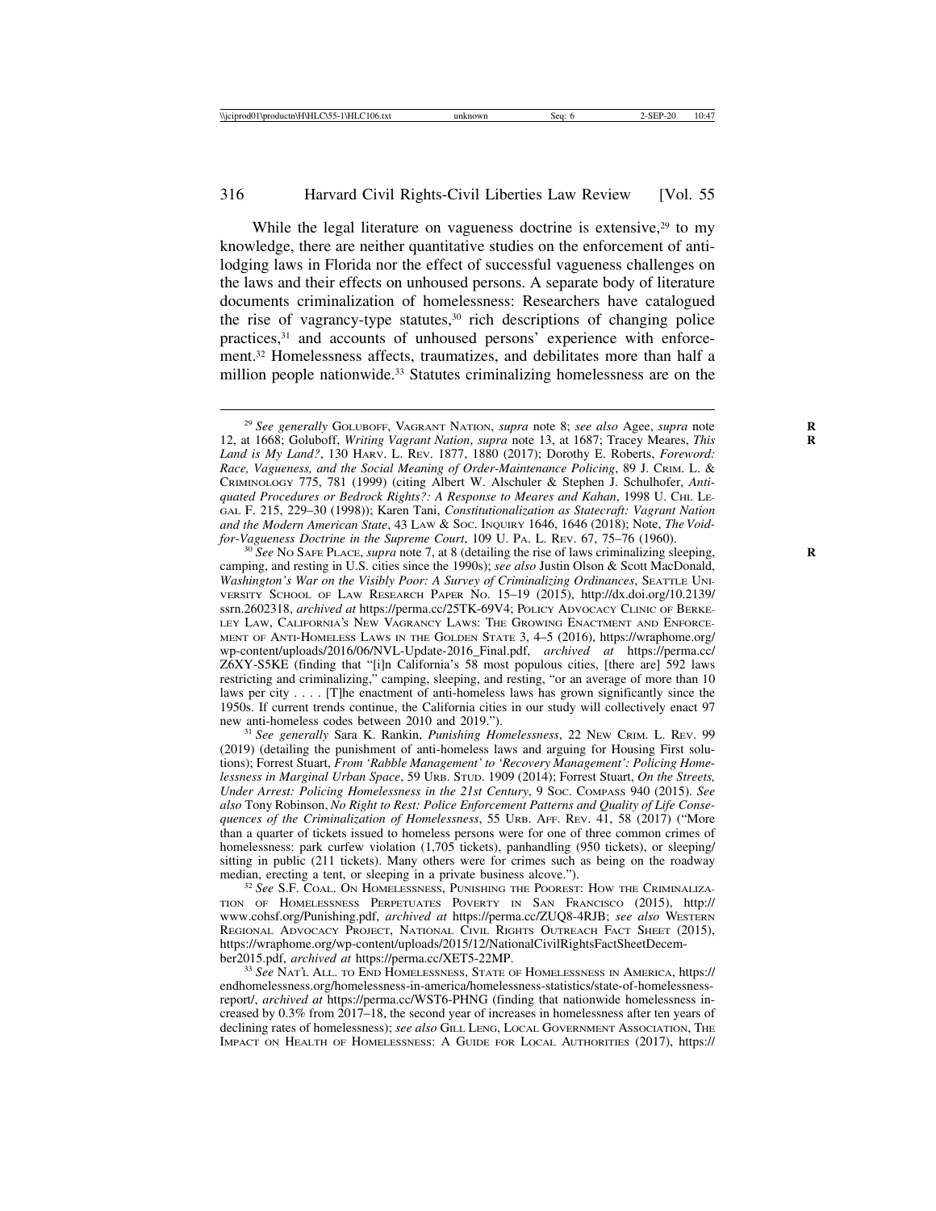While the legal literature on vagueness doctrine is extensive,[29] to my knowledge, there are neither quantitative studies on the enforcement of anti-lodging laws in Florida nor the effect of successful vagueness challenges on the laws and their effects on unhoused persons. A separate body of literature documents criminalization of homelessness: Researchers have catalogued the rise of vagrancy-type statutes,[30] rich descriptions of changing police practices,[31] and accounts of unhoused persons' experience with enforcement.[32] Homelessness affects, traumatizes, and debilitates more than half a million people nationwide.[33] Statutes criminalizing homelessness are on the

---

[29] *See generally* GOLUBOFF, VAGRANT NATION, *supra* note 8; *see also* Agee, *supra* note 12, at 1668; Goluboff, *Writing Vagrant Nation*, *supra* note 13, at 1687; Tracey Meares, *This Land is My Land?*, 130 HARV. L. REV. 1877, 1880 (2017); Dorothy E. Roberts, *Foreword: Race, Vagueness, and the Social Meaning of Order-Maintenance Policing*, 89 J. CRIM. L. & CRIMINOLOGY 775, 781 (1999) (citing Albert W. Alschuler & Stephen J. Schulhofer, *Antiquated Procedures or Bedrock Rights?: A Response to Meares and Kahan*, 1998 U. CHI. LEGAL F. 215, 229–30 (1998)); Karen Tani, *Constitutionalization as Statecraft: Vagrant Nation and the Modern American State*, 43 LAW & SOC. INQUIRY 1646, 1646 (2018); Note, *The Void-for-Vagueness Doctrine in the Supreme Court*, 109 U. PA. L. REV. 67, 75–76 (1960).

[30] *See* NO SAFE PLACE, *supra* note 7, at 8 (detailing the rise of laws criminalizing sleeping, camping, and resting in U.S. cities since the 1990s); *see also* Justin Olson & Scott MacDonald, *Washington's War on the Visibly Poor: A Survey of Criminalizing Ordinances*, SEATTLE UNIVERSITY SCHOOL OF LAW RESEARCH PAPER NO. 15–19 (2015), http://dx.doi.org/10.2139/ssrn.2602318, *archived at* https://perma.cc/25TK-69V4; POLICY ADVOCACY CLINIC OF BERKELEY LAW, CALIFORNIA'S NEW VAGRANCY LAWS: THE GROWING ENACTMENT AND ENFORCEMENT OF ANTI-HOMELESS LAWS IN THE GOLDEN STATE 3, 4–5 (2016), https://wraphome.org/wp-content/uploads/2016/06/NVL-Update-2016_Final.pdf, *archived at* https://perma.cc/Z6XY-S5KE (finding that "[i]n California's 58 most populous cities, [there are] 592 laws restricting and criminalizing," camping, sleeping, and resting, "or an average of more than 10 laws per city . . . . [T]he enactment of anti-homeless laws has grown significantly since the 1950s. If current trends continue, the California cities in our study will collectively enact 97 new anti-homeless codes between 2010 and 2019.").

[31] *See generally* Sara K. Rankin, *Punishing Homelessness*, 22 NEW CRIM. L. REV. 99 (2019) (detailing the punishment of anti-homeless laws and arguing for Housing First solutions); Forrest Stuart, *From 'Rabble Management' to 'Recovery Management': Policing Homelessness in Marginal Urban Space*, 59 URB. STUD. 1909 (2014); Forrest Stuart, *On the Streets, Under Arrest: Policing Homelessness in the 21st Century*, 9 SOC. COMPASS 940 (2015). *See also* Tony Robinson, *No Right to Rest: Police Enforcement Patterns and Quality of Life Consequences of the Criminalization of Homelessness*, 55 URB. AFF. REV. 41, 58 (2017) ("More than a quarter of tickets issued to homeless persons were for one of three common crimes of homelessness: park curfew violation (1,705 tickets), panhandling (950 tickets), or sleeping/sitting in public (211 tickets). Many others were for crimes such as being on the roadway median, erecting a tent, or sleeping in a private business alcove.").

[32] *See* S.F. COAL. ON HOMELESSNESS, PUNISHING THE POOREST: HOW THE CRIMINALIZATION OF HOMELESSNESS PERPETUATES POVERTY IN SAN FRANCISCO (2015), http://www.cohsf.org/Punishing.pdf, *archived at* https://perma.cc/ZUQ8-4RJB; *see also* WESTERN REGIONAL ADVOCACY PROJECT, NATIONAL CIVIL RIGHTS OUTREACH FACT SHEET (2015), https://wraphome.org/wp-content/uploads/2015/12/NationalCivilRightsFactSheetDecember2015.pdf, *archived at* https://perma.cc/XET5-22MP.

[33] *See* NAT'L ALL. TO END HOMELESSNESS, STATE OF HOMELESSNESS IN AMERICA, https://endhomelessness.org/homelessness-in-america/homelessness-statistics/state-of-homelessness-report/, *archived at* https://perma.cc/WST6-PHNG (finding that nationwide homelessness increased by 0.3% from 2017–18, the second year of increases in homelessness after ten years of declining rates of homelessness); *see also* GILL LENG, LOCAL GOVERNMENT ASSOCIATION, THE IMPACT ON HEALTH OF HOMELESSNESS: A GUIDE FOR LOCAL AUTHORITIES (2017), https://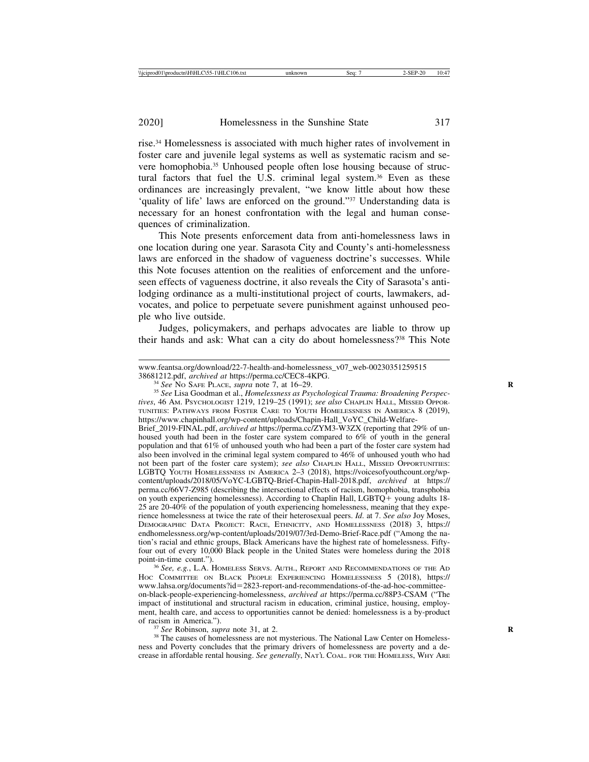rise.[34] Homelessness is associated with much higher rates of involvement in foster care and juvenile legal systems as well as systematic racism and severe homophobia.[35] Unhoused people often lose housing because of structural factors that fuel the U.S. criminal legal system.[36] Even as these ordinances are increasingly prevalent, "we know little about how these 'quality of life' laws are enforced on the ground."[37] Understanding data is necessary for an honest confrontation with the legal and human consequences of criminalization.

This Note presents enforcement data from anti-homelessness laws in one location during one year. Sarasota City and County's anti-homelessness laws are enforced in the shadow of vagueness doctrine's successes. While this Note focuses attention on the realities of enforcement and the unforeseen effects of vagueness doctrine, it also reveals the City of Sarasota's anti-lodging ordinance as a multi-institutional project of courts, lawmakers, advocates, and police to perpetuate severe punishment against unhoused people who live outside.

Judges, policymakers, and perhaps advocates are liable to throw up their hands and ask: What can a city do about homelessness?[38] This Note

---

www.feantsa.org/download/22-7-health-and-homelessness_v07_web-00230351259515 38681212.pdf, *archived at* https://perma.cc/CEC8-4KPG.

[34] *See* No Safe Place, *supra* note 7, at 16–29.

[35] *See* Lisa Goodman et al., *Homelessness as Psychological Trauma: Broadening Perspectives*, 46 Am. Psychologist 1219, 1219–25 (1991); *see also* Chaplin Hall, Missed Opportunities: Pathways from Foster Care to Youth Homelessness in America 8 (2019), https://www.chapinhall.org/wp-content/uploads/Chapin-Hall_VoYC_Child-Welfare-Brief_2019-FINAL.pdf, *archived at* https://perma.cc/ZYM3-W3ZX (reporting that 29% of unhoused youth had been in the foster care system compared to 6% of youth in the general population and that 61% of unhoused youth who had been a part of the foster care system had also been involved in the criminal legal system compared to 46% of unhoused youth who had not been part of the foster care system); *see also* Chaplin Hall, Missed Opportunities: LGBTQ Youth Homelessness in America 2–3 (2018), https://voicesofyouthcount.org/wp-content/uploads/2018/05/VoYC-LGBTQ-Brief-Chapin-Hall-2018.pdf, *archived* at https://perma.cc/66V7-Z985 (describing the intersectional effects of racism, homophobia, transphobia on youth experiencing homelessness). According to Chaplin Hall, LGBTQ+ young adults 18-25 are 20-40% of the population of youth experiencing homelessness, meaning that they experience homelessness at twice the rate of their heterosexual peers. *Id*. at 7. *See also* Joy Moses, Demographic Data Project: Race, Ethnicity, and Homelessness (2018) 3, https://endhomelessness.org/wp-content/uploads/2019/07/3rd-Demo-Brief-Race.pdf ("Among the nation's racial and ethnic groups, Black Americans have the highest rate of homelessness. Fifty-four out of every 10,000 Black people in the United States were homeless during the 2018 point-in-time count.").

[36] *See, e.g.*, L.A. Homeless Servs. Auth., Report and Recommendations of the Ad Hoc Committee on Black People Experiencing Homelessness 5 (2018), https://www.lahsa.org/documents?id=2823-report-and-recommendations-of-the-ad-hoc-committee-on-black-people-experiencing-homelessness, *archived at* https://perma.cc/88P3-CSAM ("The impact of institutional and structural racism in education, criminal justice, housing, employment, health care, and access to opportunities cannot be denied: homelessness is a by-product of racism in America.").

[37] *See* Robinson, *supra* note 31, at 2.

[38] The causes of homelessness are not mysterious. The National Law Center on Homelessness and Poverty concludes that the primary drivers of homelessness are poverty and a decrease in affordable rental housing. *See generally*, Nat'l Coal. for the Homeless, Why Are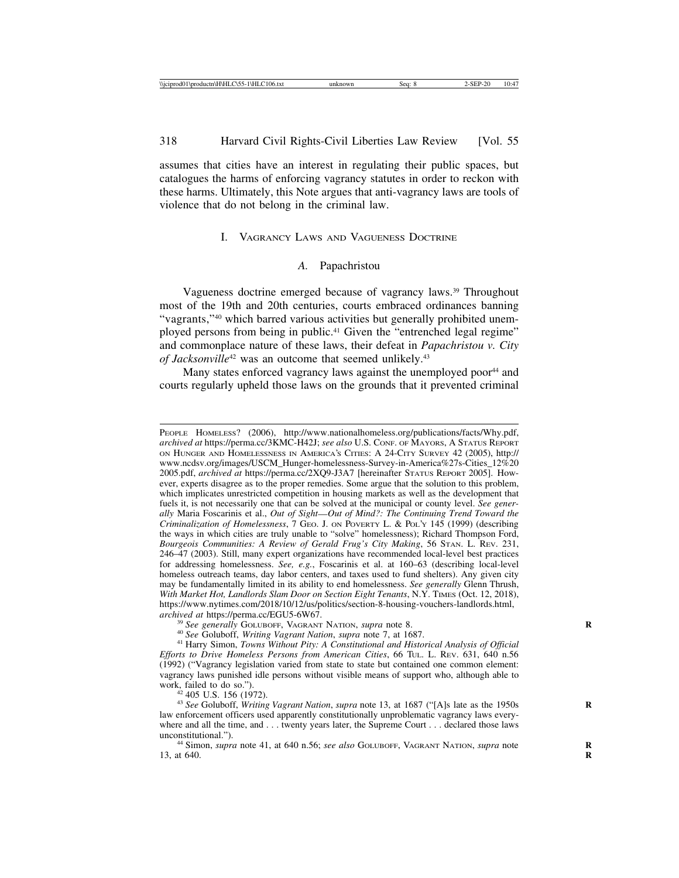assumes that cities have an interest in regulating their public spaces, but catalogues the harms of enforcing vagrancy statutes in order to reckon with these harms. Ultimately, this Note argues that anti-vagrancy laws are tools of violence that do not belong in the criminal law.

## I. Vagrancy Laws and Vagueness Doctrine

### A. *Papachristou*

Vagueness doctrine emerged because of vagrancy laws.[39] Throughout most of the 19th and 20th centuries, courts embraced ordinances banning "vagrants,"[40] which barred various activities but generally prohibited unemployed persons from being in public.[41] Given the "entrenched legal regime" and commonplace nature of these laws, their defeat in *Papachristou v. City of Jacksonville*[42] was an outcome that seemed unlikely.[43]

Many states enforced vagrancy laws against the unemployed poor[44] and courts regularly upheld those laws on the grounds that it prevented criminal

---

People Homeless? (2006), http://www.nationalhomeless.org/publications/facts/Why.pdf, *archived at* https://perma.cc/3KMC-H42J; *see also* U.S. Conf. of Mayors, A Status Report on Hunger and Homelessness in America's Cities: A 24-City Survey 42 (2005), http://www.ncdsv.org/images/USCM_Hunger-homelessness-Survey-in-America%27s-Cities_12%202005.pdf, *archived at* https://perma.cc/2XQ9-J3A7 [hereinafter Status Report 2005]. However, experts disagree as to the proper remedies. Some argue that the solution to this problem, which implicates unrestricted competition in housing markets as well as the development that fuels it, is not necessarily one that can be solved at the municipal or county level. *See generally* Maria Foscarinis et al., *Out of Sight—Out of Mind?: The Continuing Trend Toward the Criminalization of Homelessness*, 7 Geo. J. on Poverty L. & Pol'y 145 (1999) (describing the ways in which cities are truly unable to "solve" homelessness); Richard Thompson Ford, *Bourgeois Communities: A Review of Gerald Frug's City Making*, 56 Stan. L. Rev. 231, 246–47 (2003). Still, many expert organizations have recommended local-level best practices for addressing homelessness. *See, e.g.*, Foscarinis et al. at 160–63 (describing local-level homeless outreach teams, day labor centers, and taxes used to fund shelters). Any given city may be fundamentally limited in its ability to end homelessness. *See generally* Glenn Thrush, *With Market Hot, Landlords Slam Door on Section Eight Tenants*, N.Y. Times (Oct. 12, 2018), https://www.nytimes.com/2018/10/12/us/politics/section-8-housing-vouchers-landlords.html, *archived at* https://perma.cc/EGU5-6W67.

[39] *See generally* Goluboff, Vagrant Nation, *supra* note 8.

[40] *See* Goluboff, *Writing Vagrant Nation*, *supra* note 7, at 1687.

[41] Harry Simon, *Towns Without Pity: A Constitutional and Historical Analysis of Official Efforts to Drive Homeless Persons from American Cities*, 66 Tul. L. Rev. 631, 640 n.56 (1992) ("Vagrancy legislation varied from state to state but contained one common element: vagrancy laws punished idle persons without visible means of support who, although able to work, failed to do so.").

[42] 405 U.S. 156 (1972).

[43] *See* Goluboff, *Writing Vagrant Nation*, *supra* note 13, at 1687 ("[A]s late as the 1950s law enforcement officers used apparently constitutionally unproblematic vagrancy laws everywhere and all the time, and . . . twenty years later, the Supreme Court . . . declared those laws unconstitutional.").

[44] Simon, *supra* note 41, at 640 n.56; *see also* Goluboff, Vagrant Nation, *supra* note 13, at 640.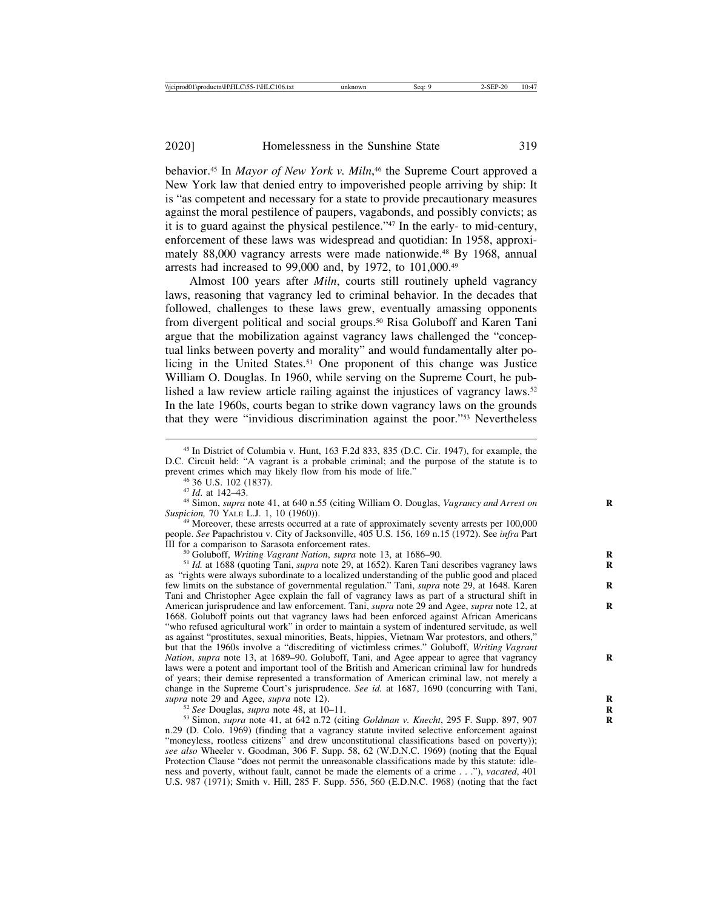behavior.[45] In *Mayor of New York v. Miln*,[46] the Supreme Court approved a New York law that denied entry to impoverished people arriving by ship: It is "as competent and necessary for a state to provide precautionary measures against the moral pestilence of paupers, vagabonds, and possibly convicts; as it is to guard against the physical pestilence."[47] In the early- to mid-century, enforcement of these laws was widespread and quotidian: In 1958, approximately 88,000 vagrancy arrests were made nationwide.[48] By 1968, annual arrests had increased to 99,000 and, by 1972, to 101,000.[49]

Almost 100 years after *Miln*, courts still routinely upheld vagrancy laws, reasoning that vagrancy led to criminal behavior. In the decades that followed, challenges to these laws grew, eventually amassing opponents from divergent political and social groups.[50] Risa Goluboff and Karen Tani argue that the mobilization against vagrancy laws challenged the "conceptual links between poverty and morality" and would fundamentally alter policing in the United States.[51] One proponent of this change was Justice William O. Douglas. In 1960, while serving on the Supreme Court, he published a law review article railing against the injustices of vagrancy laws.[52] In the late 1960s, courts began to strike down vagrancy laws on the grounds that they were "invidious discrimination against the poor."[53] Nevertheless

---

[45] In District of Columbia v. Hunt, 163 F.2d 833, 835 (D.C. Cir. 1947), for example, the D.C. Circuit held: "A vagrant is a probable criminal; and the purpose of the statute is to prevent crimes which may likely flow from his mode of life."

[46] 36 U.S. 102 (1837).

[47] *Id.* at 142–43.

[48] Simon, *supra* note 41, at 640 n.55 (citing William O. Douglas, *Vagrancy and Arrest on Suspicion,* 70 YALE L.J. 1, 10 (1960)).

[49] Moreover, these arrests occurred at a rate of approximately seventy arrests per 100,000 people. *See* Papachristou v. City of Jacksonville, 405 U.S. 156, 169 n.15 (1972). See *infra* Part III for a comparison to Sarasota enforcement rates.

[50] Goluboff, *Writing Vagrant Nation*, *supra* note 13, at 1686–90.

[51] *Id.* at 1688 (quoting Tani, *supra* note 29, at 1652). Karen Tani describes vagrancy laws as "rights were always subordinate to a localized understanding of the public good and placed few limits on the substance of governmental regulation." Tani, *supra* note 29, at 1648. Karen Tani and Christopher Agee explain the fall of vagrancy laws as part of a structural shift in American jurisprudence and law enforcement. Tani, *supra* note 29 and Agee, *supra* note 12, at 1668. Goluboff points out that vagrancy laws had been enforced against African Americans "who refused agricultural work" in order to maintain a system of indentured servitude, as well as against "prostitutes, sexual minorities, Beats, hippies, Vietnam War protestors, and others," but that the 1960s involve a "discrediting of victimless crimes." Goluboff, *Writing Vagrant Nation*, *supra* note 13, at 1689–90. Goluboff, Tani, and Agee appear to agree that vagrancy laws were a potent and important tool of the British and American criminal law for hundreds of years; their demise represented a transformation of American criminal law, not merely a change in the Supreme Court's jurisprudence. *See id.* at 1687, 1690 (concurring with Tani, *supra* note 29 and Agee, *supra* note 12).

[52] *See* Douglas, *supra* note 48, at 10–11.

[53] Simon, *supra* note 41, at 642 n.72 (citing *Goldman v. Knecht*, 295 F. Supp. 897, 907 n.29 (D. Colo. 1969) (finding that a vagrancy statute invited selective enforcement against "moneyless, rootless citizens" and drew unconstitutional classifications based on poverty)); *see also* Wheeler v. Goodman, 306 F. Supp. 58, 62 (W.D.N.C. 1969) (noting that the Equal Protection Clause "does not permit the unreasonable classifications made by this statute: idleness and poverty, without fault, cannot be made the elements of a crime . . ."), *vacated*, 401 U.S. 987 (1971); Smith v. Hill, 285 F. Supp. 556, 560 (E.D.N.C. 1968) (noting that the fact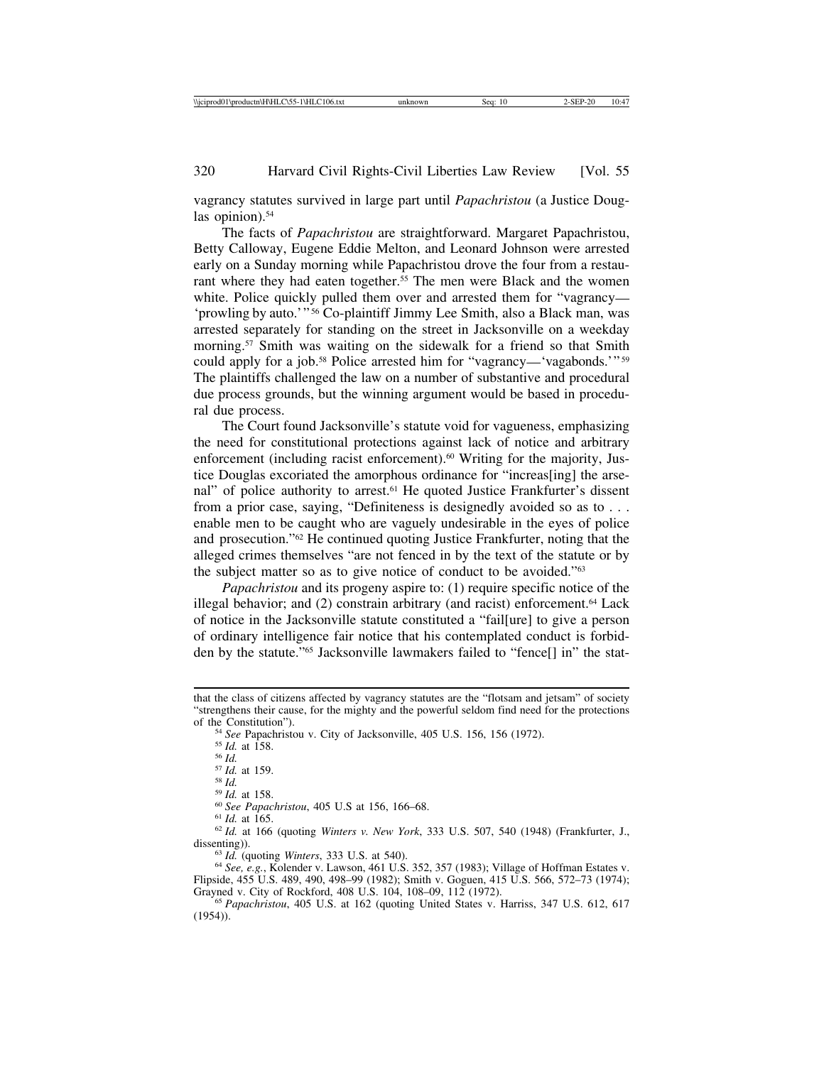vagrancy statutes survived in large part until *Papachristou* (a Justice Douglas opinion).[54]

The facts of *Papachristou* are straightforward. Margaret Papachristou, Betty Calloway, Eugene Eddie Melton, and Leonard Johnson were arrested early on a Sunday morning while Papachristou drove the four from a restaurant where they had eaten together.[55] The men were Black and the women white. Police quickly pulled them over and arrested them for "vagrancy—'prowling by auto.'"[56] Co-plaintiff Jimmy Lee Smith, also a Black man, was arrested separately for standing on the street in Jacksonville on a weekday morning.[57] Smith was waiting on the sidewalk for a friend so that Smith could apply for a job.[58] Police arrested him for "vagrancy—'vagabonds.'"[59] The plaintiffs challenged the law on a number of substantive and procedural due process grounds, but the winning argument would be based in procedural due process.

The Court found Jacksonville's statute void for vagueness, emphasizing the need for constitutional protections against lack of notice and arbitrary enforcement (including racist enforcement).[60] Writing for the majority, Justice Douglas excoriated the amorphous ordinance for "increas[ing] the arsenal" of police authority to arrest.[61] He quoted Justice Frankfurter's dissent from a prior case, saying, "Definiteness is designedly avoided so as to . . . enable men to be caught who are vaguely undesirable in the eyes of police and prosecution."[62] He continued quoting Justice Frankfurter, noting that the alleged crimes themselves "are not fenced in by the text of the statute or by the subject matter so as to give notice of conduct to be avoided."[63]

*Papachristou* and its progeny aspire to: (1) require specific notice of the illegal behavior; and (2) constrain arbitrary (and racist) enforcement.[64] Lack of notice in the Jacksonville statute constituted a "fail[ure] to give a person of ordinary intelligence fair notice that his contemplated conduct is forbidden by the statute."[65] Jacksonville lawmakers failed to "fence[] in" the stat-

---

that the class of citizens affected by vagrancy statutes are the "flotsam and jetsam" of society "strengthens their cause, for the mighty and the powerful seldom find need for the protections of the Constitution").

[54] *See* Papachristou v. City of Jacksonville, 405 U.S. 156, 156 (1972).

[55] *Id.* at 158.

[56] *Id.*

[57] *Id.* at 159.

[58] *Id.*

[59] *Id.* at 158.

[60] *See Papachristou*, 405 U.S at 156, 166–68.

[61] *Id.* at 165.

[62] *Id.* at 166 (quoting *Winters v. New York*, 333 U.S. 507, 540 (1948) (Frankfurter, J., dissenting)).

[63] *Id.* (quoting *Winters*, 333 U.S. at 540).

[64] *See, e.g.*, Kolender v. Lawson, 461 U.S. 352, 357 (1983); Village of Hoffman Estates v. Flipside, 455 U.S. 489, 490, 498–99 (1982); Smith v. Goguen, 415 U.S. 566, 572–73 (1974); Grayned v. City of Rockford, 408 U.S. 104, 108–09, 112 (1972).

[65] *Papachristou*, 405 U.S. at 162 (quoting United States v. Harriss, 347 U.S. 612, 617 (1954)).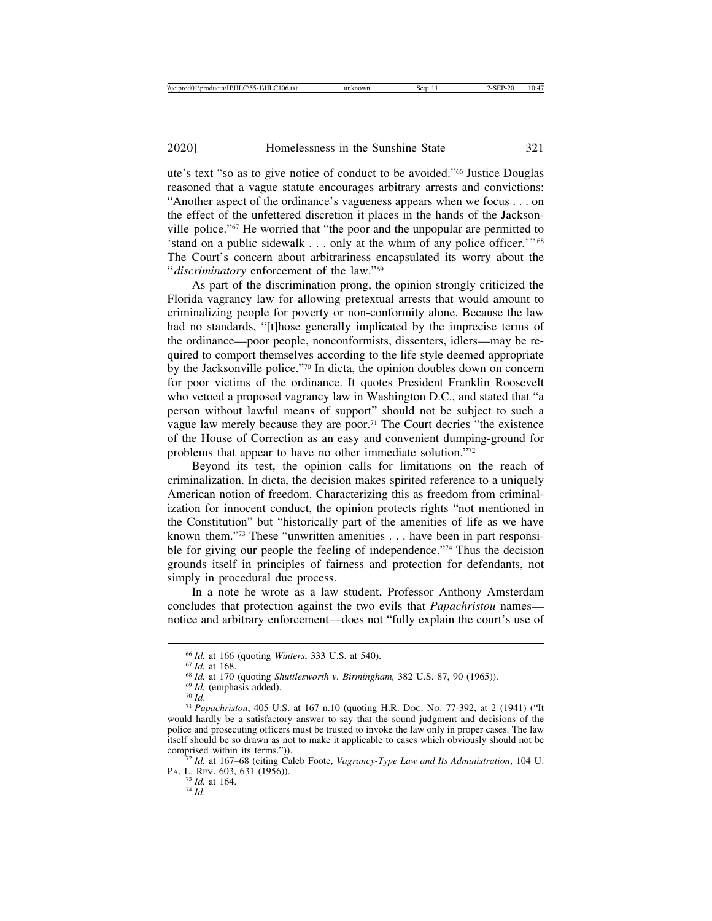ute's text "so as to give notice of conduct to be avoided."[66] Justice Douglas reasoned that a vague statute encourages arbitrary arrests and convictions: "Another aspect of the ordinance's vagueness appears when we focus . . . on the effect of the unfettered discretion it places in the hands of the Jacksonville police."[67] He worried that "the poor and the unpopular are permitted to 'stand on a public sidewalk . . . only at the whim of any police officer.'"[68] The Court's concern about arbitrariness encapsulated its worry about the "*discriminatory* enforcement of the law."[69]

As part of the discrimination prong, the opinion strongly criticized the Florida vagrancy law for allowing pretextual arrests that would amount to criminalizing people for poverty or non-conformity alone. Because the law had no standards, "[t]hose generally implicated by the imprecise terms of the ordinance—poor people, nonconformists, dissenters, idlers—may be required to comport themselves according to the life style deemed appropriate by the Jacksonville police."[70] In dicta, the opinion doubles down on concern for poor victims of the ordinance. It quotes President Franklin Roosevelt who vetoed a proposed vagrancy law in Washington D.C., and stated that "a person without lawful means of support" should not be subject to such a vague law merely because they are poor.[71] The Court decries "the existence of the House of Correction as an easy and convenient dumping-ground for problems that appear to have no other immediate solution."[72]

Beyond its test, the opinion calls for limitations on the reach of criminalization. In dicta, the decision makes spirited reference to a uniquely American notion of freedom. Characterizing this as freedom from criminalization for innocent conduct, the opinion protects rights "not mentioned in the Constitution" but "historically part of the amenities of life as we have known them."[73] These "unwritten amenities . . . have been in part responsible for giving our people the feeling of independence."[74] Thus the decision grounds itself in principles of fairness and protection for defendants, not simply in procedural due process.

In a note he wrote as a law student, Professor Anthony Amsterdam concludes that protection against the two evils that *Papachristou* names—notice and arbitrary enforcement—does not "fully explain the court's use of

---

[66] *Id.* at 166 (quoting *Winters*, 333 U.S. at 540).

[67] *Id.* at 168.

[68] *Id.* at 170 (quoting *Shuttlesworth v. Birmingham,* 382 U.S. 87, 90 (1965)).

[69] *Id.* (emphasis added).

[70] *Id*.

[71] *Papachristou*, 405 U.S. at 167 n.10 (quoting H.R. Doc. No. 77-392, at 2 (1941) ("It would hardly be a satisfactory answer to say that the sound judgment and decisions of the police and prosecuting officers must be trusted to invoke the law only in proper cases. The law itself should be so drawn as not to make it applicable to cases which obviously should not be comprised within its terms.")).

[72] *Id.* at 167–68 (citing Caleb Foote, *Vagrancy-Type Law and Its Administration*, 104 U. Pa. L. Rev. 603, 631 (1956)).

[73] *Id.* at 164.

[74] *Id*.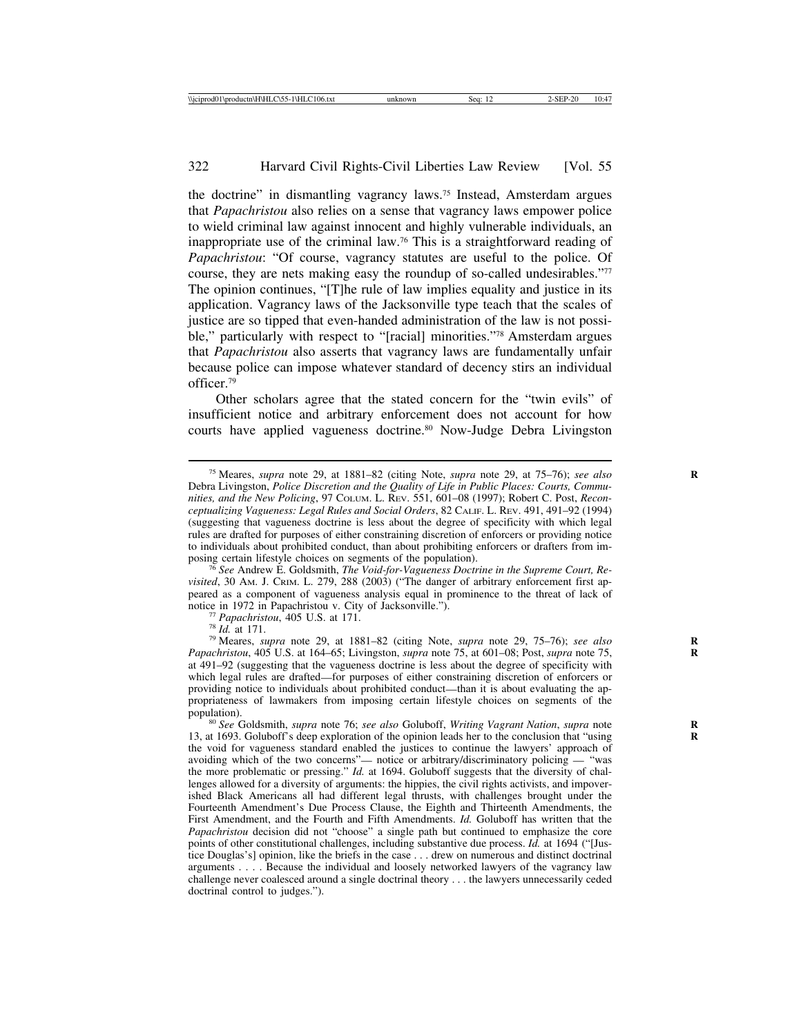the doctrine" in dismantling vagrancy laws.[75] Instead, Amsterdam argues that *Papachristou* also relies on a sense that vagrancy laws empower police to wield criminal law against innocent and highly vulnerable individuals, an inappropriate use of the criminal law.[76] This is a straightforward reading of *Papachristou*: "Of course, vagrancy statutes are useful to the police. Of course, they are nets making easy the roundup of so-called undesirables."[77] The opinion continues, "[T]he rule of law implies equality and justice in its application. Vagrancy laws of the Jacksonville type teach that the scales of justice are so tipped that even-handed administration of the law is not possible," particularly with respect to "[racial] minorities."[78] Amsterdam argues that *Papachristou* also asserts that vagrancy laws are fundamentally unfair because police can impose whatever standard of decency stirs an individual officer.[79]

Other scholars agree that the stated concern for the "twin evils" of insufficient notice and arbitrary enforcement does not account for how courts have applied vagueness doctrine.[80] Now-Judge Debra Livingston

---

[75] Meares, *supra* note 29, at 1881–82 (citing Note, *supra* note 29, at 75–76); *see also* Debra Livingston, *Police Discretion and the Quality of Life in Public Places: Courts, Communities, and the New Policing*, 97 COLUM. L. REV. 551, 601–08 (1997); Robert C. Post, *Reconceptualizing Vagueness: Legal Rules and Social Orders*, 82 CALIF. L. REV. 491, 491–92 (1994) (suggesting that vagueness doctrine is less about the degree of specificity with which legal rules are drafted for purposes of either constraining discretion of enforcers or providing notice to individuals about prohibited conduct, than about prohibiting enforcers or drafters from imposing certain lifestyle choices on segments of the population).

[76] *See* Andrew E. Goldsmith, *The Void-for-Vagueness Doctrine in the Supreme Court, Revisited*, 30 AM. J. CRIM. L. 279, 288 (2003) ("The danger of arbitrary enforcement first appeared as a component of vagueness analysis equal in prominence to the threat of lack of notice in 1972 in Papachristou v. City of Jacksonville.").

[77] *Papachristou*, 405 U.S. at 171.

[78] *Id.* at 171.

[79] Meares, *supra* note 29, at 1881–82 (citing Note, *supra* note 29, 75–76); *see also Papachristou*, 405 U.S. at 164–65; Livingston, *supra* note 75, at 601–08; Post, *supra* note 75, at 491–92 (suggesting that the vagueness doctrine is less about the degree of specificity with which legal rules are drafted—for purposes of either constraining discretion of enforcers or providing notice to individuals about prohibited conduct—than it is about evaluating the appropriateness of lawmakers from imposing certain lifestyle choices on segments of the population).

[80] *See* Goldsmith, *supra* note 76; *see also* Goluboff, *Writing Vagrant Nation*, *supra* note 13, at 1693. Goluboff's deep exploration of the opinion leads her to the conclusion that "using the void for vagueness standard enabled the justices to continue the lawyers' approach of avoiding which of the two concerns"— notice or arbitrary/discriminatory policing — "was the more problematic or pressing." *Id.* at 1694. Goluboff suggests that the diversity of challenges allowed for a diversity of arguments: the hippies, the civil rights activists, and impoverished Black Americans all had different legal thrusts, with challenges brought under the Fourteenth Amendment's Due Process Clause, the Eighth and Thirteenth Amendments, the First Amendment, and the Fourth and Fifth Amendments. *Id.* Goluboff has written that the *Papachristou* decision did not "choose" a single path but continued to emphasize the core points of other constitutional challenges, including substantive due process. *Id.* at 1694 ("[Justice Douglas's] opinion, like the briefs in the case . . . drew on numerous and distinct doctrinal arguments . . . . Because the individual and loosely networked lawyers of the vagrancy law challenge never coalesced around a single doctrinal theory . . . the lawyers unnecessarily ceded doctrinal control to judges.").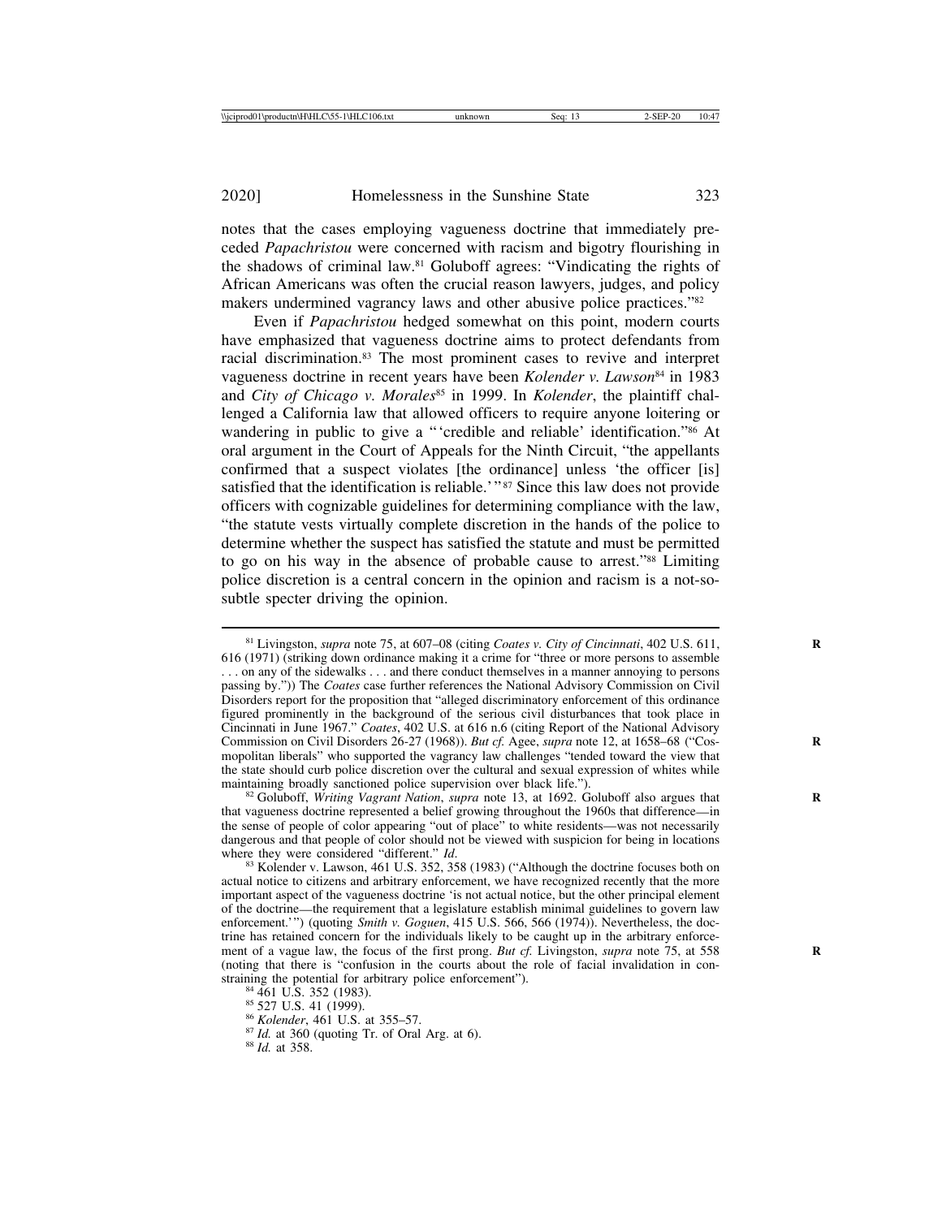notes that the cases employing vagueness doctrine that immediately preceded *Papachristou* were concerned with racism and bigotry flourishing in the shadows of criminal law.[81] Goluboff agrees: "Vindicating the rights of African Americans was often the crucial reason lawyers, judges, and policy makers undermined vagrancy laws and other abusive police practices."[82]

Even if *Papachristou* hedged somewhat on this point, modern courts have emphasized that vagueness doctrine aims to protect defendants from racial discrimination.[83] The most prominent cases to revive and interpret vagueness doctrine in recent years have been *Kolender v. Lawson*[84] in 1983 and *City of Chicago v. Morales*[85] in 1999. In *Kolender*, the plaintiff challenged a California law that allowed officers to require anyone loitering or wandering in public to give a "'credible and reliable' identification."[86] At oral argument in the Court of Appeals for the Ninth Circuit, "the appellants confirmed that a suspect violates [the ordinance] unless 'the officer [is] satisfied that the identification is reliable.'"[87] Since this law does not provide officers with cognizable guidelines for determining compliance with the law, "the statute vests virtually complete discretion in the hands of the police to determine whether the suspect has satisfied the statute and must be permitted to go on his way in the absence of probable cause to arrest."[88] Limiting police discretion is a central concern in the opinion and racism is a not-so-subtle specter driving the opinion.

---

[81] Livingston, *supra* note 75, at 607–08 (citing *Coates v. City of Cincinnati*, 402 U.S. 611, 616 (1971) (striking down ordinance making it a crime for "three or more persons to assemble . . . on any of the sidewalks . . . and there conduct themselves in a manner annoying to persons passing by.")) The *Coates* case further references the National Advisory Commission on Civil Disorders report for the proposition that "alleged discriminatory enforcement of this ordinance figured prominently in the background of the serious civil disturbances that took place in Cincinnati in June 1967." *Coates*, 402 U.S. at 616 n.6 (citing Report of the National Advisory Commission on Civil Disorders 26-27 (1968)). *But cf.* Agee, *supra* note 12, at 1658–68 ("Cosmopolitan liberals" who supported the vagrancy law challenges "tended toward the view that the state should curb police discretion over the cultural and sexual expression of whites while maintaining broadly sanctioned police supervision over black life.").

[82] Goluboff, *Writing Vagrant Nation*, *supra* note 13, at 1692. Goluboff also argues that that vagueness doctrine represented a belief growing throughout the 1960s that difference—in the sense of people of color appearing "out of place" to white residents—was not necessarily dangerous and that people of color should not be viewed with suspicion for being in locations where they were considered "different." *Id*.

[83] Kolender v. Lawson, 461 U.S. 352, 358 (1983) ("Although the doctrine focuses both on actual notice to citizens and arbitrary enforcement, we have recognized recently that the more important aspect of the vagueness doctrine 'is not actual notice, but the other principal element of the doctrine—the requirement that a legislature establish minimal guidelines to govern law enforcement.'") (quoting *Smith v. Goguen*, 415 U.S. 566, 566 (1974)). Nevertheless, the doctrine has retained concern for the individuals likely to be caught up in the arbitrary enforcement of a vague law, the focus of the first prong. *But cf.* Livingston, *supra* note 75, at 558 (noting that there is "confusion in the courts about the role of facial invalidation in constraining the potential for arbitrary police enforcement").

[84] 461 U.S. 352 (1983).

[85] 527 U.S. 41 (1999).

[86] *Kolender*, 461 U.S. at 355–57.

[87] *Id.* at 360 (quoting Tr. of Oral Arg. at 6).

[88] *Id.* at 358.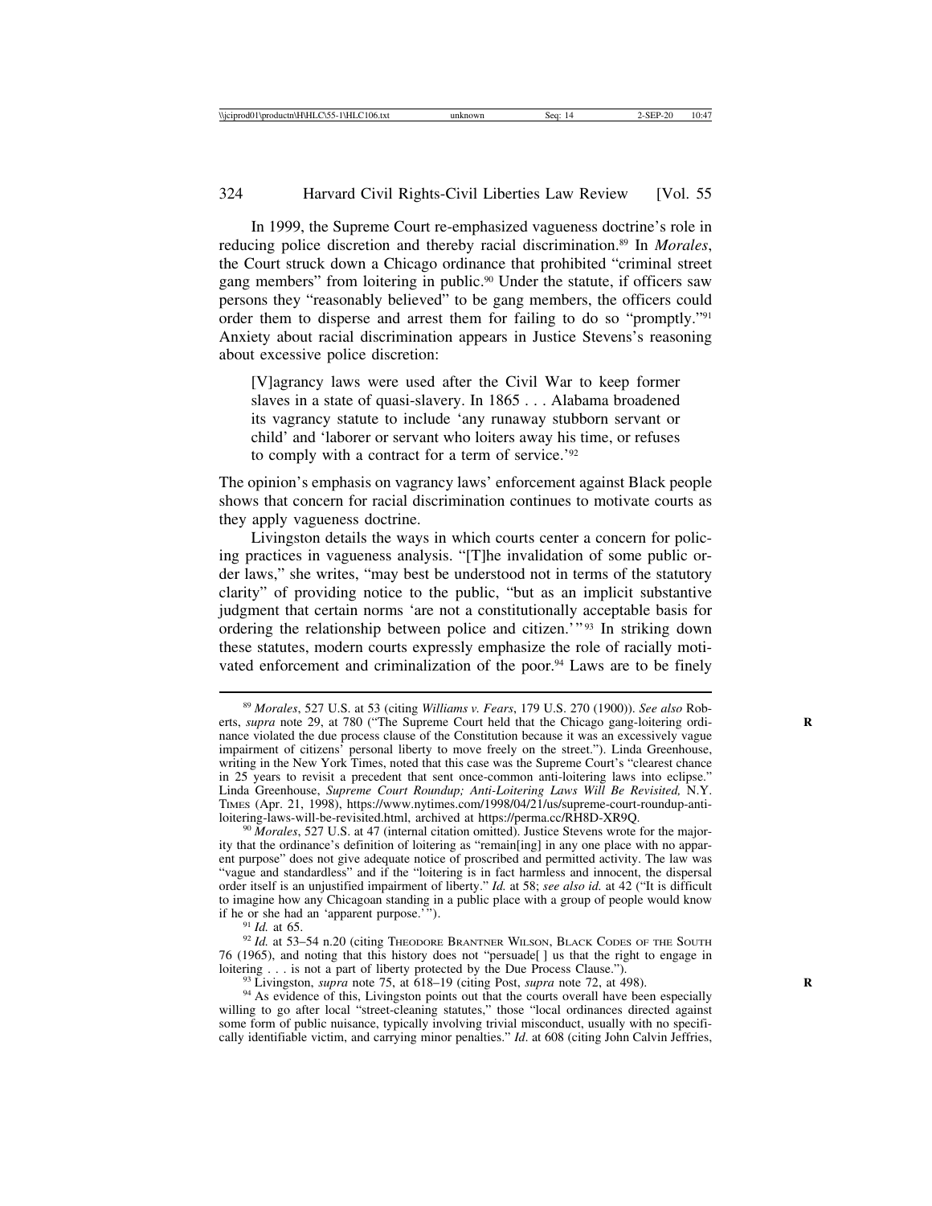In 1999, the Supreme Court re-emphasized vagueness doctrine's role in reducing police discretion and thereby racial discrimination.[89] In *Morales*, the Court struck down a Chicago ordinance that prohibited "criminal street gang members" from loitering in public.[90] Under the statute, if officers saw persons they "reasonably believed" to be gang members, the officers could order them to disperse and arrest them for failing to do so "promptly."[91] Anxiety about racial discrimination appears in Justice Stevens's reasoning about excessive police discretion:

> [V]agrancy laws were used after the Civil War to keep former slaves in a state of quasi-slavery. In 1865 . . . Alabama broadened its vagrancy statute to include 'any runaway stubborn servant or child' and 'laborer or servant who loiters away his time, or refuses to comply with a contract for a term of service.'[92]

The opinion's emphasis on vagrancy laws' enforcement against Black people shows that concern for racial discrimination continues to motivate courts as they apply vagueness doctrine.

Livingston details the ways in which courts center a concern for policing practices in vagueness analysis. "[T]he invalidation of some public order laws," she writes, "may best be understood not in terms of the statutory clarity" of providing notice to the public, "but as an implicit substantive judgment that certain norms 'are not a constitutionally acceptable basis for ordering the relationship between police and citizen.'"[93] In striking down these statutes, modern courts expressly emphasize the role of racially motivated enforcement and criminalization of the poor.[94] Laws are to be finely

---

[89] *Morales*, 527 U.S. at 53 (citing *Williams v. Fears*, 179 U.S. 270 (1900)). *See also* Roberts, *supra* note 29, at 780 ("The Supreme Court held that the Chicago gang-loitering ordinance violated the due process clause of the Constitution because it was an excessively vague impairment of citizens' personal liberty to move freely on the street."). Linda Greenhouse, writing in the New York Times, noted that this case was the Supreme Court's "clearest chance in 25 years to revisit a precedent that sent once-common anti-loitering laws into eclipse." Linda Greenhouse, *Supreme Court Roundup; Anti-Loitering Laws Will Be Revisited,* N.Y. Times (Apr. 21, 1998), https://www.nytimes.com/1998/04/21/us/supreme-court-roundup-anti-loitering-laws-will-be-revisited.html, archived at https://perma.cc/RH8D-XR9Q.

[90] *Morales*, 527 U.S. at 47 (internal citation omitted). Justice Stevens wrote for the majority that the ordinance's definition of loitering as "remain[ing] in any one place with no apparent purpose" does not give adequate notice of proscribed and permitted activity. The law was "vague and standardless" and if the "loitering is in fact harmless and innocent, the dispersal order itself is an unjustified impairment of liberty." *Id.* at 58; *see also id.* at 42 ("It is difficult to imagine how any Chicagoan standing in a public place with a group of people would know if he or she had an 'apparent purpose.'").

[91] *Id.* at 65.

[92] *Id.* at 53–54 n.20 (citing Theodore Brantner Wilson, Black Codes of the South 76 (1965), and noting that this history does not "persuade[ ] us that the right to engage in loitering . . . is not a part of liberty protected by the Due Process Clause.").

[93] Livingston, *supra* note 75, at 618–19 (citing Post, *supra* note 72, at 498).

[94] As evidence of this, Livingston points out that the courts overall have been especially willing to go after local "street-cleaning statutes," those "local ordinances directed against some form of public nuisance, typically involving trivial misconduct, usually with no specifically identifiable victim, and carrying minor penalties." *Id*. at 608 (citing John Calvin Jeffries,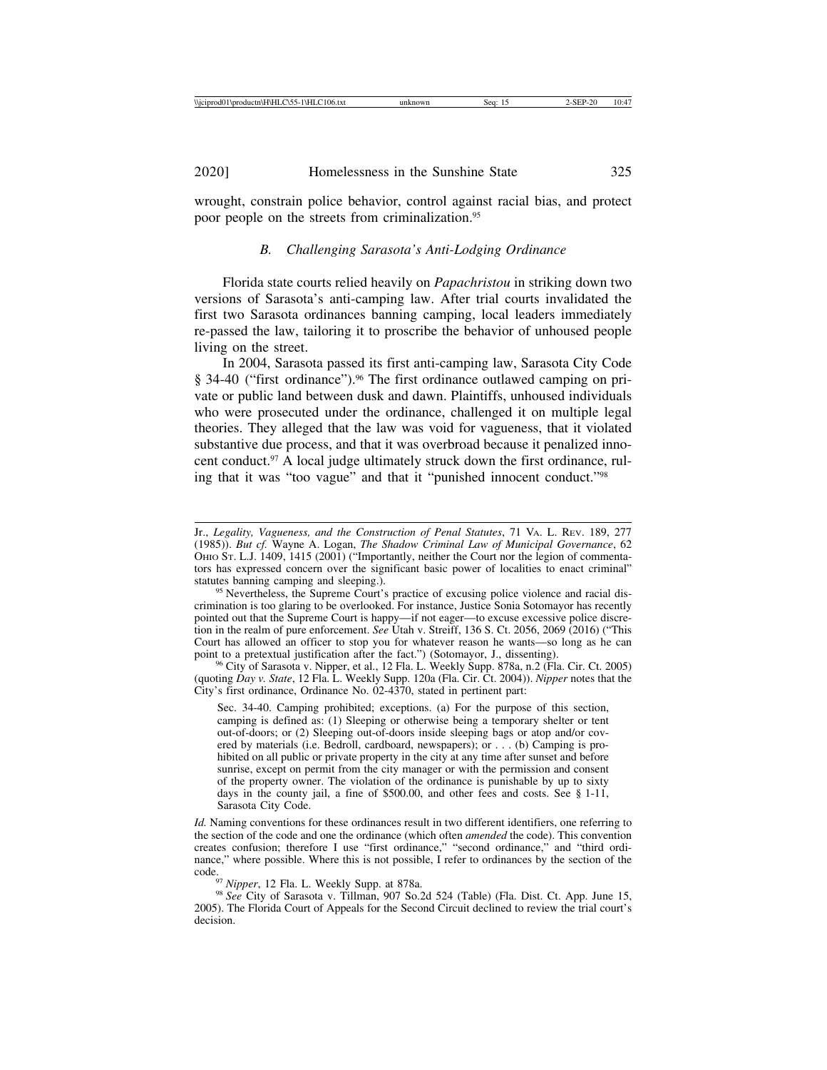wrought, constrain police behavior, control against racial bias, and protect poor people on the streets from criminalization.[95]

### *B. Challenging Sarasota's Anti-Lodging Ordinance*

Florida state courts relied heavily on *Papachristou* in striking down two versions of Sarasota's anti-camping law. After trial courts invalidated the first two Sarasota ordinances banning camping, local leaders immediately re-passed the law, tailoring it to proscribe the behavior of unhoused people living on the street.

In 2004, Sarasota passed its first anti-camping law, Sarasota City Code § 34-40 ("first ordinance").[96] The first ordinance outlawed camping on private or public land between dusk and dawn. Plaintiffs, unhoused individuals who were prosecuted under the ordinance, challenged it on multiple legal theories. They alleged that the law was void for vagueness, that it violated substantive due process, and that it was overbroad because it penalized innocent conduct.[97] A local judge ultimately struck down the first ordinance, ruling that it was "too vague" and that it "punished innocent conduct."[98]

---

Jr., *Legality, Vagueness, and the Construction of Penal Statutes*, 71 Va. L. Rev. 189, 277 (1985)). *But cf.* Wayne A. Logan, *The Shadow Criminal Law of Municipal Governance*, 62 Ohio St. L.J. 1409, 1415 (2001) ("Importantly, neither the Court nor the legion of commentators has expressed concern over the significant basic power of localities to enact criminal" statutes banning camping and sleeping.).

[95] Nevertheless, the Supreme Court's practice of excusing police violence and racial discrimination is too glaring to be overlooked. For instance, Justice Sonia Sotomayor has recently pointed out that the Supreme Court is happy—if not eager—to excuse excessive police discretion in the realm of pure enforcement. *See* Utah v. Streiff, 136 S. Ct. 2056, 2069 (2016) ("This Court has allowed an officer to stop you for whatever reason he wants—so long as he can point to a pretextual justification after the fact.") (Sotomayor, J., dissenting).

[96] City of Sarasota v. Nipper, et al., 12 Fla. L. Weekly Supp. 878a, n.2 (Fla. Cir. Ct. 2005) (quoting *Day v. State*, 12 Fla. L. Weekly Supp. 120a (Fla. Cir. Ct. 2004)). *Nipper* notes that the City's first ordinance, Ordinance No. 02-4370, stated in pertinent part:

> Sec. 34-40. Camping prohibited; exceptions. (a) For the purpose of this section, camping is defined as: (1) Sleeping or otherwise being a temporary shelter or tent out-of-doors; or (2) Sleeping out-of-doors inside sleeping bags or atop and/or covered by materials (i.e. Bedroll, cardboard, newspapers); or . . . (b) Camping is prohibited on all public or private property in the city at any time after sunset and before sunrise, except on permit from the city manager or with the permission and consent of the property owner. The violation of the ordinance is punishable by up to sixty days in the county jail, a fine of $500.00, and other fees and costs. See § 1-11, Sarasota City Code.

*Id.* Naming conventions for these ordinances result in two different identifiers, one referring to the section of the code and one the ordinance (which often *amended* the code). This convention creates confusion; therefore I use "first ordinance," "second ordinance," and "third ordinance," where possible. Where this is not possible, I refer to ordinances by the section of the code.

[97] *Nipper*, 12 Fla. L. Weekly Supp. at 878a.

[98] *See* City of Sarasota v. Tillman, 907 So.2d 524 (Table) (Fla. Dist. Ct. App. June 15, 2005). The Florida Court of Appeals for the Second Circuit declined to review the trial court's decision.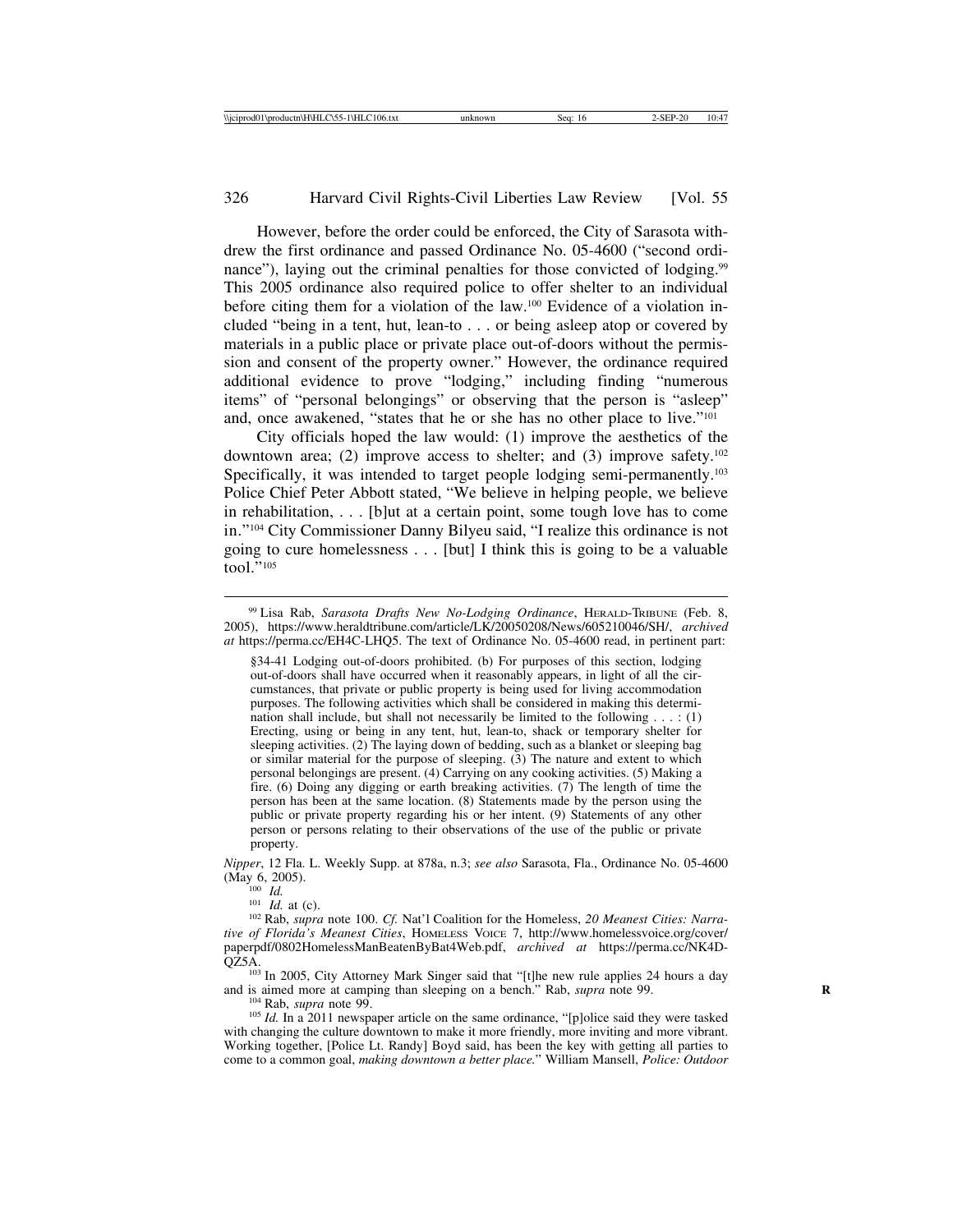However, before the order could be enforced, the City of Sarasota withdrew the first ordinance and passed Ordinance No. 05-4600 ("second ordinance"), laying out the criminal penalties for those convicted of lodging.[99] This 2005 ordinance also required police to offer shelter to an individual before citing them for a violation of the law.[100] Evidence of a violation included "being in a tent, hut, lean-to . . . or being asleep atop or covered by materials in a public place or private place out-of-doors without the permission and consent of the property owner." However, the ordinance required additional evidence to prove "lodging," including finding "numerous items" of "personal belongings" or observing that the person is "asleep" and, once awakened, "states that he or she has no other place to live."[101]

City officials hoped the law would: (1) improve the aesthetics of the downtown area; (2) improve access to shelter; and (3) improve safety.[102] Specifically, it was intended to target people lodging semi-permanently.[103] Police Chief Peter Abbott stated, "We believe in helping people, we believe in rehabilitation, . . . [b]ut at a certain point, some tough love has to come in."[104] City Commissioner Danny Bilyeu said, "I realize this ordinance is not going to cure homelessness . . . [but] I think this is going to be a valuable tool."[105]

---

[99] Lisa Rab, *Sarasota Drafts New No-Lodging Ordinance*, HERALD-TRIBUNE (Feb. 8, 2005), https://www.heraldtribune.com/article/LK/20050208/News/605210046/SH/, *archived at* https://perma.cc/EH4C-LHQ5. The text of Ordinance No. 05-4600 read, in pertinent part:

> §34-41 Lodging out-of-doors prohibited. (b) For purposes of this section, lodging out-of-doors shall have occurred when it reasonably appears, in light of all the circumstances, that private or public property is being used for living accommodation purposes. The following activities which shall be considered in making this determination shall include, but shall not necessarily be limited to the following . . . : (1) Erecting, using or being in any tent, hut, lean-to, shack or temporary shelter for sleeping activities. (2) The laying down of bedding, such as a blanket or sleeping bag or similar material for the purpose of sleeping. (3) The nature and extent to which personal belongings are present. (4) Carrying on any cooking activities. (5) Making a fire. (6) Doing any digging or earth breaking activities. (7) The length of time the person has been at the same location. (8) Statements made by the person using the public or private property regarding his or her intent. (9) Statements of any other person or persons relating to their observations of the use of the public or private property.

*Nipper*, 12 Fla. L. Weekly Supp. at 878a, n.3; *see also* Sarasota, Fla., Ordinance No. 05-4600 (May 6, 2005).

[100] *Id.*

[101] *Id.* at (c).

[102] Rab, *supra* note 100. *Cf.* Nat'l Coalition for the Homeless, *20 Meanest Cities: Narrative of Florida's Meanest Cities*, HOMELESS VOICE 7, http://www.homelessvoice.org/cover/paperpdf/0802HomelessManBeatenByBat4Web.pdf, *archived at* https://perma.cc/NK4D-QZ5A.

[103] In 2005, City Attorney Mark Singer said that "[t]he new rule applies 24 hours a day and is aimed more at camping than sleeping on a bench." Rab, *supra* note 99.

[104] Rab, *supra* note 99.

[105] *Id.* In a 2011 newspaper article on the same ordinance, "[p]olice said they were tasked with changing the culture downtown to make it more friendly, more inviting and more vibrant. Working together, [Police Lt. Randy] Boyd said, has been the key with getting all parties to come to a common goal, *making downtown a better place.*" William Mansell, *Police: Outdoor*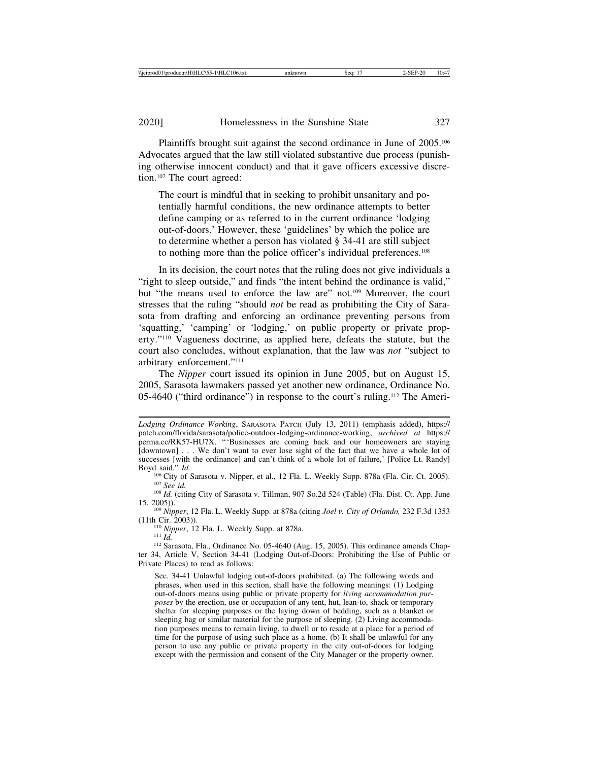Plaintiffs brought suit against the second ordinance in June of 2005.[106] Advocates argued that the law still violated substantive due process (punishing otherwise innocent conduct) and that it gave officers excessive discretion.[107] The court agreed:

> The court is mindful that in seeking to prohibit unsanitary and potentially harmful conditions, the new ordinance attempts to better define camping or as referred to in the current ordinance 'lodging out-of-doors.' However, these 'guidelines' by which the police are to determine whether a person has violated § 34-41 are still subject to nothing more than the police officer's individual preferences.[108]

In its decision, the court notes that the ruling does not give individuals a "right to sleep outside," and finds "the intent behind the ordinance is valid," but "the means used to enforce the law are" not.[109] Moreover, the court stresses that the ruling "should *not* be read as prohibiting the City of Sarasota from drafting and enforcing an ordinance preventing persons from 'squatting,' 'camping' or 'lodging,' on public property or private property."[110] Vagueness doctrine, as applied here, defeats the statute, but the court also concludes, without explanation, that the law was *not* "subject to arbitrary enforcement."[111]

The *Nipper* court issued its opinion in June 2005, but on August 15, 2005, Sarasota lawmakers passed yet another new ordinance, Ordinance No. 05-4640 ("third ordinance") in response to the court's ruling.[112] The Ameri-

---

*Lodging Ordinance Working*, SARASOTA PATCH (July 13, 2011) (emphasis added), https://patch.com/florida/sarasota/police-outdoor-lodging-ordinance-working, *archived at* https://perma.cc/RK57-HU7X. "'Businesses are coming back and our homeowners are staying [downtown] . . . We don't want to ever lose sight of the fact that we have a whole lot of successes [with the ordinance] and can't think of a whole lot of failure,' [Police Lt. Randy] Boyd said." *Id.*

[106] City of Sarasota v. Nipper, et al., 12 Fla. L. Weekly Supp. 878a (Fla. Cir. Ct. 2005).

[107] *See id.*

[108] *Id.* (citing City of Sarasota v. Tillman, 907 So.2d 524 (Table) (Fla. Dist. Ct. App. June 15, 2005)).

[109] *Nipper*, 12 Fla. L. Weekly Supp. at 878a (citing *Joel v. City of Orlando,* 232 F.3d 1353 (11th Cir. 2003)).

[110] *Nipper*, 12 Fla. L. Weekly Supp. at 878a.

[111] *Id.*

[112] Sarasota, Fla., Ordinance No. 05-4640 (Aug. 15, 2005). This ordinance amends Chapter 34, Article V, Section 34-41 (Lodging Out-of-Doors: Prohibiting the Use of Public or Private Places) to read as follows:

> Sec. 34-41 Unlawful lodging out-of-doors prohibited. (a) The following words and phrases, when used in this section, shall have the following meanings: (1) Lodging out-of-doors means using public or private property for *living accommodation purposes* by the erection, use or occupation of any tent, hut, lean-to, shack or temporary shelter for sleeping purposes or the laying down of bedding, such as a blanket or sleeping bag or similar material for the purpose of sleeping. (2) Living accommodation purposes means to remain living, to dwell or to reside at a place for a period of time for the purpose of using such place as a home. (b) It shall be unlawful for any person to use any public or private property in the city out-of-doors for lodging except with the permission and consent of the City Manager or the property owner.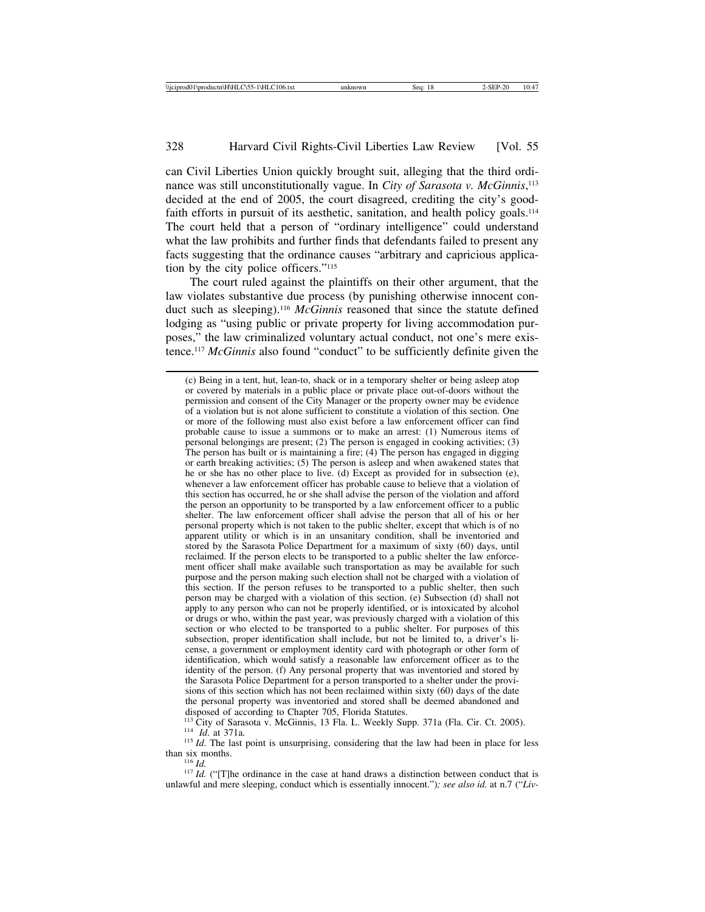can Civil Liberties Union quickly brought suit, alleging that the third ordinance was still unconstitutionally vague. In *City of Sarasota v. McGinnis*,[113] decided at the end of 2005, the court disagreed, crediting the city's good-faith efforts in pursuit of its aesthetic, sanitation, and health policy goals.[114] The court held that a person of "ordinary intelligence" could understand what the law prohibits and further finds that defendants failed to present any facts suggesting that the ordinance causes "arbitrary and capricious application by the city police officers."[115]

The court ruled against the plaintiffs on their other argument, that the law violates substantive due process (by punishing otherwise innocent conduct such as sleeping).[116] *McGinnis* reasoned that since the statute defined lodging as "using public or private property for living accommodation purposes," the law criminalized voluntary actual conduct, not one's mere existence.[117] *McGinnis* also found "conduct" to be sufficiently definite given the

---

(c) Being in a tent, hut, lean-to, shack or in a temporary shelter or being asleep atop or covered by materials in a public place or private place out-of-doors without the permission and consent of the City Manager or the property owner may be evidence of a violation but is not alone sufficient to constitute a violation of this section. One or more of the following must also exist before a law enforcement officer can find probable cause to issue a summons or to make an arrest: (1) Numerous items of personal belongings are present; (2) The person is engaged in cooking activities; (3) The person has built or is maintaining a fire; (4) The person has engaged in digging or earth breaking activities; (5) The person is asleep and when awakened states that he or she has no other place to live. (d) Except as provided for in subsection (e), whenever a law enforcement officer has probable cause to believe that a violation of this section has occurred, he or she shall advise the person of the violation and afford the person an opportunity to be transported by a law enforcement officer to a public shelter. The law enforcement officer shall advise the person that all of his or her personal property which is not taken to the public shelter, except that which is of no apparent utility or which is in an unsanitary condition, shall be inventoried and stored by the Sarasota Police Department for a maximum of sixty (60) days, until reclaimed. If the person elects to be transported to a public shelter the law enforcement officer shall make available such transportation as may be available for such purpose and the person making such election shall not be charged with a violation of this section. If the person refuses to be transported to a public shelter, then such person may be charged with a violation of this section. (e) Subsection (d) shall not apply to any person who can not be properly identified, or is intoxicated by alcohol or drugs or who, within the past year, was previously charged with a violation of this section or who elected to be transported to a public shelter. For purposes of this subsection, proper identification shall include, but not be limited to, a driver's license, a government or employment identity card with photograph or other form of identification, which would satisfy a reasonable law enforcement officer as to the identity of the person. (f) Any personal property that was inventoried and stored by the Sarasota Police Department for a person transported to a shelter under the provisions of this section which has not been reclaimed within sixty (60) days of the date the personal property was inventoried and stored shall be deemed abandoned and disposed of according to Chapter 705, Florida Statutes.

[113] City of Sarasota v. McGinnis, 13 Fla. L. Weekly Supp. 371a (Fla. Cir. Ct. 2005).

[114] *Id.* at 371a.

[115] *Id*. The last point is unsurprising, considering that the law had been in place for less than six months.

[116] *Id.*

[117] *Id.* ("[T]he ordinance in the case at hand draws a distinction between conduct that is unlawful and mere sleeping, conduct which is essentially innocent."); *see also id.* at n.7 ("*Liv-*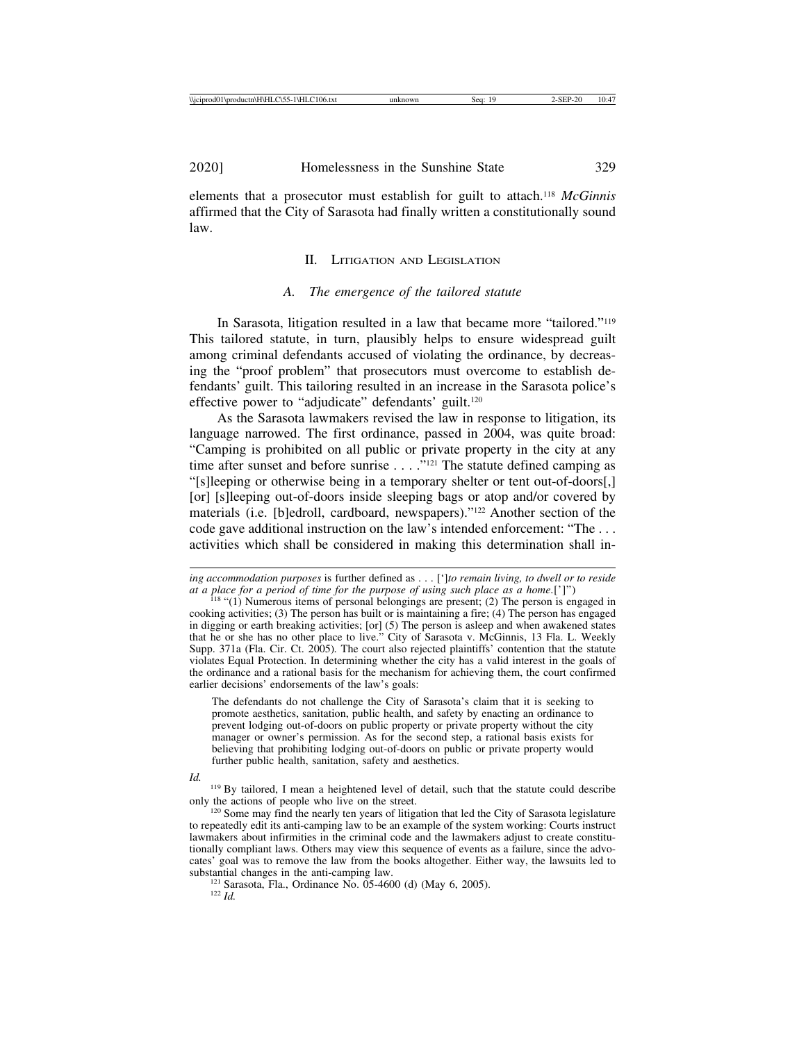elements that a prosecutor must establish for guilt to attach.[118] *McGinnis* affirmed that the City of Sarasota had finally written a constitutionally sound law.

## II. Litigation and Legislation

### *A. The emergence of the tailored statute*

In Sarasota, litigation resulted in a law that became more "tailored."[119] This tailored statute, in turn, plausibly helps to ensure widespread guilt among criminal defendants accused of violating the ordinance, by decreasing the "proof problem" that prosecutors must overcome to establish defendants' guilt. This tailoring resulted in an increase in the Sarasota police's effective power to "adjudicate" defendants' guilt.[120]

As the Sarasota lawmakers revised the law in response to litigation, its language narrowed. The first ordinance, passed in 2004, was quite broad: "Camping is prohibited on all public or private property in the city at any time after sunset and before sunrise . . . ."[121] The statute defined camping as "[s]leeping or otherwise being in a temporary shelter or tent out-of-doors[,] [or] [s]leeping out-of-doors inside sleeping bags or atop and/or covered by materials (i.e. [b]edroll, cardboard, newspapers)."[122] Another section of the code gave additional instruction on the law's intended enforcement: "The . . . activities which shall be considered in making this determination shall in-

---

*ing accommodation purposes* is further defined as . . . [']*to remain living, to dwell or to reside at a place for a period of time for the purpose of using such place as a home*.[']")

[118] "(1) Numerous items of personal belongings are present; (2) The person is engaged in cooking activities; (3) The person has built or is maintaining a fire; (4) The person has engaged in digging or earth breaking activities; [or] (5) The person is asleep and when awakened states that he or she has no other place to live." City of Sarasota v. McGinnis, 13 Fla. L. Weekly Supp. 371a (Fla. Cir. Ct. 2005). The court also rejected plaintiffs' contention that the statute violates Equal Protection. In determining whether the city has a valid interest in the goals of the ordinance and a rational basis for the mechanism for achieving them, the court confirmed earlier decisions' endorsements of the law's goals:

> The defendants do not challenge the City of Sarasota's claim that it is seeking to promote aesthetics, sanitation, public health, and safety by enacting an ordinance to prevent lodging out-of-doors on public property or private property without the city manager or owner's permission. As for the second step, a rational basis exists for believing that prohibiting lodging out-of-doors on public or private property would further public health, sanitation, safety and aesthetics.

*Id.*

[119] By tailored, I mean a heightened level of detail, such that the statute could describe only the actions of people who live on the street.

[120] Some may find the nearly ten years of litigation that led the City of Sarasota legislature to repeatedly edit its anti-camping law to be an example of the system working: Courts instruct lawmakers about infirmities in the criminal code and the lawmakers adjust to create constitutionally compliant laws. Others may view this sequence of events as a failure, since the advocates' goal was to remove the law from the books altogether. Either way, the lawsuits led to substantial changes in the anti-camping law.

[121] Sarasota, Fla., Ordinance No. 05-4600 (d) (May 6, 2005).

[122] *Id.*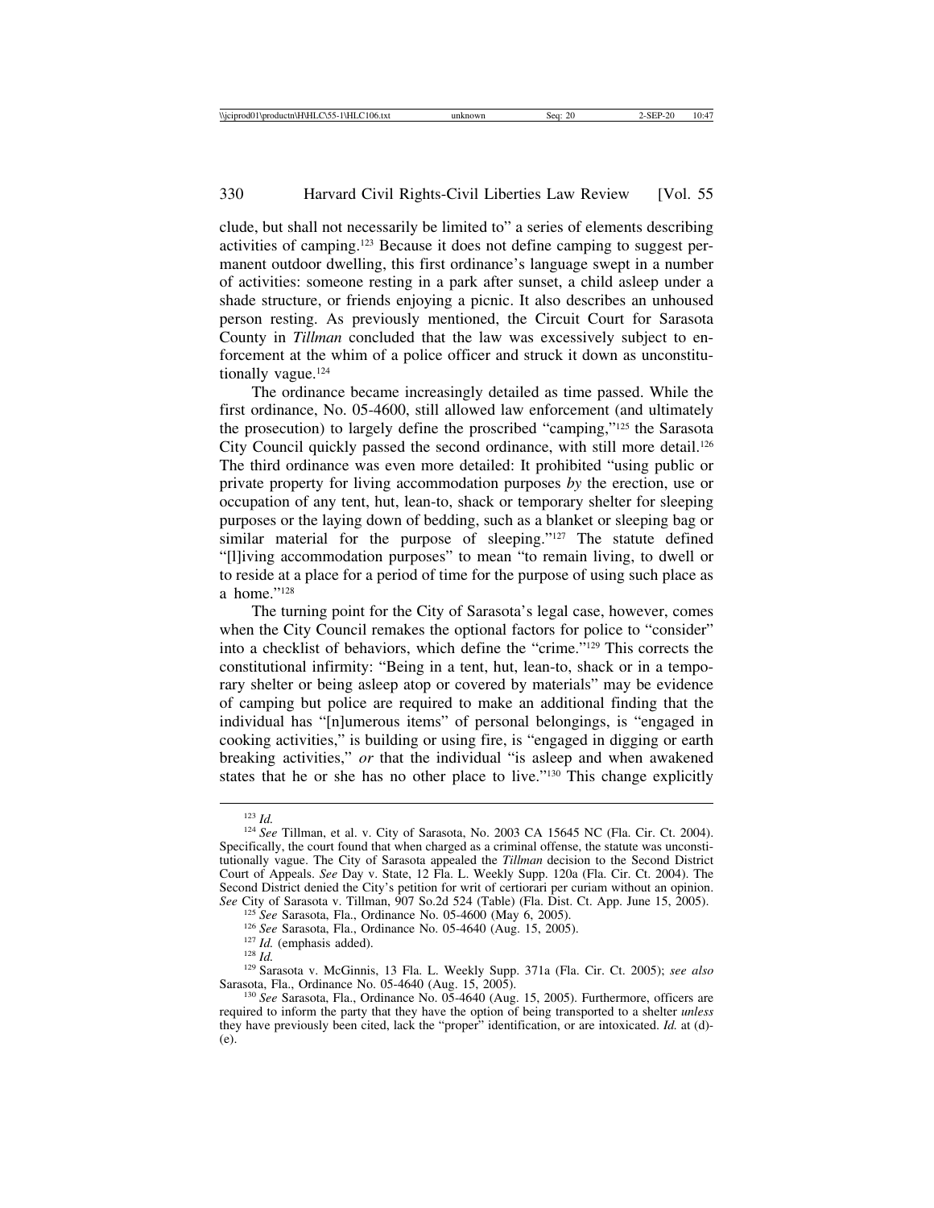clude, but shall not necessarily be limited to" a series of elements describing activities of camping.[123] Because it does not define camping to suggest permanent outdoor dwelling, this first ordinance's language swept in a number of activities: someone resting in a park after sunset, a child asleep under a shade structure, or friends enjoying a picnic. It also describes an unhoused person resting. As previously mentioned, the Circuit Court for Sarasota County in *Tillman* concluded that the law was excessively subject to enforcement at the whim of a police officer and struck it down as unconstitutionally vague.[124]

The ordinance became increasingly detailed as time passed. While the first ordinance, No. 05-4600, still allowed law enforcement (and ultimately the prosecution) to largely define the proscribed "camping,"[125] the Sarasota City Council quickly passed the second ordinance, with still more detail.[126] The third ordinance was even more detailed: It prohibited "using public or private property for living accommodation purposes *by* the erection, use or occupation of any tent, hut, lean-to, shack or temporary shelter for sleeping purposes or the laying down of bedding, such as a blanket or sleeping bag or similar material for the purpose of sleeping."[127] The statute defined "[l]iving accommodation purposes" to mean "to remain living, to dwell or to reside at a place for a period of time for the purpose of using such place as a home."[128]

The turning point for the City of Sarasota's legal case, however, comes when the City Council remakes the optional factors for police to "consider" into a checklist of behaviors, which define the "crime."[129] This corrects the constitutional infirmity: "Being in a tent, hut, lean-to, shack or in a temporary shelter or being asleep atop or covered by materials" may be evidence of camping but police are required to make an additional finding that the individual has "[n]umerous items" of personal belongings, is "engaged in cooking activities," is building or using fire, is "engaged in digging or earth breaking activities," *or* that the individual "is asleep and when awakened states that he or she has no other place to live."[130] This change explicitly

---

[123] *Id.*

[124] *See* Tillman, et al. v. City of Sarasota, No. 2003 CA 15645 NC (Fla. Cir. Ct. 2004). Specifically, the court found that when charged as a criminal offense, the statute was unconstitutionally vague. The City of Sarasota appealed the *Tillman* decision to the Second District Court of Appeals. *See* Day v. State, 12 Fla. L. Weekly Supp. 120a (Fla. Cir. Ct. 2004). The Second District denied the City's petition for writ of certiorari per curiam without an opinion. *See* City of Sarasota v. Tillman, 907 So.2d 524 (Table) (Fla. Dist. Ct. App. June 15, 2005).

[125] *See* Sarasota, Fla., Ordinance No. 05-4600 (May 6, 2005).

[126] *See* Sarasota, Fla., Ordinance No. 05-4640 (Aug. 15, 2005).

[127] *Id.* (emphasis added).

[128] *Id.*

[129] Sarasota v. McGinnis, 13 Fla. L. Weekly Supp. 371a (Fla. Cir. Ct. 2005); *see also* Sarasota, Fla., Ordinance No. 05-4640 (Aug. 15, 2005).

[130] *See* Sarasota, Fla., Ordinance No. 05-4640 (Aug. 15, 2005). Furthermore, officers are required to inform the party that they have the option of being transported to a shelter *unless* they have previously been cited, lack the "proper" identification, or are intoxicated. *Id.* at (d)-(e).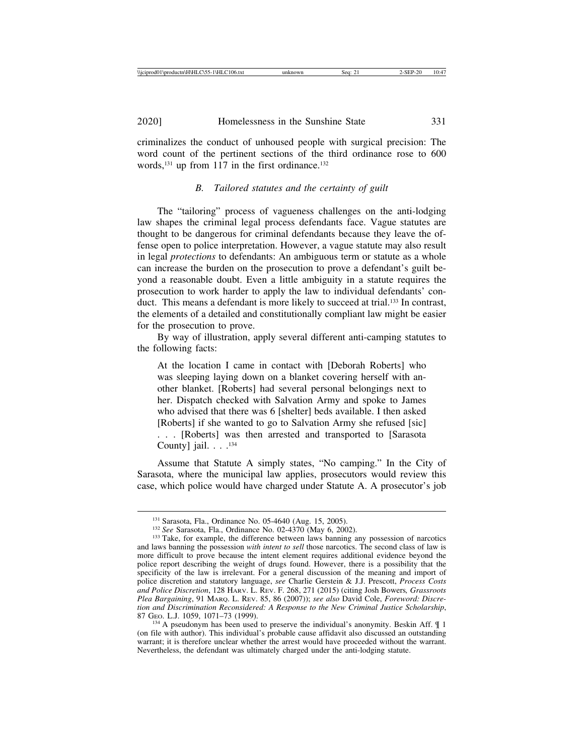criminalizes the conduct of unhoused people with surgical precision: The word count of the pertinent sections of the third ordinance rose to 600 words,[131] up from 117 in the first ordinance.[132]

### *B. Tailored statutes and the certainty of guilt*

The "tailoring" process of vagueness challenges on the anti-lodging law shapes the criminal legal process defendants face. Vague statutes are thought to be dangerous for criminal defendants because they leave the offense open to police interpretation. However, a vague statute may also result in legal *protections* to defendants: An ambiguous term or statute as a whole can increase the burden on the prosecution to prove a defendant's guilt beyond a reasonable doubt. Even a little ambiguity in a statute requires the prosecution to work harder to apply the law to individual defendants' conduct. This means a defendant is more likely to succeed at trial.[133] In contrast, the elements of a detailed and constitutionally compliant law might be easier for the prosecution to prove.

By way of illustration, apply several different anti-camping statutes to the following facts:

> At the location I came in contact with [Deborah Roberts] who was sleeping laying down on a blanket covering herself with another blanket. [Roberts] had several personal belongings next to her. Dispatch checked with Salvation Army and spoke to James who advised that there was 6 [shelter] beds available. I then asked [Roberts] if she wanted to go to Salvation Army she refused [sic] . . . [Roberts] was then arrested and transported to [Sarasota County] jail. . . .[134]

Assume that Statute A simply states, "No camping." In the City of Sarasota, where the municipal law applies, prosecutors would review this case, which police would have charged under Statute A. A prosecutor's job

---

[131] Sarasota, Fla., Ordinance No. 05-4640 (Aug. 15, 2005).

[132] *See* Sarasota, Fla., Ordinance No. 02-4370 (May 6, 2002).

[133] Take, for example, the difference between laws banning any possession of narcotics and laws banning the possession *with intent to sell* those narcotics. The second class of law is more difficult to prove because the intent element requires additional evidence beyond the police report describing the weight of drugs found. However, there is a possibility that the specificity of the law is irrelevant. For a general discussion of the meaning and import of police discretion and statutory language, *see* Charlie Gerstein & J.J. Prescott, *Process Costs and Police Discretion*, 128 HARV. L. REV. F. 268, 271 (2015) (citing Josh Bowers*, Grassroots Plea Bargaining*, 91 MARQ. L. REV. 85, 86 (2007)); *see also* David Cole, *Foreword: Discretion and Discrimination Reconsidered: A Response to the New Criminal Justice Scholarship*, 87 GEO. L.J. 1059, 1071–73 (1999).

[134] A pseudonym has been used to preserve the individual's anonymity. Beskin Aff. ¶ 1 (on file with author). This individual's probable cause affidavit also discussed an outstanding warrant; it is therefore unclear whether the arrest would have proceeded without the warrant. Nevertheless, the defendant was ultimately charged under the anti-lodging statute.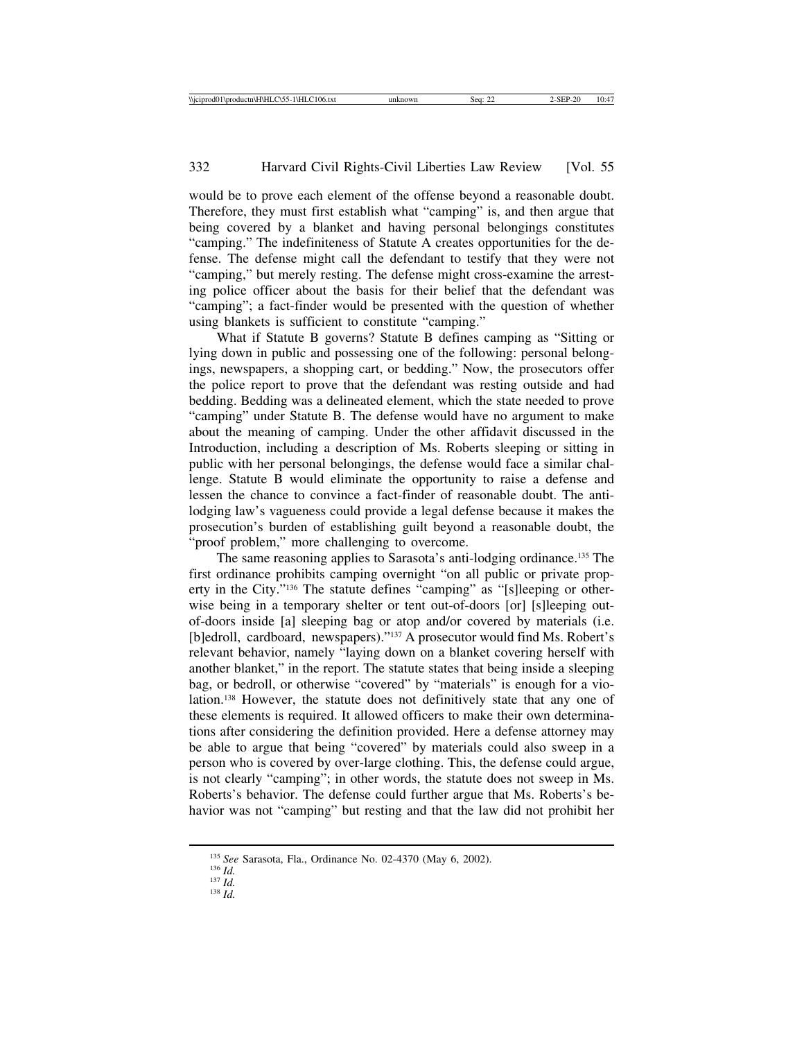would be to prove each element of the offense beyond a reasonable doubt. Therefore, they must first establish what "camping" is, and then argue that being covered by a blanket and having personal belongings constitutes "camping." The indefiniteness of Statute A creates opportunities for the defense. The defense might call the defendant to testify that they were not "camping," but merely resting. The defense might cross-examine the arresting police officer about the basis for their belief that the defendant was "camping"; a fact-finder would be presented with the question of whether using blankets is sufficient to constitute "camping."

What if Statute B governs? Statute B defines camping as "Sitting or lying down in public and possessing one of the following: personal belongings, newspapers, a shopping cart, or bedding." Now, the prosecutors offer the police report to prove that the defendant was resting outside and had bedding. Bedding was a delineated element, which the state needed to prove "camping" under Statute B. The defense would have no argument to make about the meaning of camping. Under the other affidavit discussed in the Introduction, including a description of Ms. Roberts sleeping or sitting in public with her personal belongings, the defense would face a similar challenge. Statute B would eliminate the opportunity to raise a defense and lessen the chance to convince a fact-finder of reasonable doubt. The anti-lodging law's vagueness could provide a legal defense because it makes the prosecution's burden of establishing guilt beyond a reasonable doubt, the "proof problem," more challenging to overcome.

The same reasoning applies to Sarasota's anti-lodging ordinance.[135] The first ordinance prohibits camping overnight "on all public or private property in the City."[136] The statute defines "camping" as "[s]leeping or otherwise being in a temporary shelter or tent out-of-doors [or] [s]leeping out-of-doors inside [a] sleeping bag or atop and/or covered by materials (i.e. [b]edroll, cardboard, newspapers)."[137] A prosecutor would find Ms. Robert's relevant behavior, namely "laying down on a blanket covering herself with another blanket," in the report. The statute states that being inside a sleeping bag, or bedroll, or otherwise "covered" by "materials" is enough for a violation.[138] However, the statute does not definitively state that any one of these elements is required. It allowed officers to make their own determinations after considering the definition provided. Here a defense attorney may be able to argue that being "covered" by materials could also sweep in a person who is covered by over-large clothing. This, the defense could argue, is not clearly "camping"; in other words, the statute does not sweep in Ms. Roberts's behavior. The defense could further argue that Ms. Roberts's behavior was not "camping" but resting and that the law did not prohibit her

[135] *See* Sarasota, Fla., Ordinance No. 02-4370 (May 6, 2002).

[136] *Id.*

[137] *Id.*

[138] *Id.*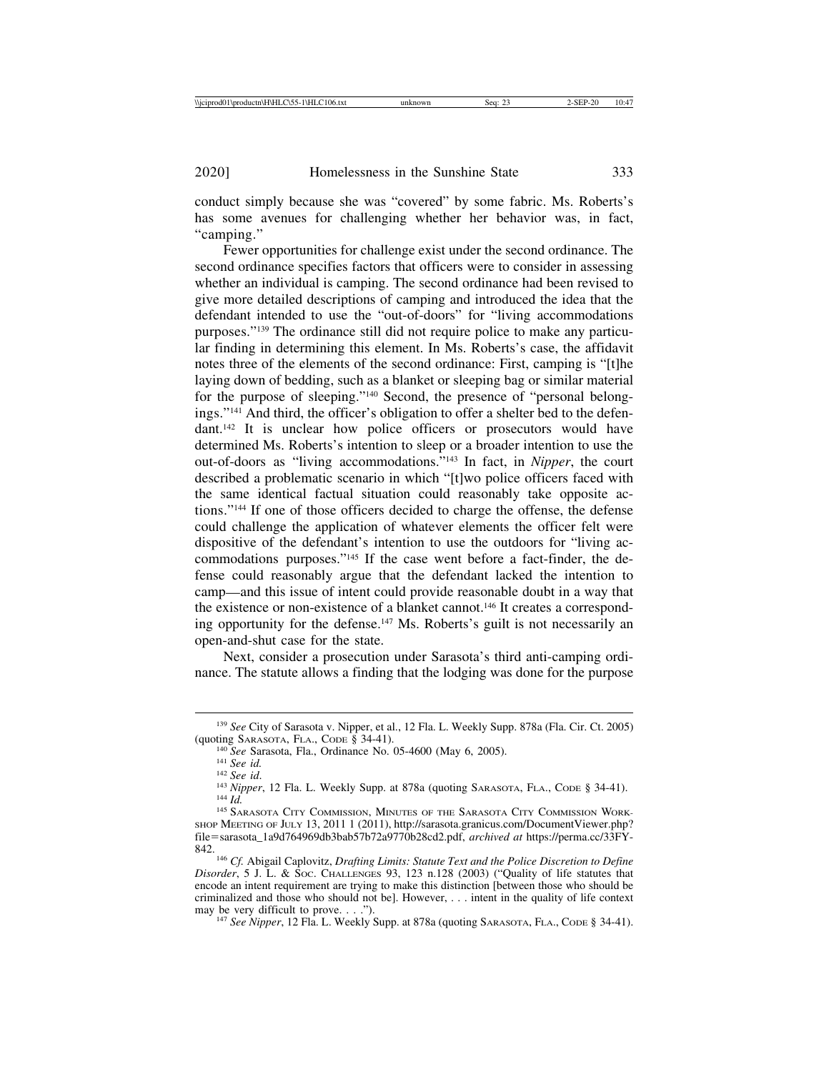conduct simply because she was "covered" by some fabric. Ms. Roberts's has some avenues for challenging whether her behavior was, in fact, "camping."

Fewer opportunities for challenge exist under the second ordinance. The second ordinance specifies factors that officers were to consider in assessing whether an individual is camping. The second ordinance had been revised to give more detailed descriptions of camping and introduced the idea that the defendant intended to use the "out-of-doors" for "living accommodations purposes."[139] The ordinance still did not require police to make any particular finding in determining this element. In Ms. Roberts's case, the affidavit notes three of the elements of the second ordinance: First, camping is "[t]he laying down of bedding, such as a blanket or sleeping bag or similar material for the purpose of sleeping."[140] Second, the presence of "personal belongings."[141] And third, the officer's obligation to offer a shelter bed to the defendant.[142] It is unclear how police officers or prosecutors would have determined Ms. Roberts's intention to sleep or a broader intention to use the out-of-doors as "living accommodations."[143] In fact, in *Nipper*, the court described a problematic scenario in which "[t]wo police officers faced with the same identical factual situation could reasonably take opposite actions."[144] If one of those officers decided to charge the offense, the defense could challenge the application of whatever elements the officer felt were dispositive of the defendant's intention to use the outdoors for "living accommodations purposes."[145] If the case went before a fact-finder, the defense could reasonably argue that the defendant lacked the intention to camp—and this issue of intent could provide reasonable doubt in a way that the existence or non-existence of a blanket cannot.[146] It creates a corresponding opportunity for the defense.[147] Ms. Roberts's guilt is not necessarily an open-and-shut case for the state.

Next, consider a prosecution under Sarasota's third anti-camping ordinance. The statute allows a finding that the lodging was done for the purpose

---

[139] *See* City of Sarasota v. Nipper, et al., 12 Fla. L. Weekly Supp. 878a (Fla. Cir. Ct. 2005) (quoting SARASOTA, FLA., CODE § 34-41).

[140] *See* Sarasota, Fla., Ordinance No. 05-4600 (May 6, 2005).

[141] *See id.*

[142] *See id.*

[143] *Nipper*, 12 Fla. L. Weekly Supp. at 878a (quoting SARASOTA, FLA., CODE § 34-41).

[144] *Id.*

[145] SARASOTA CITY COMMISSION, MINUTES OF THE SARASOTA CITY COMMISSION WORKSHOP MEETING OF JULY 13, 2011 1 (2011), http://sarasota.granicus.com/DocumentViewer.php?file=sarasota_1a9d764969db3bab57b72a9770b28cd2.pdf, *archived at* https://perma.cc/33FY-842.

[146] *Cf.* Abigail Caplovitz, *Drafting Limits: Statute Text and the Police Discretion to Define Disorder*, 5 J. L. & SOC. CHALLENGES 93, 123 n.128 (2003) ("Quality of life statutes that encode an intent requirement are trying to make this distinction [between those who should be criminalized and those who should not be]. However, . . . intent in the quality of life context may be very difficult to prove. . . .").

[147] *See Nipper*, 12 Fla. L. Weekly Supp. at 878a (quoting SARASOTA, FLA., CODE § 34-41).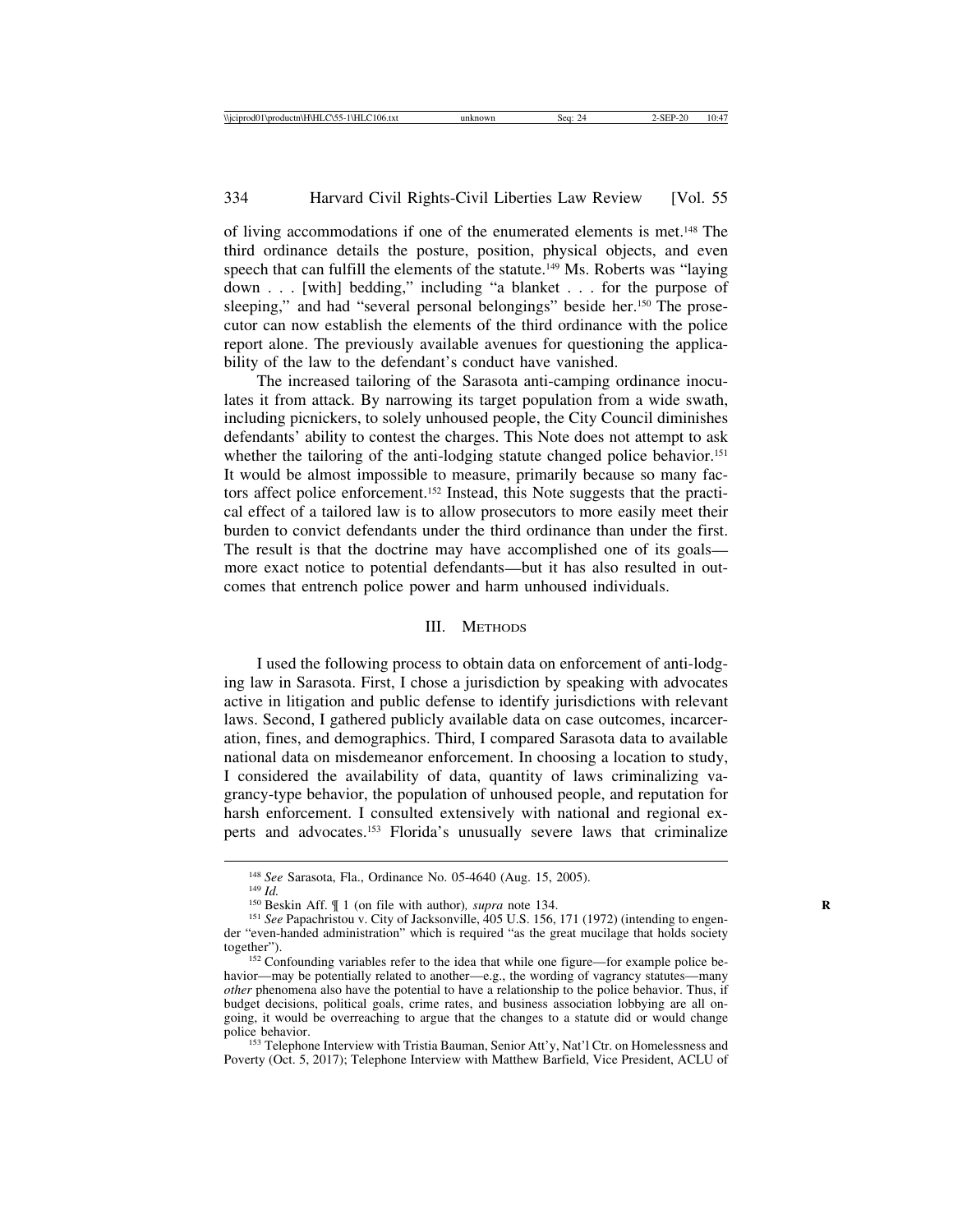of living accommodations if one of the enumerated elements is met.[148] The third ordinance details the posture, position, physical objects, and even speech that can fulfill the elements of the statute.[149] Ms. Roberts was "laying down . . . [with] bedding," including "a blanket . . . for the purpose of sleeping," and had "several personal belongings" beside her.[150] The prosecutor can now establish the elements of the third ordinance with the police report alone. The previously available avenues for questioning the applicability of the law to the defendant's conduct have vanished.

The increased tailoring of the Sarasota anti-camping ordinance inoculates it from attack. By narrowing its target population from a wide swath, including picnickers, to solely unhoused people, the City Council diminishes defendants' ability to contest the charges. This Note does not attempt to ask whether the tailoring of the anti-lodging statute changed police behavior.[151] It would be almost impossible to measure, primarily because so many factors affect police enforcement.[152] Instead, this Note suggests that the practical effect of a tailored law is to allow prosecutors to more easily meet their burden to convict defendants under the third ordinance than under the first. The result is that the doctrine may have accomplished one of its goals—more exact notice to potential defendants—but it has also resulted in outcomes that entrench police power and harm unhoused individuals.

## III. Methods

I used the following process to obtain data on enforcement of anti-lodging law in Sarasota. First, I chose a jurisdiction by speaking with advocates active in litigation and public defense to identify jurisdictions with relevant laws. Second, I gathered publicly available data on case outcomes, incarceration, fines, and demographics. Third, I compared Sarasota data to available national data on misdemeanor enforcement. In choosing a location to study, I considered the availability of data, quantity of laws criminalizing vagrancy-type behavior, the population of unhoused people, and reputation for harsh enforcement. I consulted extensively with national and regional experts and advocates.[153] Florida's unusually severe laws that criminalize

---

[148] *See* Sarasota, Fla., Ordinance No. 05-4640 (Aug. 15, 2005).

[149] *Id.*

[150] Beskin Aff. ¶ 1 (on file with author)*, supra* note 134.

[151] *See* Papachristou v. City of Jacksonville, 405 U.S. 156, 171 (1972) (intending to engender "even-handed administration" which is required "as the great mucilage that holds society together").

[152] Confounding variables refer to the idea that while one figure—for example police behavior—may be potentially related to another—e.g., the wording of vagrancy statutes—many *other* phenomena also have the potential to have a relationship to the police behavior. Thus, if budget decisions, political goals, crime rates, and business association lobbying are all ongoing, it would be overreaching to argue that the changes to a statute did or would change police behavior.

[153] Telephone Interview with Tristia Bauman, Senior Att'y, Nat'l Ctr. on Homelessness and Poverty (Oct. 5, 2017); Telephone Interview with Matthew Barfield, Vice President, ACLU of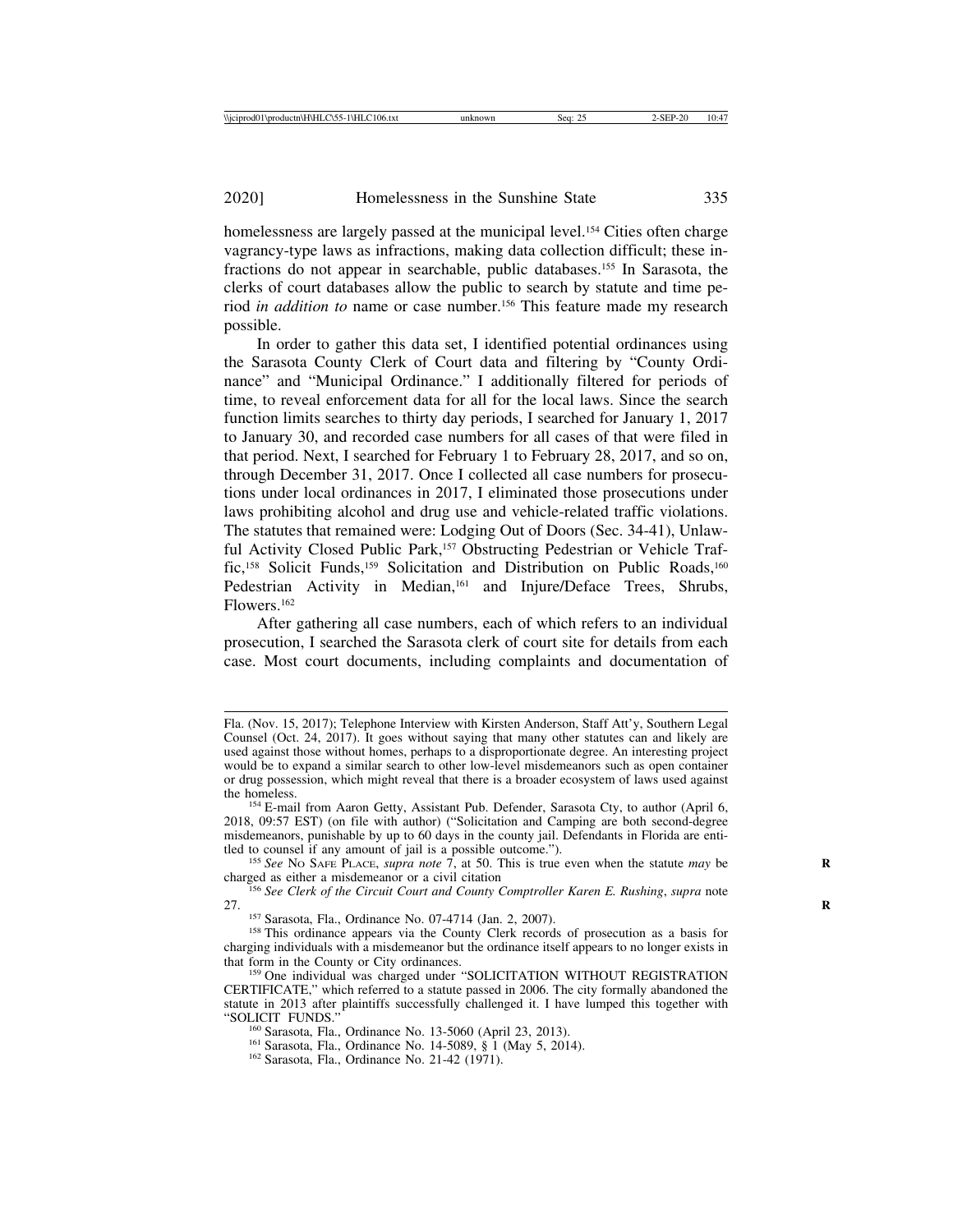homelessness are largely passed at the municipal level.[154] Cities often charge vagrancy-type laws as infractions, making data collection difficult; these infractions do not appear in searchable, public databases.[155] In Sarasota, the clerks of court databases allow the public to search by statute and time period *in addition to* name or case number.[156] This feature made my research possible.

In order to gather this data set, I identified potential ordinances using the Sarasota County Clerk of Court data and filtering by "County Ordinance" and "Municipal Ordinance." I additionally filtered for periods of time, to reveal enforcement data for all for the local laws. Since the search function limits searches to thirty day periods, I searched for January 1, 2017 to January 30, and recorded case numbers for all cases of that were filed in that period. Next, I searched for February 1 to February 28, 2017, and so on, through December 31, 2017. Once I collected all case numbers for prosecutions under local ordinances in 2017, I eliminated those prosecutions under laws prohibiting alcohol and drug use and vehicle-related traffic violations. The statutes that remained were: Lodging Out of Doors (Sec. 34-41), Unlawful Activity Closed Public Park,[157] Obstructing Pedestrian or Vehicle Traffic,[158] Solicit Funds,[159] Solicitation and Distribution on Public Roads,[160] Pedestrian Activity in Median,[161] and Injure/Deface Trees, Shrubs, Flowers.[162]

After gathering all case numbers, each of which refers to an individual prosecution, I searched the Sarasota clerk of court site for details from each case. Most court documents, including complaints and documentation of

---

Fla. (Nov. 15, 2017); Telephone Interview with Kirsten Anderson, Staff Att'y, Southern Legal Counsel (Oct. 24, 2017). It goes without saying that many other statutes can and likely are used against those without homes, perhaps to a disproportionate degree. An interesting project would be to expand a similar search to other low-level misdemeanors such as open container or drug possession, which might reveal that there is a broader ecosystem of laws used against the homeless.

[154] E-mail from Aaron Getty, Assistant Pub. Defender, Sarasota Cty, to author (April 6, 2018, 09:57 EST) (on file with author) ("Solicitation and Camping are both second-degree misdemeanors, punishable by up to 60 days in the county jail. Defendants in Florida are entitled to counsel if any amount of jail is a possible outcome.").

[155] *See* NO SAFE PLACE, *supra* note 7, at 50. This is true even when the statute *may* be charged as either a misdemeanor or a civil citation

[156] *See Clerk of the Circuit Court and County Comptroller Karen E. Rushing*, *supra* note 27.

[157] Sarasota, Fla., Ordinance No. 07-4714 (Jan. 2, 2007).

[158] This ordinance appears via the County Clerk records of prosecution as a basis for charging individuals with a misdemeanor but the ordinance itself appears to no longer exists in that form in the County or City ordinances.

[159] One individual was charged under "SOLICITATION WITHOUT REGISTRATION CERTIFICATE," which referred to a statute passed in 2006. The city formally abandoned the statute in 2013 after plaintiffs successfully challenged it. I have lumped this together with "SOLICIT FUNDS."

[160] Sarasota, Fla., Ordinance No. 13-5060 (April 23, 2013).

[161] Sarasota, Fla., Ordinance No. 14-5089, § 1 (May 5, 2014).

[162] Sarasota, Fla., Ordinance No. 21-42 (1971).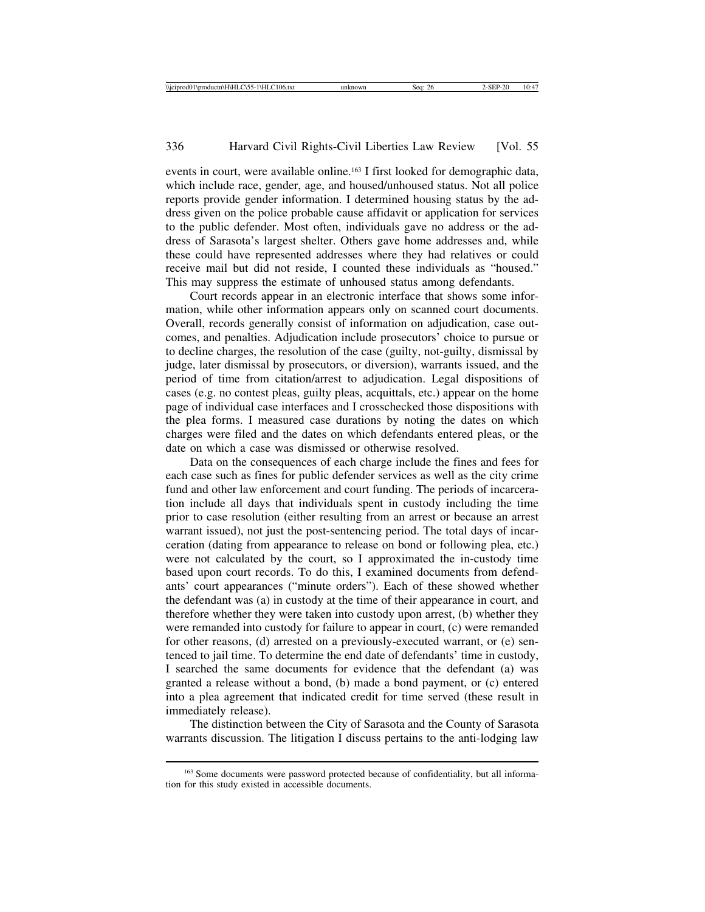events in court, were available online.[163] I first looked for demographic data, which include race, gender, age, and housed/unhoused status. Not all police reports provide gender information. I determined housing status by the address given on the police probable cause affidavit or application for services to the public defender. Most often, individuals gave no address or the address of Sarasota's largest shelter. Others gave home addresses and, while these could have represented addresses where they had relatives or could receive mail but did not reside, I counted these individuals as "housed." This may suppress the estimate of unhoused status among defendants.

Court records appear in an electronic interface that shows some information, while other information appears only on scanned court documents. Overall, records generally consist of information on adjudication, case outcomes, and penalties. Adjudication include prosecutors' choice to pursue or to decline charges, the resolution of the case (guilty, not-guilty, dismissal by judge, later dismissal by prosecutors, or diversion), warrants issued, and the period of time from citation/arrest to adjudication. Legal dispositions of cases (e.g. no contest pleas, guilty pleas, acquittals, etc.) appear on the home page of individual case interfaces and I crosschecked those dispositions with the plea forms. I measured case durations by noting the dates on which charges were filed and the dates on which defendants entered pleas, or the date on which a case was dismissed or otherwise resolved.

Data on the consequences of each charge include the fines and fees for each case such as fines for public defender services as well as the city crime fund and other law enforcement and court funding. The periods of incarceration include all days that individuals spent in custody including the time prior to case resolution (either resulting from an arrest or because an arrest warrant issued), not just the post-sentencing period. The total days of incarceration (dating from appearance to release on bond or following plea, etc.) were not calculated by the court, so I approximated the in-custody time based upon court records. To do this, I examined documents from defendants' court appearances ("minute orders"). Each of these showed whether the defendant was (a) in custody at the time of their appearance in court, and therefore whether they were taken into custody upon arrest, (b) whether they were remanded into custody for failure to appear in court, (c) were remanded for other reasons, (d) arrested on a previously-executed warrant, or (e) sentenced to jail time. To determine the end date of defendants' time in custody, I searched the same documents for evidence that the defendant (a) was granted a release without a bond, (b) made a bond payment, or (c) entered into a plea agreement that indicated credit for time served (these result in immediately release).

The distinction between the City of Sarasota and the County of Sarasota warrants discussion. The litigation I discuss pertains to the anti-lodging law

[163] Some documents were password protected because of confidentiality, but all information for this study existed in accessible documents.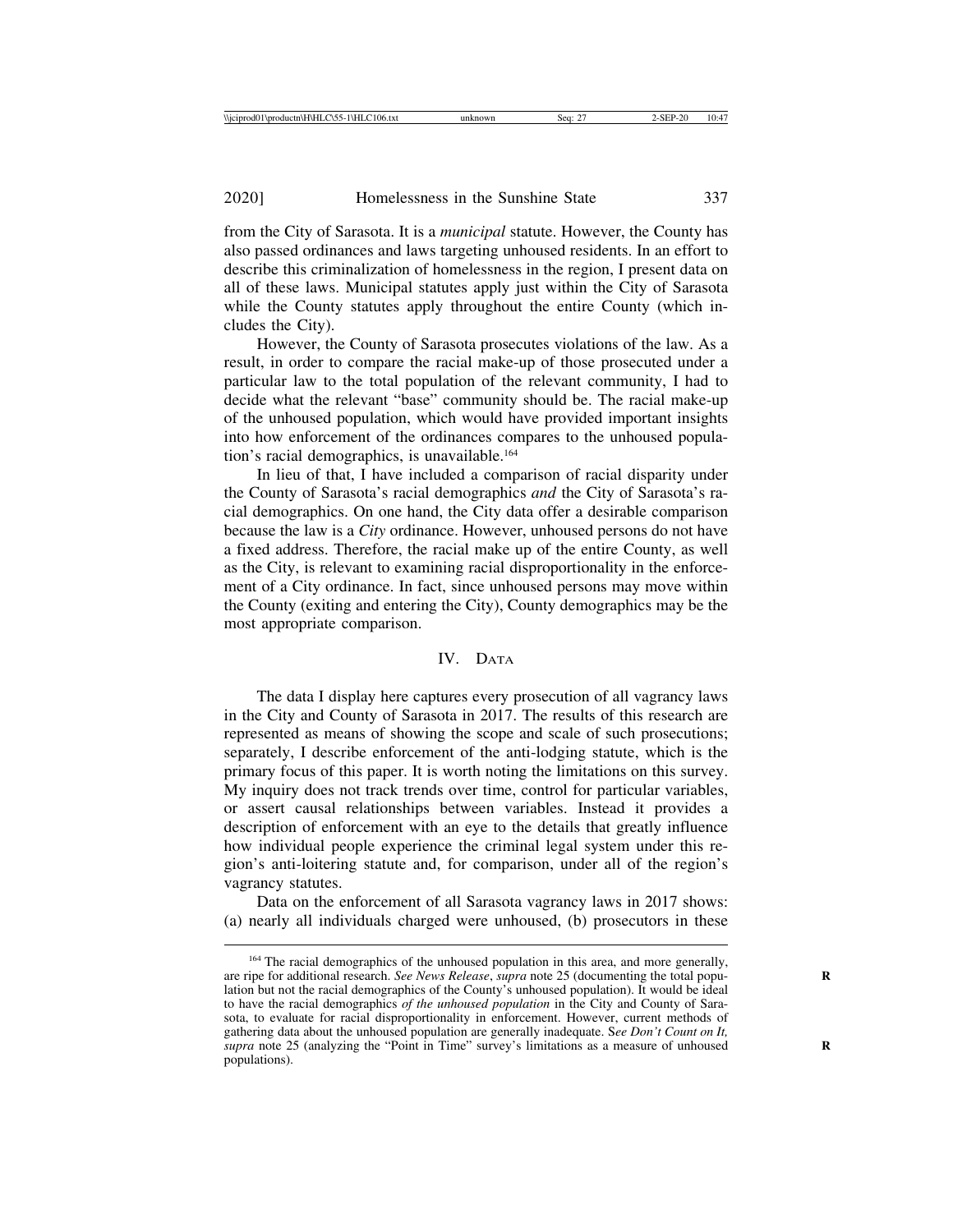from the City of Sarasota. It is a *municipal* statute. However, the County has also passed ordinances and laws targeting unhoused residents. In an effort to describe this criminalization of homelessness in the region, I present data on all of these laws. Municipal statutes apply just within the City of Sarasota while the County statutes apply throughout the entire County (which includes the City).

However, the County of Sarasota prosecutes violations of the law. As a result, in order to compare the racial make-up of those prosecuted under a particular law to the total population of the relevant community, I had to decide what the relevant "base" community should be. The racial make-up of the unhoused population, which would have provided important insights into how enforcement of the ordinances compares to the unhoused population's racial demographics, is unavailable.[164]

In lieu of that, I have included a comparison of racial disparity under the County of Sarasota's racial demographics *and* the City of Sarasota's racial demographics. On one hand, the City data offer a desirable comparison because the law is a *City* ordinance. However, unhoused persons do not have a fixed address. Therefore, the racial make up of the entire County, as well as the City, is relevant to examining racial disproportionality in the enforcement of a City ordinance. In fact, since unhoused persons may move within the County (exiting and entering the City), County demographics may be the most appropriate comparison.

## IV. Data

The data I display here captures every prosecution of all vagrancy laws in the City and County of Sarasota in 2017. The results of this research are represented as means of showing the scope and scale of such prosecutions; separately, I describe enforcement of the anti-lodging statute, which is the primary focus of this paper. It is worth noting the limitations on this survey. My inquiry does not track trends over time, control for particular variables, or assert causal relationships between variables. Instead it provides a description of enforcement with an eye to the details that greatly influence how individual people experience the criminal legal system under this region's anti-loitering statute and, for comparison, under all of the region's vagrancy statutes.

Data on the enforcement of all Sarasota vagrancy laws in 2017 shows: (a) nearly all individuals charged were unhoused, (b) prosecutors in these

---

[164] The racial demographics of the unhoused population in this area, and more generally, are ripe for additional research. *See News Release*, *supra* note 25 (documenting the total population but not the racial demographics of the County's unhoused population). It would be ideal to have the racial demographics *of the unhoused population* in the City and County of Sarasota, to evaluate for racial disproportionality in enforcement. However, current methods of gathering data about the unhoused population are generally inadequate. S*ee Don't Count on It, supra* note 25 (analyzing the "Point in Time" survey's limitations as a measure of unhoused populations).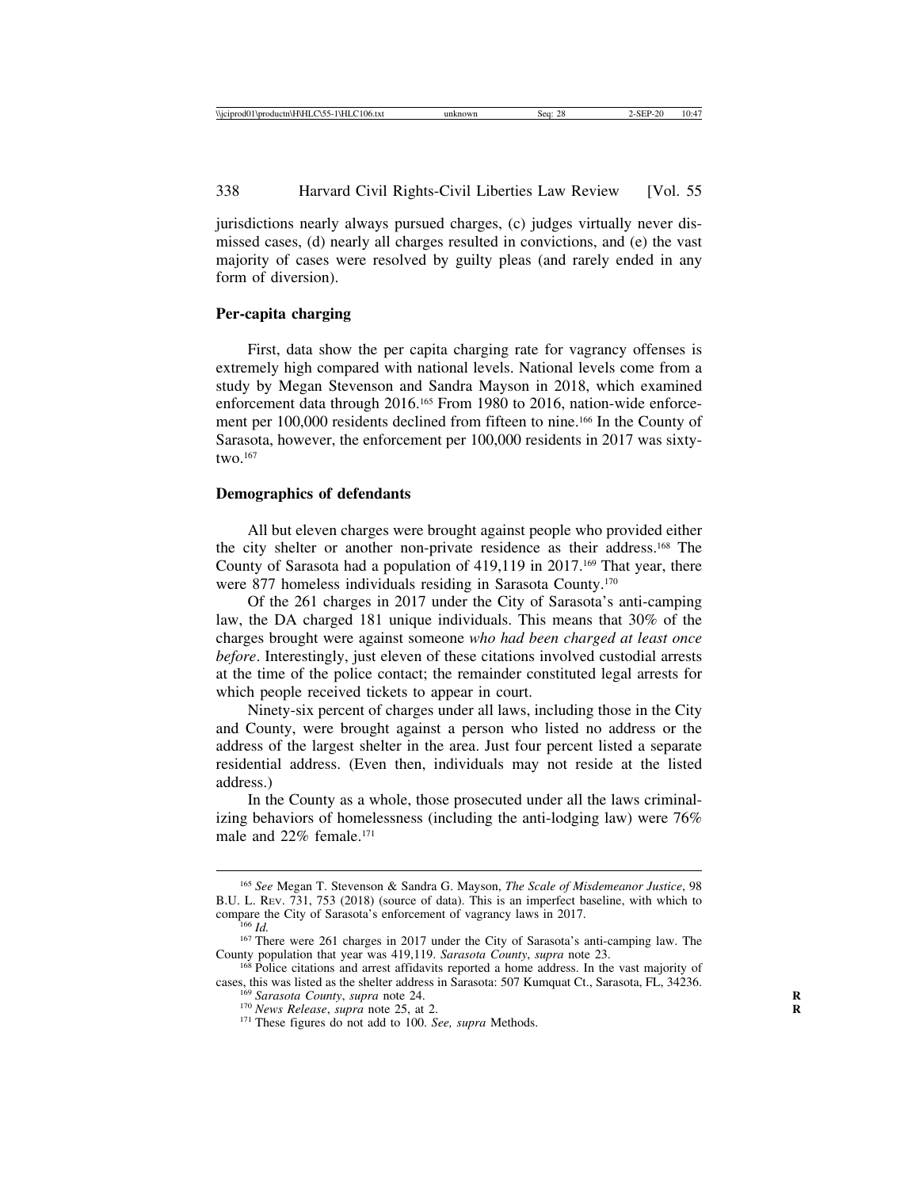jurisdictions nearly always pursued charges, (c) judges virtually never dismissed cases, (d) nearly all charges resulted in convictions, and (e) the vast majority of cases were resolved by guilty pleas (and rarely ended in any form of diversion).

**Per-capita charging**

First, data show the per capita charging rate for vagrancy offenses is extremely high compared with national levels. National levels come from a study by Megan Stevenson and Sandra Mayson in 2018, which examined enforcement data through 2016.[165] From 1980 to 2016, nation-wide enforcement per 100,000 residents declined from fifteen to nine.[166] In the County of Sarasota, however, the enforcement per 100,000 residents in 2017 was sixty-two.[167]

**Demographics of defendants**

All but eleven charges were brought against people who provided either the city shelter or another non-private residence as their address.[168] The County of Sarasota had a population of 419,119 in 2017.[169] That year, there were 877 homeless individuals residing in Sarasota County.[170]

Of the 261 charges in 2017 under the City of Sarasota's anti-camping law, the DA charged 181 unique individuals. This means that 30% of the charges brought were against someone *who had been charged at least once before*. Interestingly, just eleven of these citations involved custodial arrests at the time of the police contact; the remainder constituted legal arrests for which people received tickets to appear in court.

Ninety-six percent of charges under all laws, including those in the City and County, were brought against a person who listed no address or the address of the largest shelter in the area. Just four percent listed a separate residential address. (Even then, individuals may not reside at the listed address.)

In the County as a whole, those prosecuted under all the laws criminalizing behaviors of homelessness (including the anti-lodging law) were 76% male and 22% female.[171]

---

[165] *See* Megan T. Stevenson & Sandra G. Mayson, *The Scale of Misdemeanor Justice*, 98 B.U. L. Rev. 731, 753 (2018) (source of data). This is an imperfect baseline, with which to compare the City of Sarasota's enforcement of vagrancy laws in 2017.

[166] *Id.*

[167] There were 261 charges in 2017 under the City of Sarasota's anti-camping law. The County population that year was 419,119. *Sarasota County*, *supra* note 23.

[168] Police citations and arrest affidavits reported a home address. In the vast majority of cases, this was listed as the shelter address in Sarasota: 507 Kumquat Ct., Sarasota, FL, 34236.

[169] *Sarasota County*, *supra* note 24.

[170] *News Release*, *supra* note 25, at 2.

[171] These figures do not add to 100. *See, supra* Methods.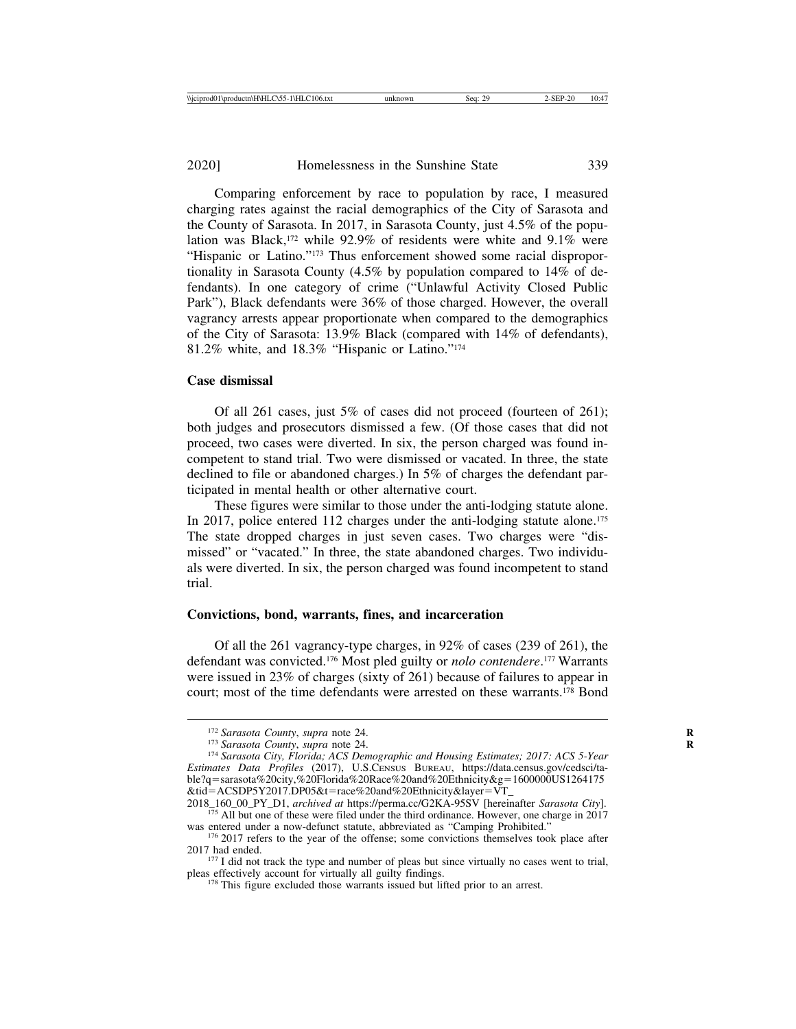Comparing enforcement by race to population by race, I measured charging rates against the racial demographics of the City of Sarasota and the County of Sarasota. In 2017, in Sarasota County, just 4.5% of the population was Black,[172] while 92.9% of residents were white and 9.1% were "Hispanic or Latino."[173] Thus enforcement showed some racial disproportionality in Sarasota County (4.5% by population compared to 14% of defendants). In one category of crime ("Unlawful Activity Closed Public Park"), Black defendants were 36% of those charged. However, the overall vagrancy arrests appear proportionate when compared to the demographics of the City of Sarasota: 13.9% Black (compared with 14% of defendants), 81.2% white, and 18.3% "Hispanic or Latino."[174]

**Case dismissal**

Of all 261 cases, just 5% of cases did not proceed (fourteen of 261); both judges and prosecutors dismissed a few. (Of those cases that did not proceed, two cases were diverted. In six, the person charged was found incompetent to stand trial. Two were dismissed or vacated. In three, the state declined to file or abandoned charges.) In 5% of charges the defendant participated in mental health or other alternative court.

These figures were similar to those under the anti-lodging statute alone. In 2017, police entered 112 charges under the anti-lodging statute alone.[175] The state dropped charges in just seven cases. Two charges were "dismissed" or "vacated." In three, the state abandoned charges. Two individuals were diverted. In six, the person charged was found incompetent to stand trial.

**Convictions, bond, warrants, fines, and incarceration**

Of all the 261 vagrancy-type charges, in 92% of cases (239 of 261), the defendant was convicted.[176] Most pled guilty or *nolo contendere*.[177] Warrants were issued in 23% of charges (sixty of 261) because of failures to appear in court; most of the time defendants were arrested on these warrants.[178] Bond

---

[172] *Sarasota County*, *supra* note 24.

[173] *Sarasota County*, *supra* note 24.

[174] *Sarasota City, Florida; ACS Demographic and Housing Estimates; 2017: ACS 5-Year Estimates Data Profiles* (2017), U.S. Census Bureau, https://data.census.gov/cedsci/table?q=sarasota%20city,%20Florida%20Race%20and%20Ethnicity&g=1600000US1264175&tid=ACSDP5Y2017.DP05&t=race%20and%20Ethnicity&layer=VT_2018_160_00_PY_D1, *archived at* https://perma.cc/G2KA-95SV [hereinafter *Sarasota City*].

[175] All but one of these were filed under the third ordinance. However, one charge in 2017 was entered under a now-defunct statute, abbreviated as "Camping Prohibited."

[176] 2017 refers to the year of the offense; some convictions themselves took place after 2017 had ended.

[177] I did not track the type and number of pleas but since virtually no cases went to trial, pleas effectively account for virtually all guilty findings.

[178] This figure excluded those warrants issued but lifted prior to an arrest.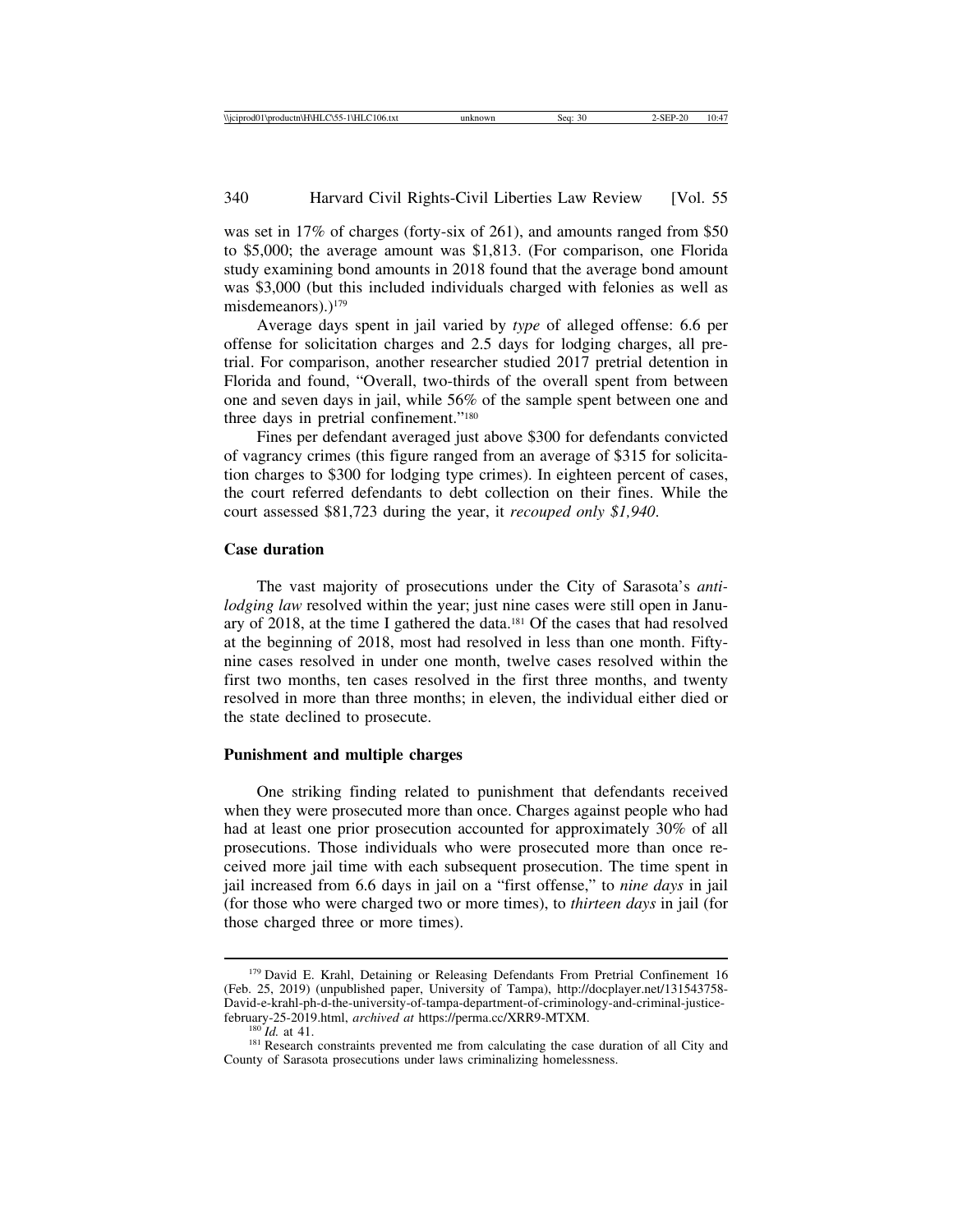was set in 17% of charges (forty-six of 261), and amounts ranged from $50 to $5,000; the average amount was $1,813. (For comparison, one Florida study examining bond amounts in 2018 found that the average bond amount was $3,000 (but this included individuals charged with felonies as well as misdemeanors).)[179]

Average days spent in jail varied by *type* of alleged offense: 6.6 per offense for solicitation charges and 2.5 days for lodging charges, all pretrial. For comparison, another researcher studied 2017 pretrial detention in Florida and found, "Overall, two-thirds of the overall spent from between one and seven days in jail, while 56% of the sample spent between one and three days in pretrial confinement."[180]

Fines per defendant averaged just above $300 for defendants convicted of vagrancy crimes (this figure ranged from an average of $315 for solicitation charges to $300 for lodging type crimes). In eighteen percent of cases, the court referred defendants to debt collection on their fines. While the court assessed $81,723 during the year, it *recouped only $1,940*.

**Case duration**

The vast majority of prosecutions under the City of Sarasota's *anti-lodging law* resolved within the year; just nine cases were still open in January of 2018, at the time I gathered the data.[181] Of the cases that had resolved at the beginning of 2018, most had resolved in less than one month. Fifty-nine cases resolved in under one month, twelve cases resolved within the first two months, ten cases resolved in the first three months, and twenty resolved in more than three months; in eleven, the individual either died or the state declined to prosecute.

**Punishment and multiple charges**

One striking finding related to punishment that defendants received when they were prosecuted more than once. Charges against people who had had at least one prior prosecution accounted for approximately 30% of all prosecutions. Those individuals who were prosecuted more than once received more jail time with each subsequent prosecution. The time spent in jail increased from 6.6 days in jail on a "first offense," to *nine days* in jail (for those who were charged two or more times), to *thirteen days* in jail (for those charged three or more times).

[179] David E. Krahl, Detaining or Releasing Defendants From Pretrial Confinement 16 (Feb. 25, 2019) (unpublished paper, University of Tampa), http://docplayer.net/131543758-David-e-krahl-ph-d-the-university-of-tampa-department-of-criminology-and-criminal-justice-february-25-2019.html, *archived at* https://perma.cc/XRR9-MTXM.

[180] *Id.* at 41.

[181] Research constraints prevented me from calculating the case duration of all City and County of Sarasota prosecutions under laws criminalizing homelessness.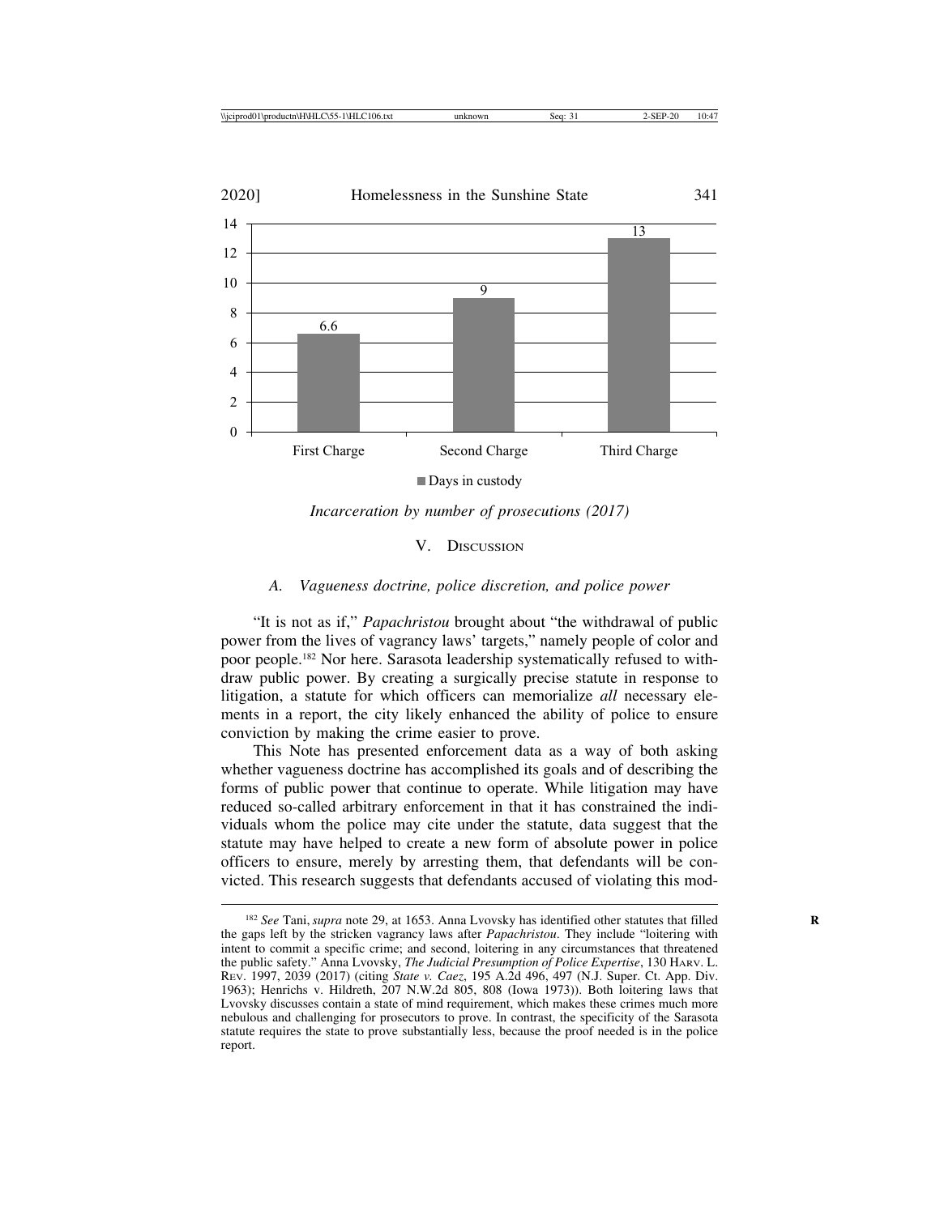| | Days in custody |
|---|---|
| First Charge | 6.6 |
| Second Charge | 9 |
| Third Charge | 13 |

*Incarceration by number of prosecutions (2017)*

## V. Discussion

### *A. Vagueness doctrine, police discretion, and police power*

"It is not as if," *Papachristou* brought about "the withdrawal of public power from the lives of vagrancy laws' targets," namely people of color and poor people.[182] Nor here. Sarasota leadership systematically refused to withdraw public power. By creating a surgically precise statute in response to litigation, a statute for which officers can memorialize *all* necessary elements in a report, the city likely enhanced the ability of police to ensure conviction by making the crime easier to prove.

This Note has presented enforcement data as a way of both asking whether vagueness doctrine has accomplished its goals and of describing the forms of public power that continue to operate. While litigation may have reduced so-called arbitrary enforcement in that it has constrained the individuals whom the police may cite under the statute, data suggest that the statute may have helped to create a new form of absolute power in police officers to ensure, merely by arresting them, that defendants will be convicted. This research suggests that defendants accused of violating this mod-

---

[182] *See* Tani, *supra* note 29, at 1653. Anna Lvovsky has identified other statutes that filled the gaps left by the stricken vagrancy laws after *Papachristou*. They include "loitering with intent to commit a specific crime; and second, loitering in any circumstances that threatened the public safety." Anna Lvovsky, *The Judicial Presumption of Police Expertise*, 130 Harv. L. Rev. 1997, 2039 (2017) (citing *State v. Caez*, 195 A.2d 496, 497 (N.J. Super. Ct. App. Div. 1963); Henrichs v. Hildreth, 207 N.W.2d 805, 808 (Iowa 1973)). Both loitering laws that Lvovsky discusses contain a state of mind requirement, which makes these crimes much more nebulous and challenging for prosecutors to prove. In contrast, the specificity of the Sarasota statute requires the state to prove substantially less, because the proof needed is in the police report.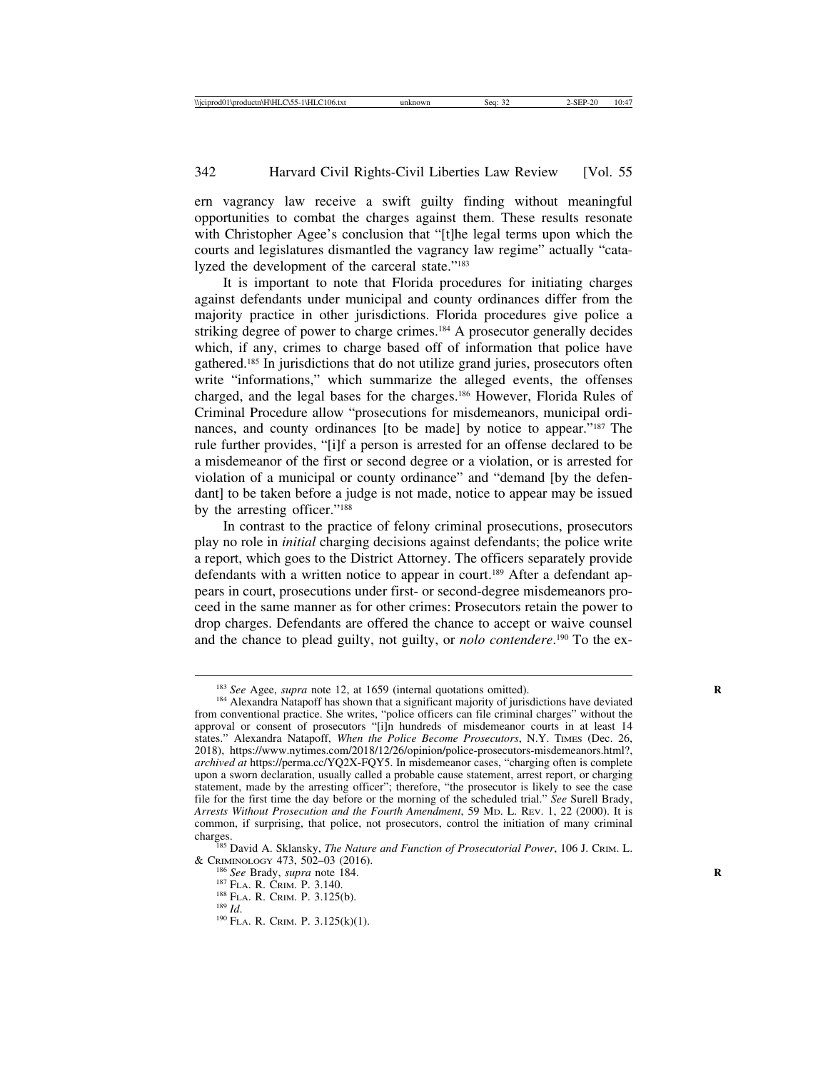ern vagrancy law receive a swift guilty finding without meaningful opportunities to combat the charges against them. These results resonate with Christopher Agee's conclusion that "[t]he legal terms upon which the courts and legislatures dismantled the vagrancy law regime" actually "catalyzed the development of the carceral state."[183]

It is important to note that Florida procedures for initiating charges against defendants under municipal and county ordinances differ from the majority practice in other jurisdictions. Florida procedures give police a striking degree of power to charge crimes.[184] A prosecutor generally decides which, if any, crimes to charge based off of information that police have gathered.[185] In jurisdictions that do not utilize grand juries, prosecutors often write "informations," which summarize the alleged events, the offenses charged, and the legal bases for the charges.[186] However, Florida Rules of Criminal Procedure allow "prosecutions for misdemeanors, municipal ordinances, and county ordinances [to be made] by notice to appear."[187] The rule further provides, "[i]f a person is arrested for an offense declared to be a misdemeanor of the first or second degree or a violation, or is arrested for violation of a municipal or county ordinance" and "demand [by the defendant] to be taken before a judge is not made, notice to appear may be issued by the arresting officer."[188]

In contrast to the practice of felony criminal prosecutions, prosecutors play no role in *initial* charging decisions against defendants; the police write a report, which goes to the District Attorney. The officers separately provide defendants with a written notice to appear in court.[189] After a defendant appears in court, prosecutions under first- or second-degree misdemeanors proceed in the same manner as for other crimes: Prosecutors retain the power to drop charges. Defendants are offered the chance to accept or waive counsel and the chance to plead guilty, not guilty, or *nolo contendere*.[190] To the ex-

---

[183] *See* Agee, *supra* note 12, at 1659 (internal quotations omitted).

[184] Alexandra Natapoff has shown that a significant majority of jurisdictions have deviated from conventional practice. She writes, "police officers can file criminal charges" without the approval or consent of prosecutors "[i]n hundreds of misdemeanor courts in at least 14 states." Alexandra Natapoff, *When the Police Become Prosecutors*, N.Y. TIMES (Dec. 26, 2018), https://www.nytimes.com/2018/12/26/opinion/police-prosecutors-misdemeanors.html?, *archived at* https://perma.cc/YQ2X-FQY5. In misdemeanor cases, "charging often is complete upon a sworn declaration, usually called a probable cause statement, arrest report, or charging statement, made by the arresting officer"; therefore, "the prosecutor is likely to see the case file for the first time the day before or the morning of the scheduled trial." *See* Surell Brady, *Arrests Without Prosecution and the Fourth Amendment*, 59 MD. L. REV. 1, 22 (2000). It is common, if surprising, that police, not prosecutors, control the initiation of many criminal charges.

[185] David A. Sklansky, *The Nature and Function of Prosecutorial Power*, 106 J. CRIM. L. & CRIMINOLOGY 473, 502–03 (2016).

[186] *See* Brady, *supra* note 184.

[187] FLA. R. CRIM. P. 3.140.

[188] FLA. R. CRIM. P. 3.125(b).

[189] *Id.*

[190] FLA. R. CRIM. P. 3.125(k)(1).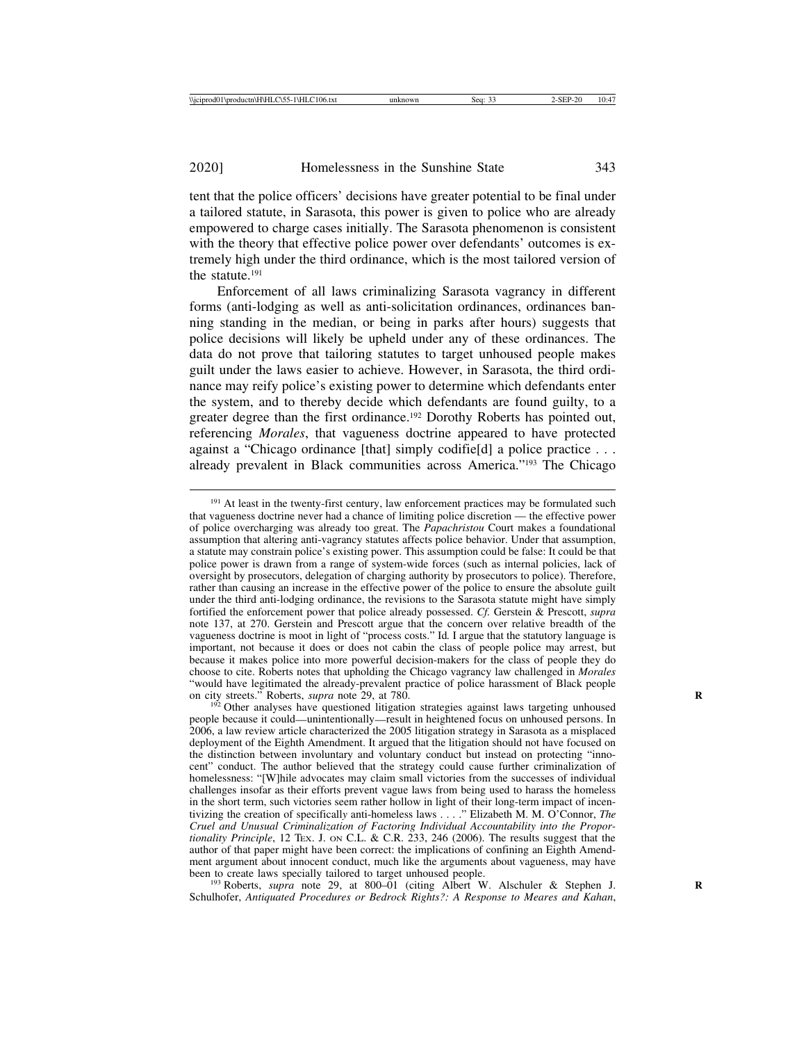tent that the police officers' decisions have greater potential to be final under a tailored statute, in Sarasota, this power is given to police who are already empowered to charge cases initially. The Sarasota phenomenon is consistent with the theory that effective police power over defendants' outcomes is extremely high under the third ordinance, which is the most tailored version of the statute.[191]

Enforcement of all laws criminalizing Sarasota vagrancy in different forms (anti-lodging as well as anti-solicitation ordinances, ordinances banning standing in the median, or being in parks after hours) suggests that police decisions will likely be upheld under any of these ordinances. The data do not prove that tailoring statutes to target unhoused people makes guilt under the laws easier to achieve. However, in Sarasota, the third ordinance may reify police's existing power to determine which defendants enter the system, and to thereby decide which defendants are found guilty, to a greater degree than the first ordinance.[192] Dorothy Roberts has pointed out, referencing *Morales*, that vagueness doctrine appeared to have protected against a "Chicago ordinance [that] simply codifie[d] a police practice . . . already prevalent in Black communities across America."[193] The Chicago

---

[191] At least in the twenty-first century, law enforcement practices may be formulated such that vagueness doctrine never had a chance of limiting police discretion — the effective power of police overcharging was already too great. The *Papachristou* Court makes a foundational assumption that altering anti-vagrancy statutes affects police behavior. Under that assumption, a statute may constrain police's existing power. This assumption could be false: It could be that police power is drawn from a range of system-wide forces (such as internal policies, lack of oversight by prosecutors, delegation of charging authority by prosecutors to police). Therefore, rather than causing an increase in the effective power of the police to ensure the absolute guilt under the third anti-lodging ordinance, the revisions to the Sarasota statute might have simply fortified the enforcement power that police already possessed. *Cf.* Gerstein & Prescott, *supra* note 137, at 270. Gerstein and Prescott argue that the concern over relative breadth of the vagueness doctrine is moot in light of "process costs." Id. I argue that the statutory language is important, not because it does or does not cabin the class of people police may arrest, but because it makes police into more powerful decision-makers for the class of people they do choose to cite. Roberts notes that upholding the Chicago vagrancy law challenged in *Morales* "would have legitimated the already-prevalent practice of police harassment of Black people on city streets." Roberts, *supra* note 29, at 780.

[192] Other analyses have questioned litigation strategies against laws targeting unhoused people because it could—unintentionally—result in heightened focus on unhoused persons. In 2006, a law review article characterized the 2005 litigation strategy in Sarasota as a misplaced deployment of the Eighth Amendment. It argued that the litigation should not have focused on the distinction between involuntary and voluntary conduct but instead on protecting "innocent" conduct. The author believed that the strategy could cause further criminalization of homelessness: "[W]hile advocates may claim small victories from the successes of individual challenges insofar as their efforts prevent vague laws from being used to harass the homeless in the short term, such victories seem rather hollow in light of their long-term impact of incentivizing the creation of specifically anti-homeless laws . . . ." Elizabeth M. M. O'Connor, *The Cruel and Unusual Criminalization of Factoring Individual Accountability into the Proportionality Principle*, 12 Tex. J. on C.L. & C.R. 233, 246 (2006). The results suggest that the author of that paper might have been correct: the implications of confining an Eighth Amendment argument about innocent conduct, much like the arguments about vagueness, may have been to create laws specially tailored to target unhoused people.

[193] Roberts, *supra* note 29, at 800–01 (citing Albert W. Alschuler & Stephen J. Schulhofer, *Antiquated Procedures or Bedrock Rights?: A Response to Meares and Kahan*,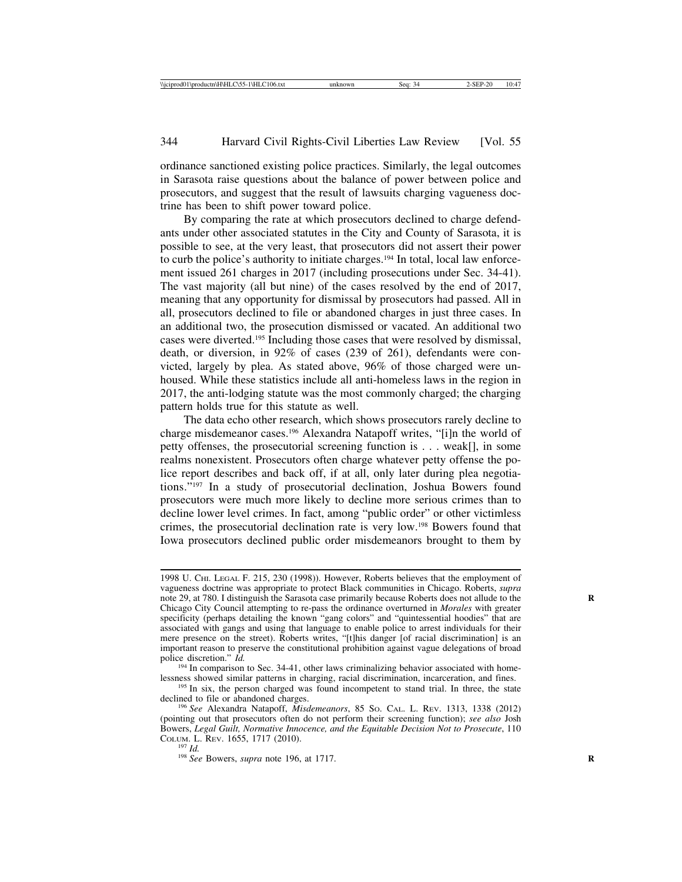ordinance sanctioned existing police practices. Similarly, the legal outcomes in Sarasota raise questions about the balance of power between police and prosecutors, and suggest that the result of lawsuits charging vagueness doctrine has been to shift power toward police.

By comparing the rate at which prosecutors declined to charge defendants under other associated statutes in the City and County of Sarasota, it is possible to see, at the very least, that prosecutors did not assert their power to curb the police's authority to initiate charges.[194] In total, local law enforcement issued 261 charges in 2017 (including prosecutions under Sec. 34-41). The vast majority (all but nine) of the cases resolved by the end of 2017, meaning that any opportunity for dismissal by prosecutors had passed. All in all, prosecutors declined to file or abandoned charges in just three cases. In an additional two, the prosecution dismissed or vacated. An additional two cases were diverted.[195] Including those cases that were resolved by dismissal, death, or diversion, in 92% of cases (239 of 261), defendants were convicted, largely by plea. As stated above, 96% of those charged were unhoused. While these statistics include all anti-homeless laws in the region in 2017, the anti-lodging statute was the most commonly charged; the charging pattern holds true for this statute as well.

The data echo other research, which shows prosecutors rarely decline to charge misdemeanor cases.[196] Alexandra Natapoff writes, "[i]n the world of petty offenses, the prosecutorial screening function is . . . weak[], in some realms nonexistent. Prosecutors often charge whatever petty offense the police report describes and back off, if at all, only later during plea negotiations."[197] In a study of prosecutorial declination, Joshua Bowers found prosecutors were much more likely to decline more serious crimes than to decline lower level crimes. In fact, among "public order" or other victimless crimes, the prosecutorial declination rate is very low.[198] Bowers found that Iowa prosecutors declined public order misdemeanors brought to them by

---

1998 U. Chi. Legal F. 215, 230 (1998)). However, Roberts believes that the employment of vagueness doctrine was appropriate to protect Black communities in Chicago. Roberts, *supra* note 29, at 780. I distinguish the Sarasota case primarily because Roberts does not allude to the Chicago City Council attempting to re-pass the ordinance overturned in *Morales* with greater specificity (perhaps detailing the known "gang colors" and "quintessential hoodies" that are associated with gangs and using that language to enable police to arrest individuals for their mere presence on the street). Roberts writes, "[t]his danger [of racial discrimination] is an important reason to preserve the constitutional prohibition against vague delegations of broad police discretion." *Id.*

[194] In comparison to Sec. 34-41, other laws criminalizing behavior associated with homelessness showed similar patterns in charging, racial discrimination, incarceration, and fines.

[195] In six, the person charged was found incompetent to stand trial. In three, the state declined to file or abandoned charges.

[196] *See* Alexandra Natapoff, *Misdemeanors*, 85 So. Cal. L. Rev. 1313, 1338 (2012) (pointing out that prosecutors often do not perform their screening function); *see also* Josh Bowers, *Legal Guilt, Normative Innocence, and the Equitable Decision Not to Prosecute*, 110 Colum. L. Rev. 1655, 1717 (2010).

[197] *Id.*

[198] *See* Bowers, *supra* note 196, at 1717.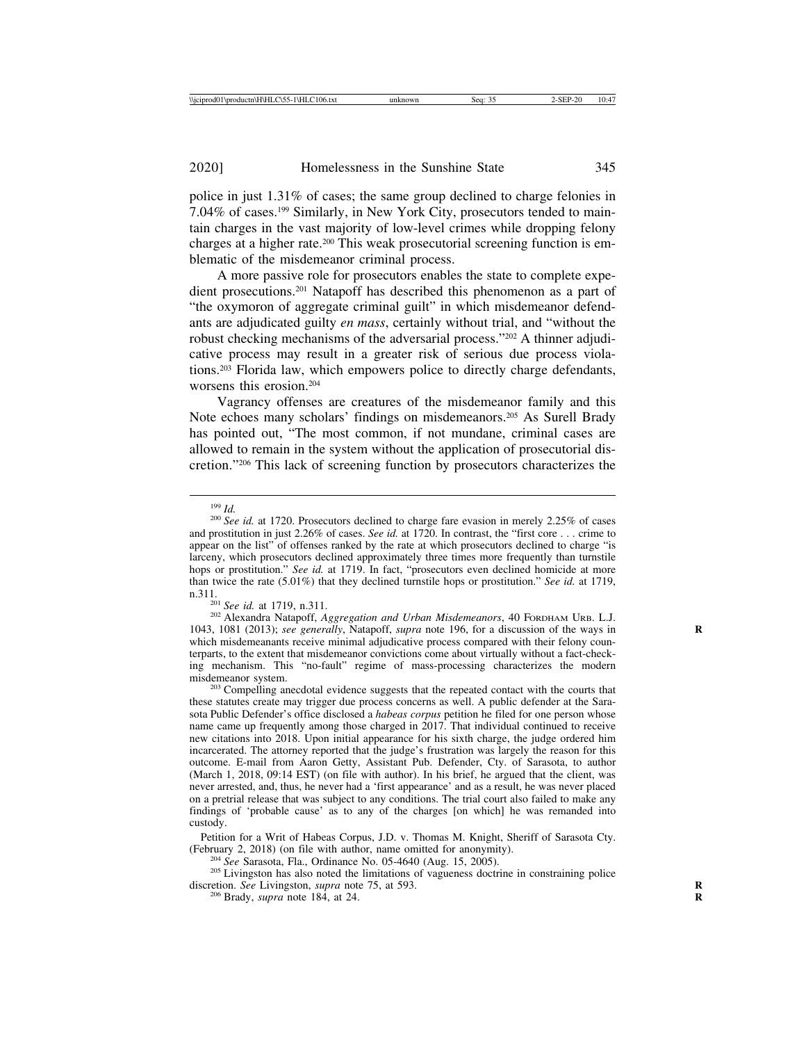police in just 1.31% of cases; the same group declined to charge felonies in 7.04% of cases.[199] Similarly, in New York City, prosecutors tended to maintain charges in the vast majority of low-level crimes while dropping felony charges at a higher rate.[200] This weak prosecutorial screening function is emblematic of the misdemeanor criminal process.

A more passive role for prosecutors enables the state to complete expedient prosecutions.[201] Natapoff has described this phenomenon as a part of "the oxymoron of aggregate criminal guilt" in which misdemeanor defendants are adjudicated guilty *en mass*, certainly without trial, and "without the robust checking mechanisms of the adversarial process."[202] A thinner adjudicative process may result in a greater risk of serious due process violations.[203] Florida law, which empowers police to directly charge defendants, worsens this erosion.[204]

Vagrancy offenses are creatures of the misdemeanor family and this Note echoes many scholars' findings on misdemeanors.[205] As Surell Brady has pointed out, "The most common, if not mundane, criminal cases are allowed to remain in the system without the application of prosecutorial discretion."[206] This lack of screening function by prosecutors characterizes the

---

[199] *Id.*

[200] *See id.* at 1720. Prosecutors declined to charge fare evasion in merely 2.25% of cases and prostitution in just 2.26% of cases. *See id.* at 1720. In contrast, the "first core . . . crime to appear on the list" of offenses ranked by the rate at which prosecutors declined to charge "is larceny, which prosecutors declined approximately three times more frequently than turnstile hops or prostitution." *See id.* at 1719. In fact, "prosecutors even declined homicide at more than twice the rate (5.01%) that they declined turnstile hops or prostitution." *See id.* at 1719, n.311.

[201] *See id.* at 1719, n.311.

[202] Alexandra Natapoff, *Aggregation and Urban Misdemeanors*, 40 FORDHAM URB. L.J. 1043, 1081 (2013); *see generally*, Natapoff, *supra* note 196, for a discussion of the ways in which misdemeanants receive minimal adjudicative process compared with their felony counterparts, to the extent that misdemeanor convictions come about virtually without a fact-checking mechanism. This "no-fault" regime of mass-processing characterizes the modern misdemeanor system.

[203] Compelling anecdotal evidence suggests that the repeated contact with the courts that these statutes create may trigger due process concerns as well. A public defender at the Sarasota Public Defender's office disclosed a *habeas corpus* petition he filed for one person whose name came up frequently among those charged in 2017. That individual continued to receive new citations into 2018. Upon initial appearance for his sixth charge, the judge ordered him incarcerated. The attorney reported that the judge's frustration was largely the reason for this outcome. E-mail from Aaron Getty, Assistant Pub. Defender, Cty. of Sarasota, to author (March 1, 2018, 09:14 EST) (on file with author). In his brief, he argued that the client, was never arrested, and, thus, he never had a 'first appearance' and as a result, he was never placed on a pretrial release that was subject to any conditions. The trial court also failed to make any findings of 'probable cause' as to any of the charges [on which] he was remanded into custody.

Petition for a Writ of Habeas Corpus, J.D. v. Thomas M. Knight, Sheriff of Sarasota Cty. (February 2, 2018) (on file with author, name omitted for anonymity).

[204] *See* Sarasota, Fla., Ordinance No. 05-4640 (Aug. 15, 2005).

[205] Livingston has also noted the limitations of vagueness doctrine in constraining police discretion. *See* Livingston, *supra* note 75, at 593.

[206] Brady, *supra* note 184, at 24.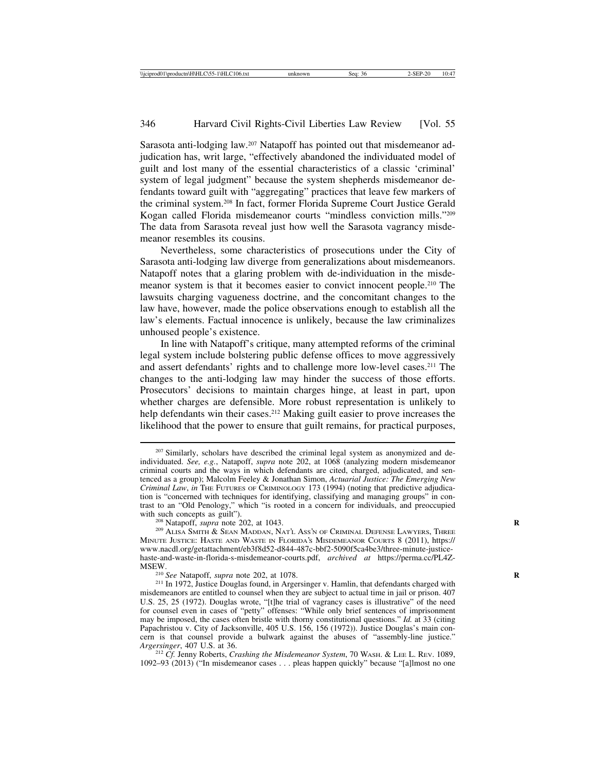Sarasota anti-lodging law.[207] Natapoff has pointed out that misdemeanor adjudication has, writ large, "effectively abandoned the individuated model of guilt and lost many of the essential characteristics of a classic 'criminal' system of legal judgment" because the system shepherds misdemeanor defendants toward guilt with "aggregating" practices that leave few markers of the criminal system.[208] In fact, former Florida Supreme Court Justice Gerald Kogan called Florida misdemeanor courts "mindless conviction mills."[209] The data from Sarasota reveal just how well the Sarasota vagrancy misdemeanor resembles its cousins.

Nevertheless, some characteristics of prosecutions under the City of Sarasota anti-lodging law diverge from generalizations about misdemeanors. Natapoff notes that a glaring problem with de-individuation in the misdemeanor system is that it becomes easier to convict innocent people.[210] The lawsuits charging vagueness doctrine, and the concomitant changes to the law have, however, made the police observations enough to establish all the law's elements. Factual innocence is unlikely, because the law criminalizes unhoused people's existence.

In line with Natapoff's critique, many attempted reforms of the criminal legal system include bolstering public defense offices to move aggressively and assert defendants' rights and to challenge more low-level cases.[211] The changes to the anti-lodging law may hinder the success of those efforts. Prosecutors' decisions to maintain charges hinge, at least in part, upon whether charges are defensible. More robust representation is unlikely to help defendants win their cases.[212] Making guilt easier to prove increases the likelihood that the power to ensure that guilt remains, for practical purposes,

---

[207] Similarly, scholars have described the criminal legal system as anonymized and de-individuated. *See, e.g.*, Natapoff, *supra* note 202, at 1068 (analyzing modern misdemeanor criminal courts and the ways in which defendants are cited, charged, adjudicated, and sentenced as a group); Malcolm Feeley & Jonathan Simon, *Actuarial Justice: The Emerging New Criminal Law*, *in* THE FUTURES OF CRIMINOLOGY 173 (1994) (noting that predictive adjudication is "concerned with techniques for identifying, classifying and managing groups" in contrast to an "Old Penology," which "is rooted in a concern for individuals, and preoccupied with such concepts as guilt").

[208] Natapoff, *supra* note 202, at 1043.

[209] ALISA SMITH & SEAN MADDAN, NAT'L ASS'N OF CRIMINAL DEFENSE LAWYERS, THREE MINUTE JUSTICE: HASTE AND WASTE IN FLORIDA'S MISDEMEANOR COURTS 8 (2011), https://www.nacdl.org/getattachment/eb3f8d52-d844-487c-bbf2-5090f5ca4be3/three-minute-justice-haste-and-waste-in-florida-s-misdemeanor-courts.pdf, *archived at* https://perma.cc/PL4Z-MSEW.

[210] *See* Natapoff, *supra* note 202, at 1078.

[211] In 1972, Justice Douglas found, in Argersinger v. Hamlin, that defendants charged with misdemeanors are entitled to counsel when they are subject to actual time in jail or prison. 407 U.S. 25, 25 (1972). Douglas wrote, "[t]he trial of vagrancy cases is illustrative" of the need for counsel even in cases of "petty" offenses: "While only brief sentences of imprisonment may be imposed, the cases often bristle with thorny constitutional questions." *Id.* at 33 (citing Papachristou v. City of Jacksonville, 405 U.S. 156, 156 (1972)). Justice Douglas's main concern is that counsel provide a bulwark against the abuses of "assembly-line justice." *Argersinger*, 407 U.S. at 36.

[212] *Cf.* Jenny Roberts, *Crashing the Misdemeanor System*, 70 WASH. & LEE L. REV. 1089, 1092–93 (2013) ("In misdemeanor cases . . . pleas happen quickly" because "[a]lmost no one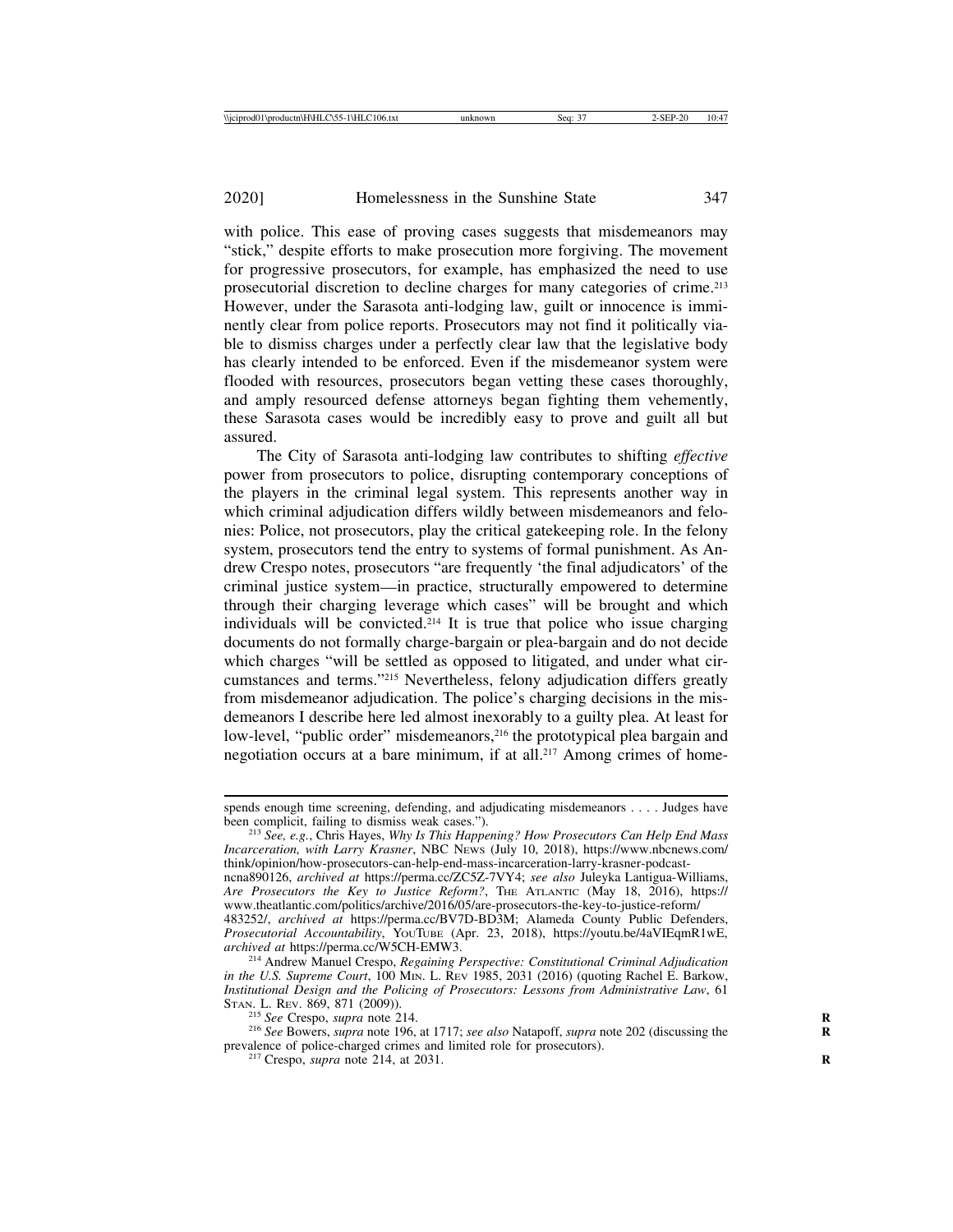with police. This ease of proving cases suggests that misdemeanors may "stick," despite efforts to make prosecution more forgiving. The movement for progressive prosecutors, for example, has emphasized the need to use prosecutorial discretion to decline charges for many categories of crime.[213] However, under the Sarasota anti-lodging law, guilt or innocence is imminently clear from police reports. Prosecutors may not find it politically viable to dismiss charges under a perfectly clear law that the legislative body has clearly intended to be enforced. Even if the misdemeanor system were flooded with resources, prosecutors began vetting these cases thoroughly, and amply resourced defense attorneys began fighting them vehemently, these Sarasota cases would be incredibly easy to prove and guilt all but assured.

The City of Sarasota anti-lodging law contributes to shifting *effective* power from prosecutors to police, disrupting contemporary conceptions of the players in the criminal legal system. This represents another way in which criminal adjudication differs wildly between misdemeanors and felonies: Police, not prosecutors, play the critical gatekeeping role. In the felony system, prosecutors tend the entry to systems of formal punishment. As Andrew Crespo notes, prosecutors "are frequently 'the final adjudicators' of the criminal justice system—in practice, structurally empowered to determine through their charging leverage which cases" will be brought and which individuals will be convicted.[214] It is true that police who issue charging documents do not formally charge-bargain or plea-bargain and do not decide which charges "will be settled as opposed to litigated, and under what circumstances and terms."[215] Nevertheless, felony adjudication differs greatly from misdemeanor adjudication. The police's charging decisions in the misdemeanors I describe here led almost inexorably to a guilty plea. At least for low-level, "public order" misdemeanors,[216] the prototypical plea bargain and negotiation occurs at a bare minimum, if at all.[217] Among crimes of home-

---

spends enough time screening, defending, and adjudicating misdemeanors . . . . Judges have been complicit, failing to dismiss weak cases.").

[213] *See, e.g.*, Chris Hayes, *Why Is This Happening? How Prosecutors Can Help End Mass Incarceration, with Larry Krasner*, NBC NEWS (July 10, 2018), https://www.nbcnews.com/think/opinion/how-prosecutors-can-help-end-mass-incarceration-larry-krasner-podcast-ncna890126, *archived at* https://perma.cc/ZC5Z-7VY4; *see also* Juleyka Lantigua-Williams, *Are Prosecutors the Key to Justice Reform?*, THE ATLANTIC (May 18, 2016), https://www.theatlantic.com/politics/archive/2016/05/are-prosecutors-the-key-to-justice-reform/483252/, *archived at* https://perma.cc/BV7D-BD3M; Alameda County Public Defenders, *Prosecutorial Accountability*, YOUTUBE (Apr. 23, 2018), https://youtu.be/4aVIEqmR1wE, *archived at* https://perma.cc/W5CH-EMW3.

[214] Andrew Manuel Crespo, *Regaining Perspective: Constitutional Criminal Adjudication in the U.S. Supreme Court*, 100 MIN. L. REV 1985, 2031 (2016) (quoting Rachel E. Barkow, *Institutional Design and the Policing of Prosecutors: Lessons from Administrative Law*, 61 STAN. L. REV. 869, 871 (2009)).

[215] *See* Crespo, *supra* note 214.

[216] *See* Bowers, *supra* note 196, at 1717; *see also* Natapoff, *supra* note 202 (discussing the prevalence of police-charged crimes and limited role for prosecutors).

[217] Crespo, *supra* note 214, at 2031.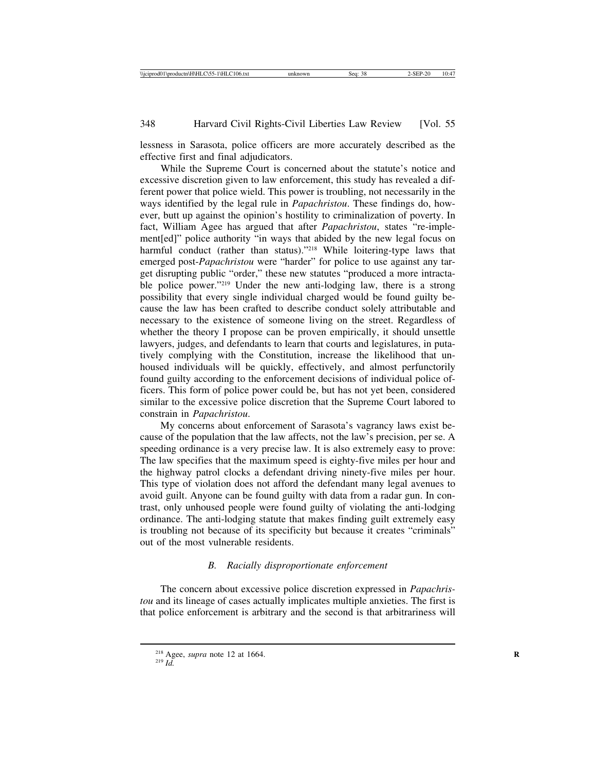lessness in Sarasota, police officers are more accurately described as the effective first and final adjudicators.

While the Supreme Court is concerned about the statute's notice and excessive discretion given to law enforcement, this study has revealed a different power that police wield. This power is troubling, not necessarily in the ways identified by the legal rule in *Papachristou*. These findings do, however, butt up against the opinion's hostility to criminalization of poverty. In fact, William Agee has argued that after *Papachristou*, states "re-implement[ed]" police authority "in ways that abided by the new legal focus on harmful conduct (rather than status)."[218] While loitering-type laws that emerged post-*Papachristou* were "harder" for police to use against any target disrupting public "order," these new statutes "produced a more intractable police power."[219] Under the new anti-lodging law, there is a strong possibility that every single individual charged would be found guilty because the law has been crafted to describe conduct solely attributable and necessary to the existence of someone living on the street. Regardless of whether the theory I propose can be proven empirically, it should unsettle lawyers, judges, and defendants to learn that courts and legislatures, in putatively complying with the Constitution, increase the likelihood that unhoused individuals will be quickly, effectively, and almost perfunctorily found guilty according to the enforcement decisions of individual police officers. This form of police power could be, but has not yet been, considered similar to the excessive police discretion that the Supreme Court labored to constrain in *Papachristou*.

My concerns about enforcement of Sarasota's vagrancy laws exist because of the population that the law affects, not the law's precision, per se. A speeding ordinance is a very precise law. It is also extremely easy to prove: The law specifies that the maximum speed is eighty-five miles per hour and the highway patrol clocks a defendant driving ninety-five miles per hour. This type of violation does not afford the defendant many legal avenues to avoid guilt. Anyone can be found guilty with data from a radar gun. In contrast, only unhoused people were found guilty of violating the anti-lodging ordinance. The anti-lodging statute that makes finding guilt extremely easy is troubling not because of its specificity but because it creates "criminals" out of the most vulnerable residents.

### *B. Racially disproportionate enforcement*

The concern about excessive police discretion expressed in *Papachristou* and its lineage of cases actually implicates multiple anxieties. The first is that police enforcement is arbitrary and the second is that arbitrariness will

[218] Agee, *supra* note 12 at 1664.

[219] *Id.*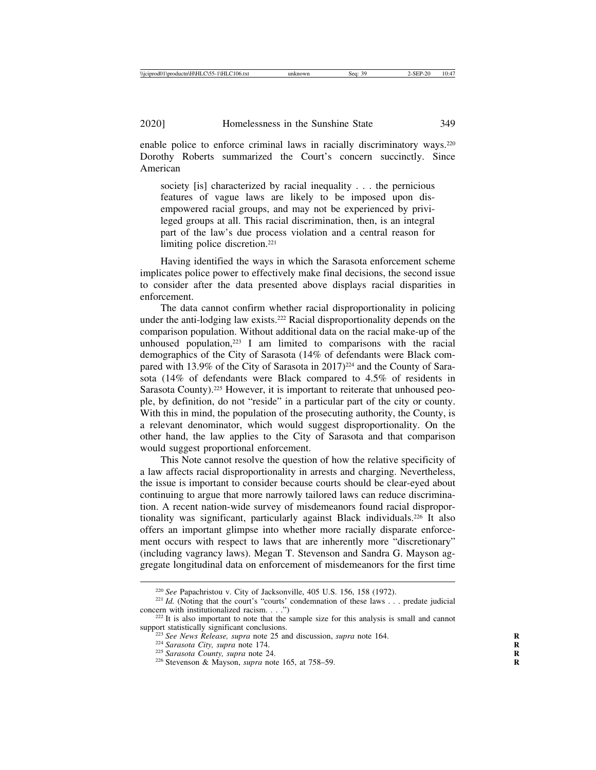enable police to enforce criminal laws in racially discriminatory ways.[220] Dorothy Roberts summarized the Court's concern succinctly. Since American

> society [is] characterized by racial inequality . . . the pernicious features of vague laws are likely to be imposed upon disempowered racial groups, and may not be experienced by privileged groups at all. This racial discrimination, then, is an integral part of the law's due process violation and a central reason for limiting police discretion.[221]

Having identified the ways in which the Sarasota enforcement scheme implicates police power to effectively make final decisions, the second issue to consider after the data presented above displays racial disparities in enforcement.

The data cannot confirm whether racial disproportionality in policing under the anti-lodging law exists.[222] Racial disproportionality depends on the comparison population. Without additional data on the racial make-up of the unhoused population,[223] I am limited to comparisons with the racial demographics of the City of Sarasota (14% of defendants were Black compared with 13.9% of the City of Sarasota in 2017)[224] and the County of Sarasota (14% of defendants were Black compared to 4.5% of residents in Sarasota County).[225] However, it is important to reiterate that unhoused people, by definition, do not "reside" in a particular part of the city or county. With this in mind, the population of the prosecuting authority, the County, is a relevant denominator, which would suggest disproportionality. On the other hand, the law applies to the City of Sarasota and that comparison would suggest proportional enforcement.

This Note cannot resolve the question of how the relative specificity of a law affects racial disproportionality in arrests and charging. Nevertheless, the issue is important to consider because courts should be clear-eyed about continuing to argue that more narrowly tailored laws can reduce discrimination. A recent nation-wide survey of misdemeanors found racial disproportionality was significant, particularly against Black individuals.[226] It also offers an important glimpse into whether more racially disparate enforcement occurs with respect to laws that are inherently more "discretionary" (including vagrancy laws). Megan T. Stevenson and Sandra G. Mayson aggregate longitudinal data on enforcement of misdemeanors for the first time

---

[220] *See* Papachristou v. City of Jacksonville, 405 U.S. 156, 158 (1972).

[221] *Id.* (Noting that the court's "courts' condemnation of these laws . . . predate judicial concern with institutionalized racism. . . .")

[222] It is also important to note that the sample size for this analysis is small and cannot support statistically significant conclusions.

[223] *See News Release, supra* note 25 and discussion, *supra* note 164.

[224] *Sarasota City, supra* note 174.

[225] *Sarasota County, supra* note 24.

[226] Stevenson & Mayson, *supra* note 165, at 758–59.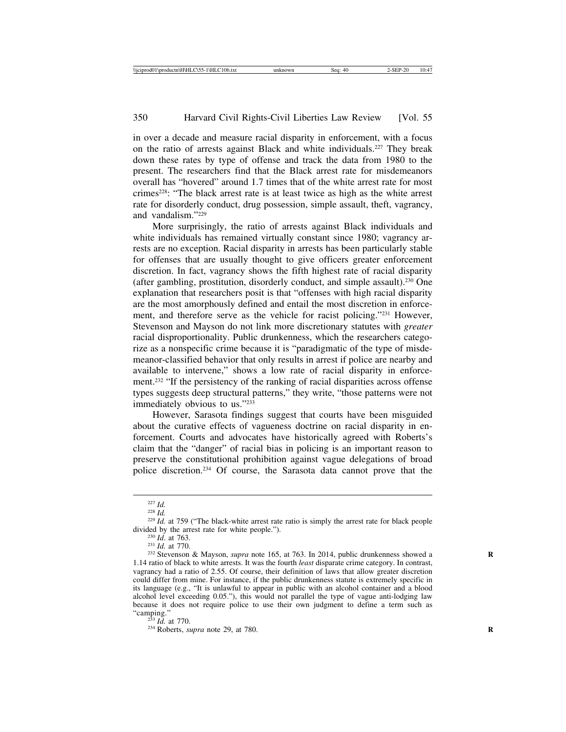in over a decade and measure racial disparity in enforcement, with a focus on the ratio of arrests against Black and white individuals.[227] They break down these rates by type of offense and track the data from 1980 to the present. The researchers find that the Black arrest rate for misdemeanors overall has "hovered" around 1.7 times that of the white arrest rate for most crimes[228]: "The black arrest rate is at least twice as high as the white arrest rate for disorderly conduct, drug possession, simple assault, theft, vagrancy, and vandalism."[229]

More surprisingly, the ratio of arrests against Black individuals and white individuals has remained virtually constant since 1980; vagrancy arrests are no exception. Racial disparity in arrests has been particularly stable for offenses that are usually thought to give officers greater enforcement discretion. In fact, vagrancy shows the fifth highest rate of racial disparity (after gambling, prostitution, disorderly conduct, and simple assault).[230] One explanation that researchers posit is that "offenses with high racial disparity are the most amorphously defined and entail the most discretion in enforcement, and therefore serve as the vehicle for racist policing."[231] However, Stevenson and Mayson do not link more discretionary statutes with *greater* racial disproportionality. Public drunkenness, which the researchers categorize as a nonspecific crime because it is "paradigmatic of the type of misdemeanor-classified behavior that only results in arrest if police are nearby and available to intervene," shows a low rate of racial disparity in enforcement.[232] "If the persistency of the ranking of racial disparities across offense types suggests deep structural patterns," they write, "those patterns were not immediately obvious to us."[233]

However, Sarasota findings suggest that courts have been misguided about the curative effects of vagueness doctrine on racial disparity in enforcement. Courts and advocates have historically agreed with Roberts's claim that the "danger" of racial bias in policing is an important reason to preserve the constitutional prohibition against vague delegations of broad police discretion.[234] Of course, the Sarasota data cannot prove that the

---

[227] *Id.*

[228] *Id.*

[229] *Id.* at 759 ("The black-white arrest rate ratio is simply the arrest rate for black people divided by the arrest rate for white people.").

[230] *Id.* at 763.

[231] *Id.* at 770.

[232] Stevenson & Mayson, *supra* note 165, at 763. In 2014, public drunkenness showed a 1.14 ratio of black to white arrests. It was the fourth *least* disparate crime category. In contrast, vagrancy had a ratio of 2.55. Of course, their definition of laws that allow greater discretion could differ from mine. For instance, if the public drunkenness statute is extremely specific in its language (e.g., "It is unlawful to appear in public with an alcohol container and a blood alcohol level exceeding 0.05."), this would not parallel the type of vague anti-lodging law because it does not require police to use their own judgment to define a term such as "camping."

[233] *Id.* at 770.

[234] Roberts, *supra* note 29, at 780.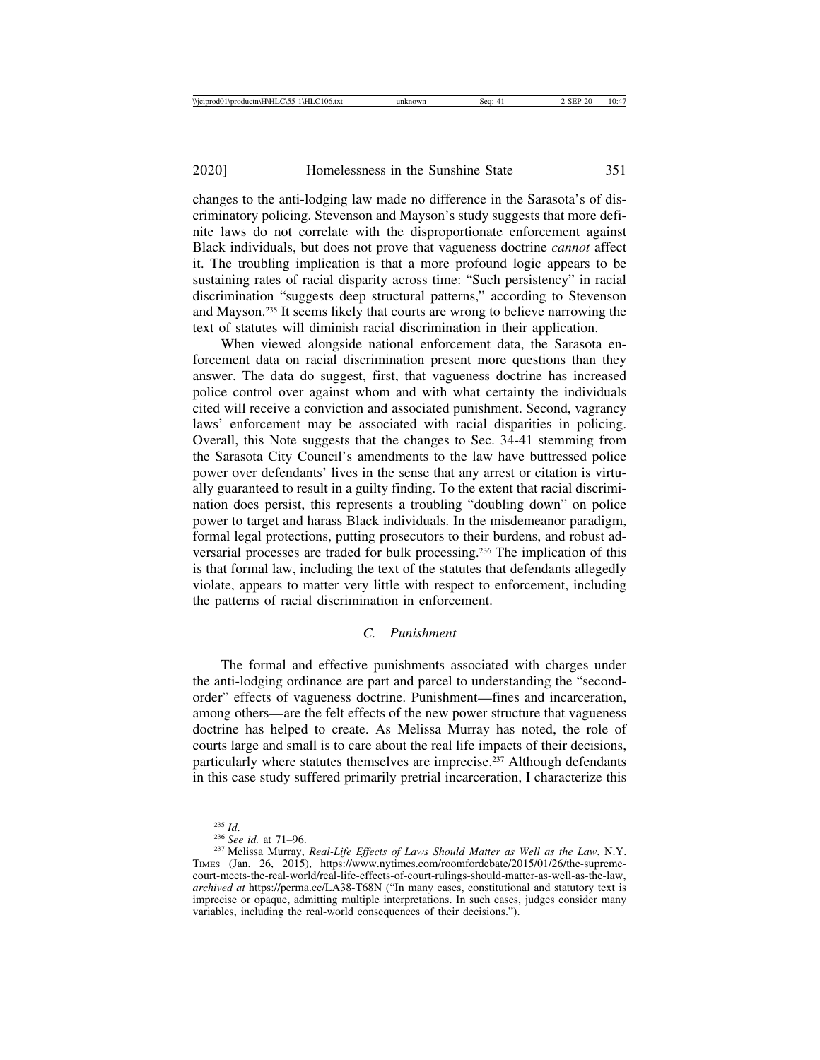changes to the anti-lodging law made no difference in the Sarasota's of discriminatory policing. Stevenson and Mayson's study suggests that more definite laws do not correlate with the disproportionate enforcement against Black individuals, but does not prove that vagueness doctrine *cannot* affect it. The troubling implication is that a more profound logic appears to be sustaining rates of racial disparity across time: "Such persistency" in racial discrimination "suggests deep structural patterns," according to Stevenson and Mayson.[235] It seems likely that courts are wrong to believe narrowing the text of statutes will diminish racial discrimination in their application.

When viewed alongside national enforcement data, the Sarasota enforcement data on racial discrimination present more questions than they answer. The data do suggest, first, that vagueness doctrine has increased police control over against whom and with what certainty the individuals cited will receive a conviction and associated punishment. Second, vagrancy laws' enforcement may be associated with racial disparities in policing. Overall, this Note suggests that the changes to Sec. 34-41 stemming from the Sarasota City Council's amendments to the law have buttressed police power over defendants' lives in the sense that any arrest or citation is virtually guaranteed to result in a guilty finding. To the extent that racial discrimination does persist, this represents a troubling "doubling down" on police power to target and harass Black individuals. In the misdemeanor paradigm, formal legal protections, putting prosecutors to their burdens, and robust adversarial processes are traded for bulk processing.[236] The implication of this is that formal law, including the text of the statutes that defendants allegedly violate, appears to matter very little with respect to enforcement, including the patterns of racial discrimination in enforcement.

### *C. Punishment*

The formal and effective punishments associated with charges under the anti-lodging ordinance are part and parcel to understanding the "second-order" effects of vagueness doctrine. Punishment—fines and incarceration, among others—are the felt effects of the new power structure that vagueness doctrine has helped to create. As Melissa Murray has noted, the role of courts large and small is to care about the real life impacts of their decisions, particularly where statutes themselves are imprecise.[237] Although defendants in this case study suffered primarily pretrial incarceration, I characterize this

---

[235] *Id.*

[236] *See id.* at 71–96.

[237] Melissa Murray, *Real-Life Effects of Laws Should Matter as Well as the Law*, N.Y. Times (Jan. 26, 2015), https://www.nytimes.com/roomfordebate/2015/01/26/the-supreme-court-meets-the-real-world/real-life-effects-of-court-rulings-should-matter-as-well-as-the-law, *archived at* https://perma.cc/LA38-T68N ("In many cases, constitutional and statutory text is imprecise or opaque, admitting multiple interpretations. In such cases, judges consider many variables, including the real-world consequences of their decisions.").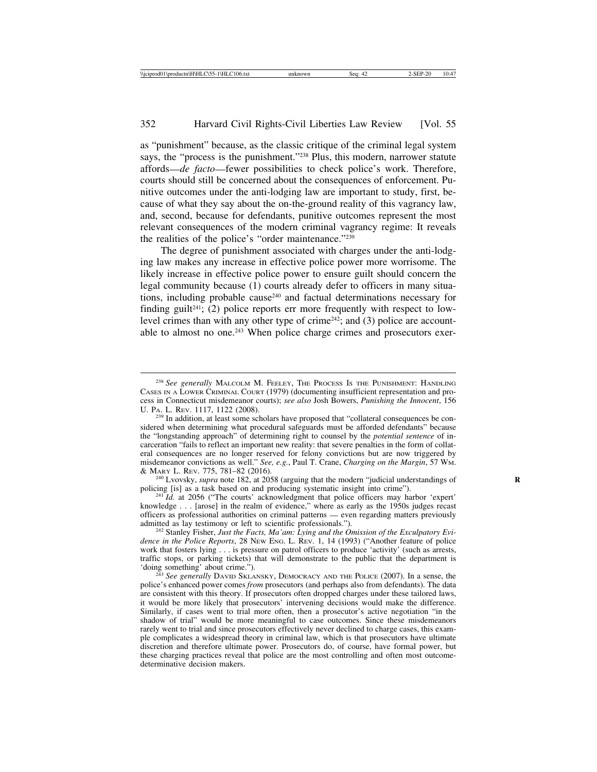as "punishment" because, as the classic critique of the criminal legal system says, the "process is the punishment."[238] Plus, this modern, narrower statute affords—*de facto*—fewer possibilities to check police's work. Therefore, courts should still be concerned about the consequences of enforcement. Punitive outcomes under the anti-lodging law are important to study, first, because of what they say about the on-the-ground reality of this vagrancy law, and, second, because for defendants, punitive outcomes represent the most relevant consequences of the modern criminal vagrancy regime: It reveals the realities of the police's "order maintenance."[239]

The degree of punishment associated with charges under the anti-lodging law makes any increase in effective police power more worrisome. The likely increase in effective police power to ensure guilt should concern the legal community because (1) courts already defer to officers in many situations, including probable cause[240] and factual determinations necessary for finding guilt[241]; (2) police reports err more frequently with respect to low-level crimes than with any other type of crime[242]; and (3) police are accountable to almost no one.[243] When police charge crimes and prosecutors exer-

---

[238] *See generally* Malcolm M. Feeley, The Process Is the Punishment: Handling Cases in a Lower Criminal Court (1979) (documenting insufficient representation and process in Connecticut misdemeanor courts); *see also* Josh Bowers, *Punishing the Innocent*, 156 U. Pa. L. Rev. 1117, 1122 (2008).

[239] In addition, at least some scholars have proposed that "collateral consequences be considered when determining what procedural safeguards must be afforded defendants" because the "longstanding approach" of determining right to counsel by the *potential sentence* of incarceration "fails to reflect an important new reality: that severe penalties in the form of collateral consequences are no longer reserved for felony convictions but are now triggered by misdemeanor convictions as well." *See, e.g.*, Paul T. Crane, *Charging on the Margin*, 57 Wm. & Mary L. Rev. 775, 781–82 (2016).

[240] Lvovsky, *supra* note 182, at 2058 (arguing that the modern "judicial understandings of policing [is] as a task based on and producing systematic insight into crime").

[241] *Id.* at 2056 ("The courts' acknowledgment that police officers may harbor 'expert' knowledge . . . [arose] in the realm of evidence," where as early as the 1950s judges recast officers as professional authorities on criminal patterns — even regarding matters previously admitted as lay testimony or left to scientific professionals.").

[242] Stanley Fisher, *Just the Facts, Ma'am: Lying and the Omission of the Exculpatory Evidence in the Police Reports*, 28 New Eng. L. Rev. 1, 14 (1993) ("Another feature of police work that fosters lying . . . is pressure on patrol officers to produce 'activity' (such as arrests, traffic stops, or parking tickets) that will demonstrate to the public that the department is 'doing something' about crime.").

[243] *See generally* David Sklansky, Democracy and the Police (2007). In a sense, the police's enhanced power comes *from* prosecutors (and perhaps also from defendants). The data are consistent with this theory. If prosecutors often dropped charges under these tailored laws, it would be more likely that prosecutors' intervening decisions would make the difference. Similarly, if cases went to trial more often, then a prosecutor's active negotiation "in the shadow of trial" would be more meaningful to case outcomes. Since these misdemeanors rarely went to trial and since prosecutors effectively never declined to charge cases, this example complicates a widespread theory in criminal law, which is that prosecutors have ultimate discretion and therefore ultimate power. Prosecutors do, of course, have formal power, but these charging practices reveal that police are the most controlling and often most outcome-determinative decision makers.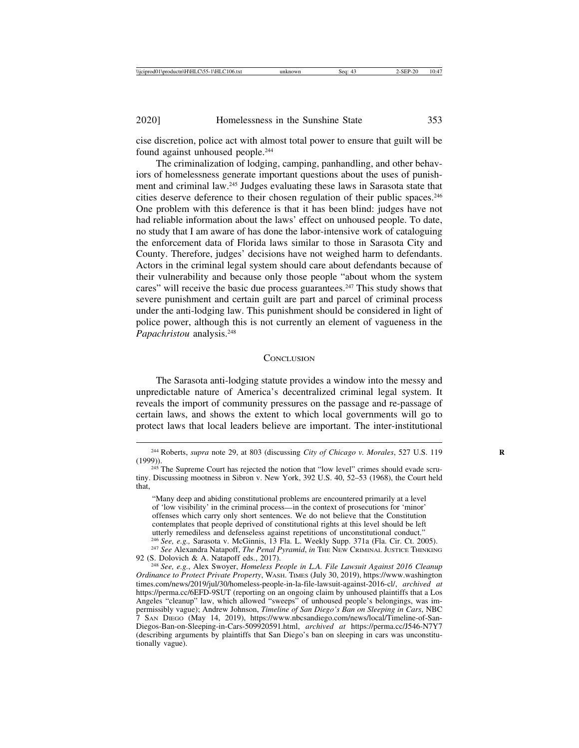cise discretion, police act with almost total power to ensure that guilt will be found against unhoused people.[244]

The criminalization of lodging, camping, panhandling, and other behaviors of homelessness generate important questions about the uses of punishment and criminal law.[245] Judges evaluating these laws in Sarasota state that cities deserve deference to their chosen regulation of their public spaces.[246] One problem with this deference is that it has been blind: judges have not had reliable information about the laws' effect on unhoused people. To date, no study that I am aware of has done the labor-intensive work of cataloguing the enforcement data of Florida laws similar to those in Sarasota City and County. Therefore, judges' decisions have not weighed harm to defendants. Actors in the criminal legal system should care about defendants because of their vulnerability and because only those people "about whom the system cares" will receive the basic due process guarantees.[247] This study shows that severe punishment and certain guilt are part and parcel of criminal process under the anti-lodging law. This punishment should be considered in light of police power, although this is not currently an element of vagueness in the *Papachristou* analysis.[248]

## Conclusion

The Sarasota anti-lodging statute provides a window into the messy and unpredictable nature of America's decentralized criminal legal system. It reveals the import of community pressures on the passage and re-passage of certain laws, and shows the extent to which local governments will go to protect laws that local leaders believe are important. The inter-institutional

---

[244] Roberts, *supra* note 29, at 803 (discussing *City of Chicago v. Morales*, 527 U.S. 119 (1999)).

[245] The Supreme Court has rejected the notion that "low level" crimes should evade scrutiny. Discussing mootness in Sibron v. New York, 392 U.S. 40, 52–53 (1968), the Court held that,

> "Many deep and abiding constitutional problems are encountered primarily at a level of 'low visibility' in the criminal process—in the context of prosecutions for 'minor' offenses which carry only short sentences. We do not believe that the Constitution contemplates that people deprived of constitutional rights at this level should be left utterly remediless and defenseless against repetitions of unconstitutional conduct."

[246] *See, e.g.,* Sarasota v. McGinnis, 13 Fla. L. Weekly Supp. 371a (Fla. Cir. Ct. 2005).

[247] *See* Alexandra Natapoff, *The Penal Pyramid*, *in* The New Criminal Justice Thinking 92 (S. Dolovich & A. Natapoff eds., 2017).

[248] *See, e.g.*, Alex Swoyer, *Homeless People in L.A. File Lawsuit Against 2016 Cleanup Ordinance to Protect Private Property*, Wash. Times (July 30, 2019), https://www.washingtontimes.com/news/2019/jul/30/homeless-people-in-la-file-lawsuit-against-2016-cl/, *archived at* https://perma.cc/6EFD-9SUT (reporting on an ongoing claim by unhoused plaintiffs that a Los Angeles "cleanup" law, which allowed "sweeps" of unhoused people's belongings, was impermissibly vague); Andrew Johnson, *Timeline of San Diego's Ban on Sleeping in Cars*, NBC 7 San Diego (May 14, 2019), https://www.nbcsandiego.com/news/local/Timeline-of-San-Diegos-Ban-on-Sleeping-in-Cars-509920591.html, *archived at* https://perma.cc/J546-N7Y7 (describing arguments by plaintiffs that San Diego's ban on sleeping in cars was unconstitutionally vague).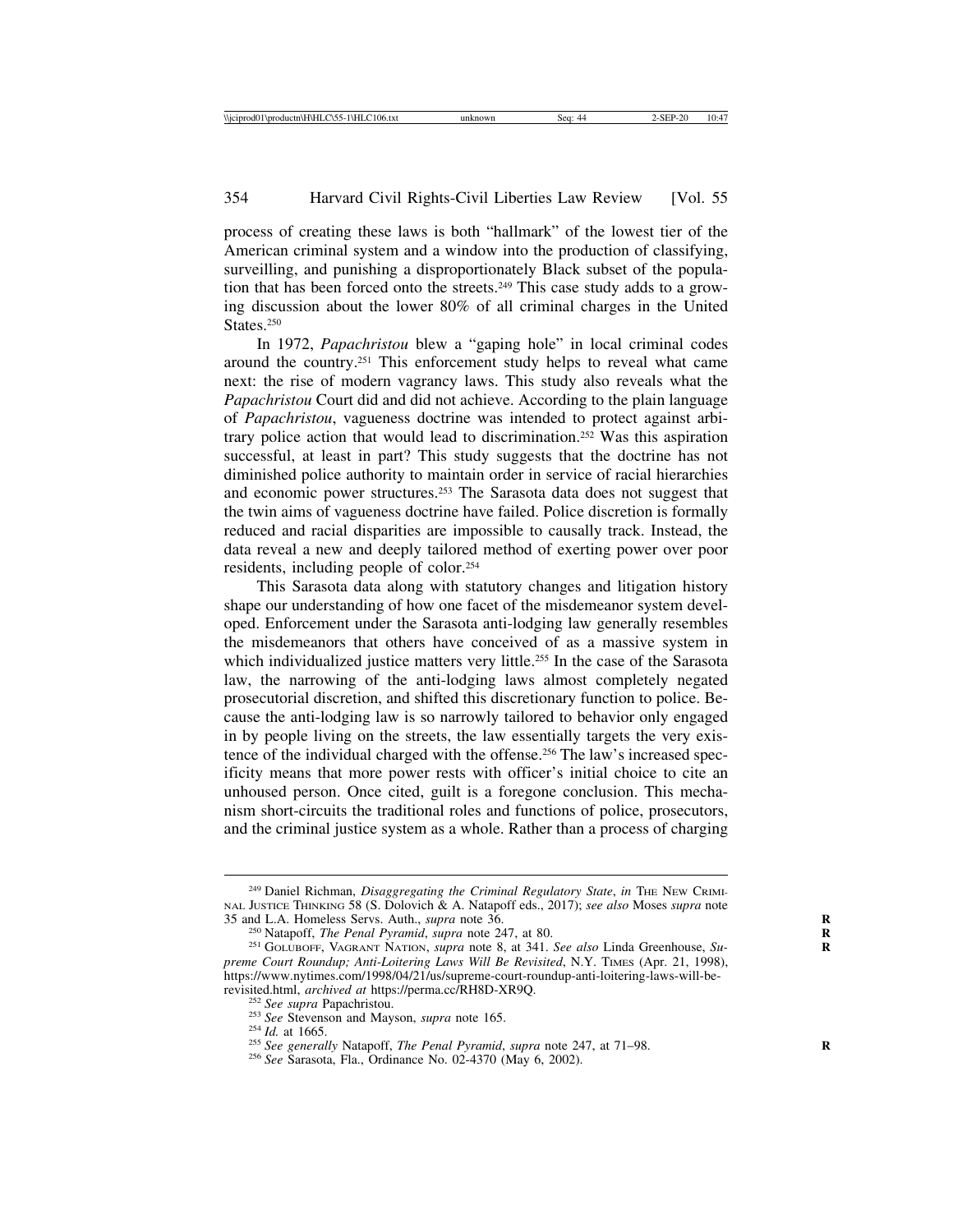process of creating these laws is both "hallmark" of the lowest tier of the American criminal system and a window into the production of classifying, surveilling, and punishing a disproportionately Black subset of the population that has been forced onto the streets.[249] This case study adds to a growing discussion about the lower 80% of all criminal charges in the United States.[250]

In 1972, *Papachristou* blew a "gaping hole" in local criminal codes around the country.[251] This enforcement study helps to reveal what came next: the rise of modern vagrancy laws. This study also reveals what the *Papachristou* Court did and did not achieve. According to the plain language of *Papachristou*, vagueness doctrine was intended to protect against arbitrary police action that would lead to discrimination.[252] Was this aspiration successful, at least in part? This study suggests that the doctrine has not diminished police authority to maintain order in service of racial hierarchies and economic power structures.[253] The Sarasota data does not suggest that the twin aims of vagueness doctrine have failed. Police discretion is formally reduced and racial disparities are impossible to causally track. Instead, the data reveal a new and deeply tailored method of exerting power over poor residents, including people of color.[254]

This Sarasota data along with statutory changes and litigation history shape our understanding of how one facet of the misdemeanor system developed. Enforcement under the Sarasota anti-lodging law generally resembles the misdemeanors that others have conceived of as a massive system in which individualized justice matters very little.[255] In the case of the Sarasota law, the narrowing of the anti-lodging laws almost completely negated prosecutorial discretion, and shifted this discretionary function to police. Because the anti-lodging law is so narrowly tailored to behavior only engaged in by people living on the streets, the law essentially targets the very existence of the individual charged with the offense.[256] The law's increased specificity means that more power rests with officer's initial choice to cite an unhoused person. Once cited, guilt is a foregone conclusion. This mechanism short-circuits the traditional roles and functions of police, prosecutors, and the criminal justice system as a whole. Rather than a process of charging

---

[249] Daniel Richman, *Disaggregating the Criminal Regulatory State*, *in* THE NEW CRIMINAL JUSTICE THINKING 58 (S. Dolovich & A. Natapoff eds., 2017); *see also* Moses *supra* note 35 and L.A. Homeless Servs. Auth., *supra* note 36.

[250] Natapoff, *The Penal Pyramid*, *supra* note 247, at 80.

[251] GOLUBOFF, VAGRANT NATION, *supra* note 8, at 341. *See also* Linda Greenhouse, *Supreme Court Roundup; Anti-Loitering Laws Will Be Revisited*, N.Y. TIMES (Apr. 21, 1998), https://www.nytimes.com/1998/04/21/us/supreme-court-roundup-anti-loitering-laws-will-be-revisited.html, *archived at* https://perma.cc/RH8D-XR9Q.

[252] *See supra* Papachristou.

[253] *See* Stevenson and Mayson, *supra* note 165.

[254] *Id.* at 1665.

[255] *See generally* Natapoff, *The Penal Pyramid*, *supra* note 247, at 71–98.

[256] *See* Sarasota, Fla., Ordinance No. 02-4370 (May 6, 2002).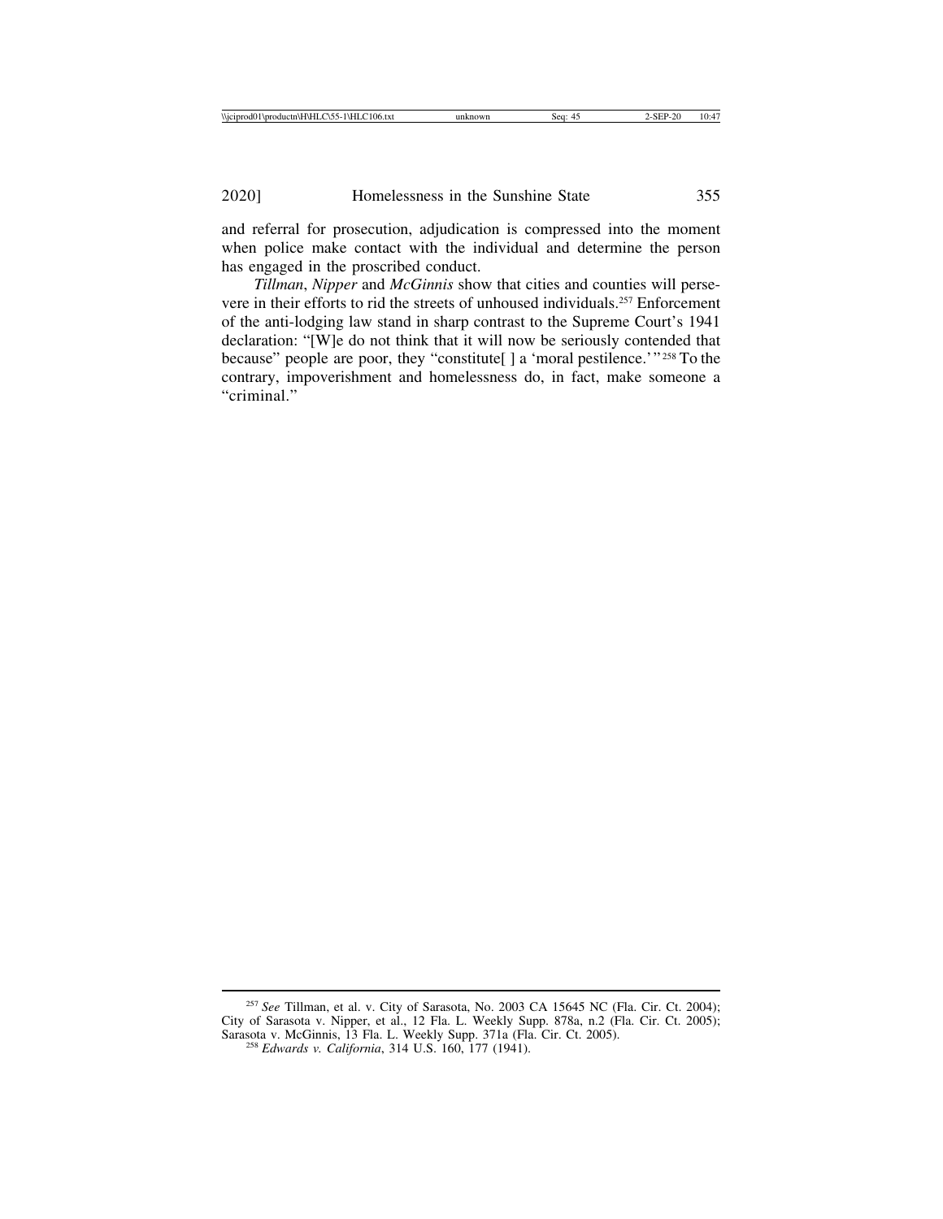and referral for prosecution, adjudication is compressed into the moment when police make contact with the individual and determine the person has engaged in the proscribed conduct.

*Tillman*, *Nipper* and *McGinnis* show that cities and counties will persevere in their efforts to rid the streets of unhoused individuals.[257] Enforcement of the anti-lodging law stand in sharp contrast to the Supreme Court's 1941 declaration: "[W]e do not think that it will now be seriously contended that because" people are poor, they "constitute[ ] a 'moral pestilence.'"[258] To the contrary, impoverishment and homelessness do, in fact, make someone a "criminal."

---

[257] *See* Tillman, et al. v. City of Sarasota, No. 2003 CA 15645 NC (Fla. Cir. Ct. 2004); City of Sarasota v. Nipper, et al., 12 Fla. L. Weekly Supp. 878a, n.2 (Fla. Cir. Ct. 2005); Sarasota v. McGinnis, 13 Fla. L. Weekly Supp. 371a (Fla. Cir. Ct. 2005).

[258] *Edwards v. California*, 314 U.S. 160, 177 (1941).